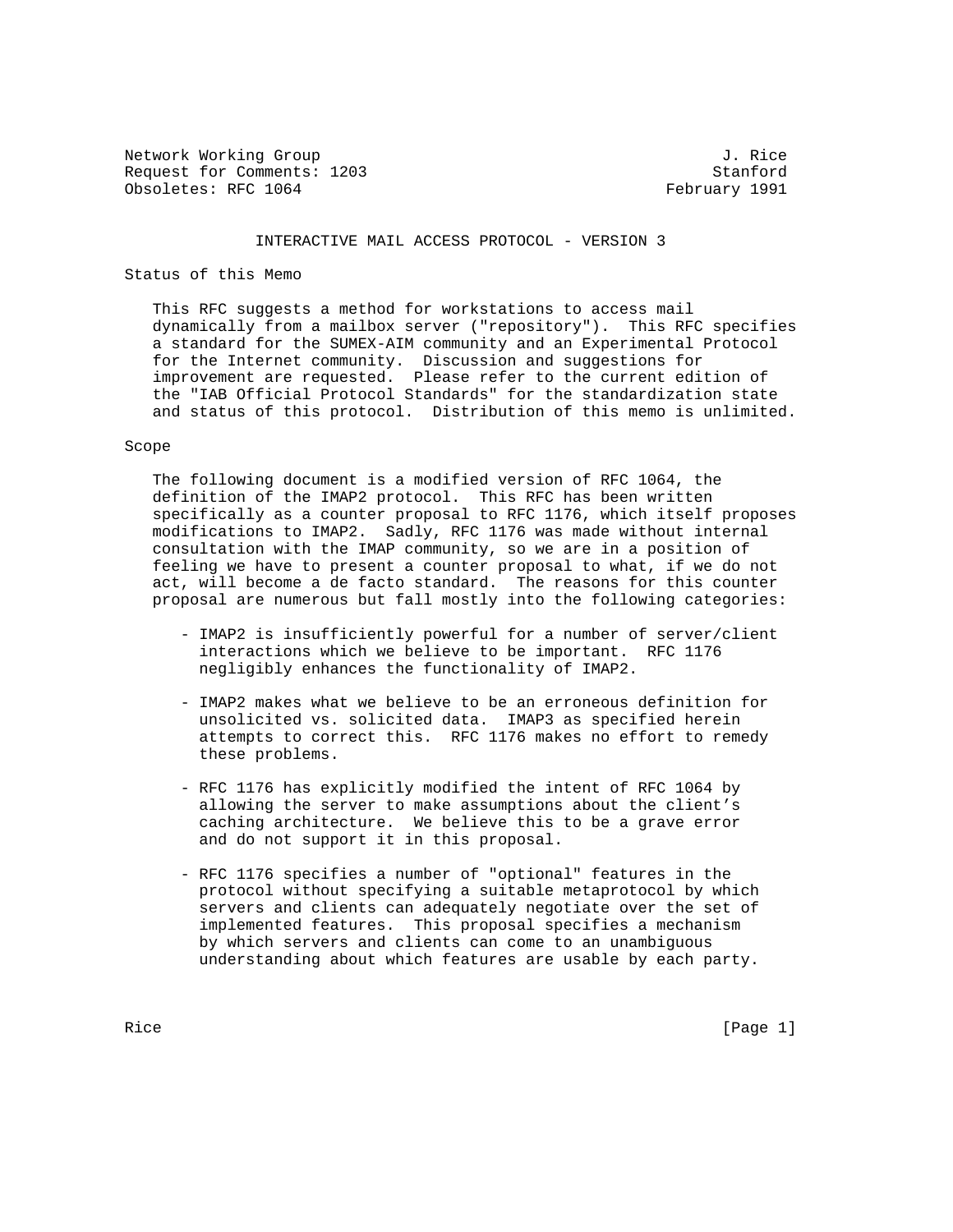Network Working Group J. Rice
Request for Comments: 1203 Stanford
Obsoletes: RFC 1064 February 1991

# INTERACTIVE MAIL ACCESS PROTOCOL - VERSION 3

## Status of this Memo

This RFC suggests a method for workstations to access mail dynamically from a mailbox server ("repository"). This RFC specifies a standard for the SUMEX-AIM community and an Experimental Protocol for the Internet community. Discussion and suggestions for improvement are requested. Please refer to the current edition of the "IAB Official Protocol Standards" for the standardization state and status of this protocol. Distribution of this memo is unlimited.

## Scope

The following document is a modified version of RFC 1064, the definition of the IMAP2 protocol. This RFC has been written specifically as a counter proposal to RFC 1176, which itself proposes modifications to IMAP2. Sadly, RFC 1176 was made without internal consultation with the IMAP community, so we are in a position of feeling we have to present a counter proposal to what, if we do not act, will become a de facto standard. The reasons for this counter proposal are numerous but fall mostly into the following categories:

- IMAP2 is insufficiently powerful for a number of server/client interactions which we believe to be important. RFC 1176 negligibly enhances the functionality of IMAP2.

- IMAP2 makes what we believe to be an erroneous definition for unsolicited vs. solicited data. IMAP3 as specified herein attempts to correct this. RFC 1176 makes no effort to remedy these problems.

- RFC 1176 has explicitly modified the intent of RFC 1064 by allowing the server to make assumptions about the client's caching architecture. We believe this to be a grave error and do not support it in this proposal.

- RFC 1176 specifies a number of "optional" features in the protocol without specifying a suitable metaprotocol by which servers and clients can adequately negotiate over the set of implemented features. This proposal specifies a mechanism by which servers and clients can come to an unambiguous understanding about which features are usable by each party.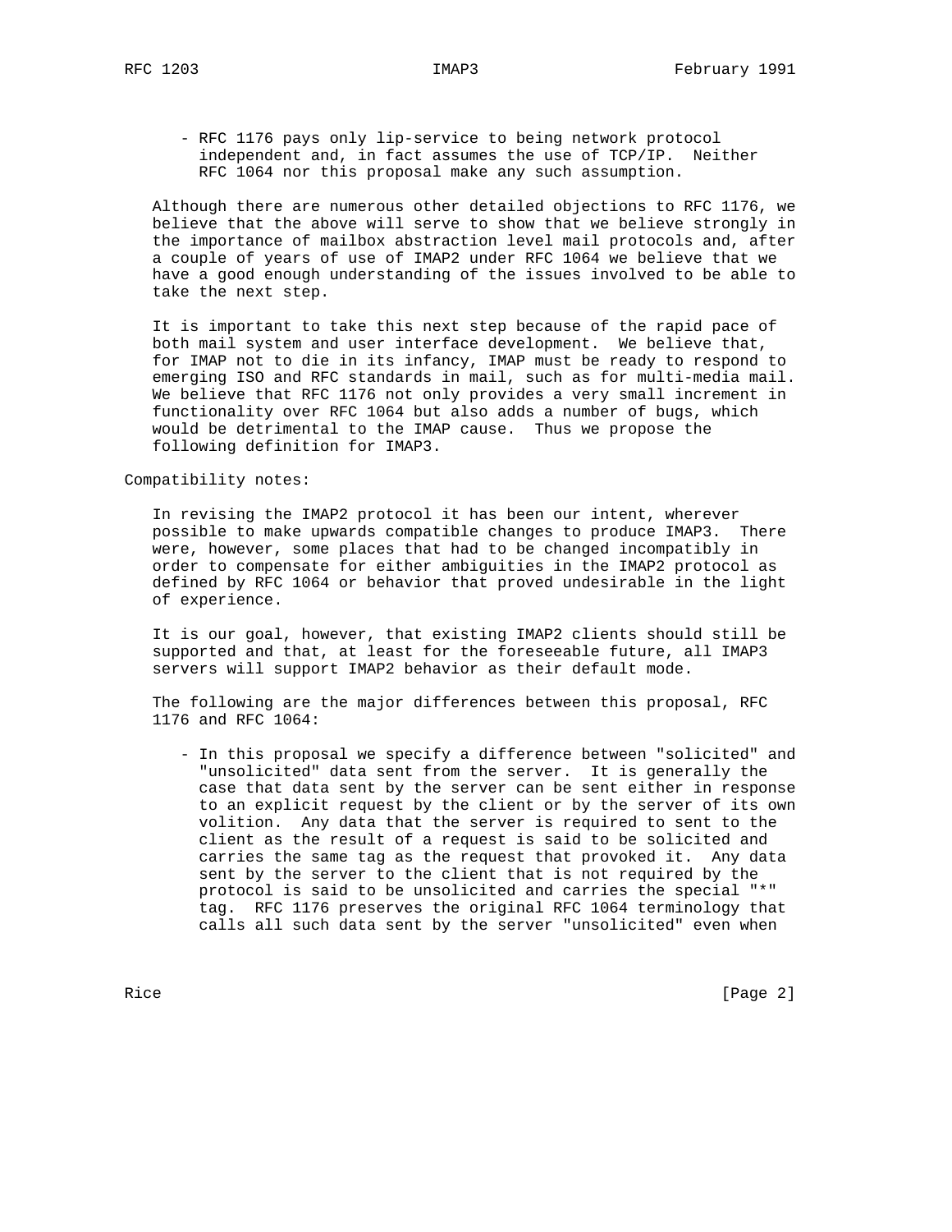- RFC 1176 pays only lip-service to being network protocol independent and, in fact assumes the use of TCP/IP. Neither RFC 1064 nor this proposal make any such assumption.

Although there are numerous other detailed objections to RFC 1176, we believe that the above will serve to show that we believe strongly in the importance of mailbox abstraction level mail protocols and, after a couple of years of use of IMAP2 under RFC 1064 we believe that we have a good enough understanding of the issues involved to be able to take the next step.

It is important to take this next step because of the rapid pace of both mail system and user interface development. We believe that, for IMAP not to die in its infancy, IMAP must be ready to respond to emerging ISO and RFC standards in mail, such as for multi-media mail. We believe that RFC 1176 not only provides a very small increment in functionality over RFC 1064 but also adds a number of bugs, which would be detrimental to the IMAP cause. Thus we propose the following definition for IMAP3.

Compatibility notes:

In revising the IMAP2 protocol it has been our intent, wherever possible to make upwards compatible changes to produce IMAP3. There were, however, some places that had to be changed incompatibly in order to compensate for either ambiguities in the IMAP2 protocol as defined by RFC 1064 or behavior that proved undesirable in the light of experience.

It is our goal, however, that existing IMAP2 clients should still be supported and that, at least for the foreseeable future, all IMAP3 servers will support IMAP2 behavior as their default mode.

The following are the major differences between this proposal, RFC 1176 and RFC 1064:

- In this proposal we specify a difference between "solicited" and "unsolicited" data sent from the server. It is generally the case that data sent by the server can be sent either in response to an explicit request by the client or by the server of its own volition. Any data that the server is required to sent to the client as the result of a request is said to be solicited and carries the same tag as the request that provoked it. Any data sent by the server to the client that is not required by the protocol is said to be unsolicited and carries the special "*" tag. RFC 1176 preserves the original RFC 1064 terminology that calls all such data sent by the server "unsolicited" even when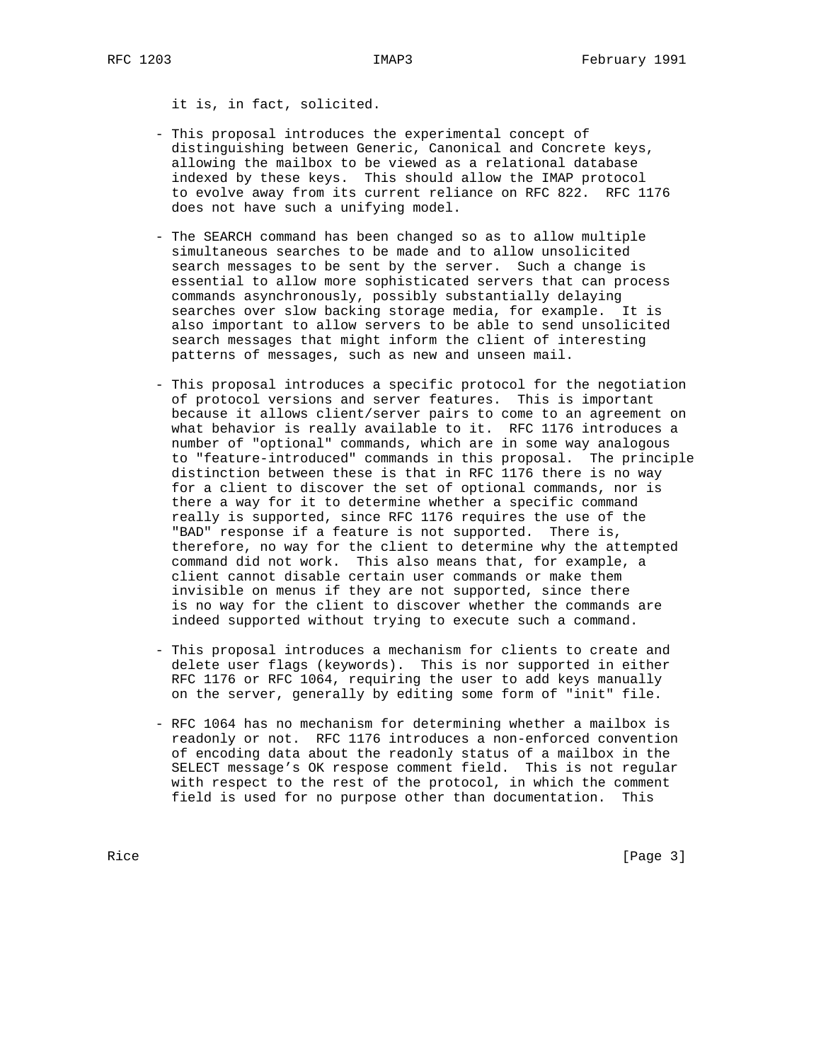it is, in fact, solicited.

- This proposal introduces the experimental concept of distinguishing between Generic, Canonical and Concrete keys, allowing the mailbox to be viewed as a relational database indexed by these keys. This should allow the IMAP protocol to evolve away from its current reliance on RFC 822. RFC 1176 does not have such a unifying model.

- The SEARCH command has been changed so as to allow multiple simultaneous searches to be made and to allow unsolicited search messages to be sent by the server. Such a change is essential to allow more sophisticated servers that can process commands asynchronously, possibly substantially delaying searches over slow backing storage media, for example. It is also important to allow servers to be able to send unsolicited search messages that might inform the client of interesting patterns of messages, such as new and unseen mail.

- This proposal introduces a specific protocol for the negotiation of protocol versions and server features. This is important because it allows client/server pairs to come to an agreement on what behavior is really available to it. RFC 1176 introduces a number of "optional" commands, which are in some way analogous to "feature-introduced" commands in this proposal. The principle distinction between these is that in RFC 1176 there is no way for a client to discover the set of optional commands, nor is there a way for it to determine whether a specific command really is supported, since RFC 1176 requires the use of the "BAD" response if a feature is not supported. There is, therefore, no way for the client to determine why the attempted command did not work. This also means that, for example, a client cannot disable certain user commands or make them invisible on menus if they are not supported, since there is no way for the client to discover whether the commands are indeed supported without trying to execute such a command.

- This proposal introduces a mechanism for clients to create and delete user flags (keywords). This is nor supported in either RFC 1176 or RFC 1064, requiring the user to add keys manually on the server, generally by editing some form of "init" file.

- RFC 1064 has no mechanism for determining whether a mailbox is readonly or not. RFC 1176 introduces a non-enforced convention of encoding data about the readonly status of a mailbox in the SELECT message's OK respose comment field. This is not regular with respect to the rest of the protocol, in which the comment field is used for no purpose other than documentation. This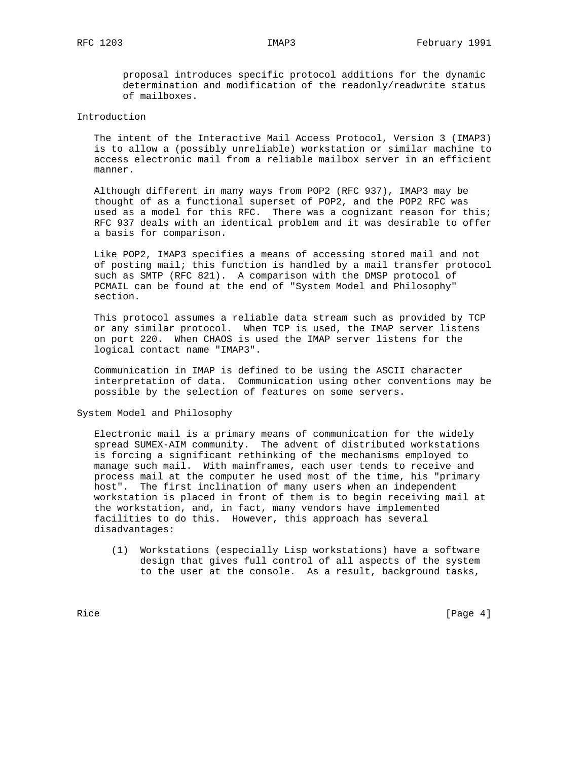proposal introduces specific protocol additions for the dynamic determination and modification of the readonly/readwrite status of mailboxes.

## Introduction

The intent of the Interactive Mail Access Protocol, Version 3 (IMAP3) is to allow a (possibly unreliable) workstation or similar machine to access electronic mail from a reliable mailbox server in an efficient manner.

Although different in many ways from POP2 (RFC 937), IMAP3 may be thought of as a functional superset of POP2, and the POP2 RFC was used as a model for this RFC. There was a cognizant reason for this; RFC 937 deals with an identical problem and it was desirable to offer a basis for comparison.

Like POP2, IMAP3 specifies a means of accessing stored mail and not of posting mail; this function is handled by a mail transfer protocol such as SMTP (RFC 821). A comparison with the DMSP protocol of PCMAIL can be found at the end of "System Model and Philosophy" section.

This protocol assumes a reliable data stream such as provided by TCP or any similar protocol. When TCP is used, the IMAP server listens on port 220. When CHAOS is used the IMAP server listens for the logical contact name "IMAP3".

Communication in IMAP is defined to be using the ASCII character interpretation of data. Communication using other conventions may be possible by the selection of features on some servers.

## System Model and Philosophy

Electronic mail is a primary means of communication for the widely spread SUMEX-AIM community. The advent of distributed workstations is forcing a significant rethinking of the mechanisms employed to manage such mail. With mainframes, each user tends to receive and process mail at the computer he used most of the time, his "primary host". The first inclination of many users when an independent workstation is placed in front of them is to begin receiving mail at the workstation, and, in fact, many vendors have implemented facilities to do this. However, this approach has several disadvantages:

(1) Workstations (especially Lisp workstations) have a software design that gives full control of all aspects of the system to the user at the console. As a result, background tasks,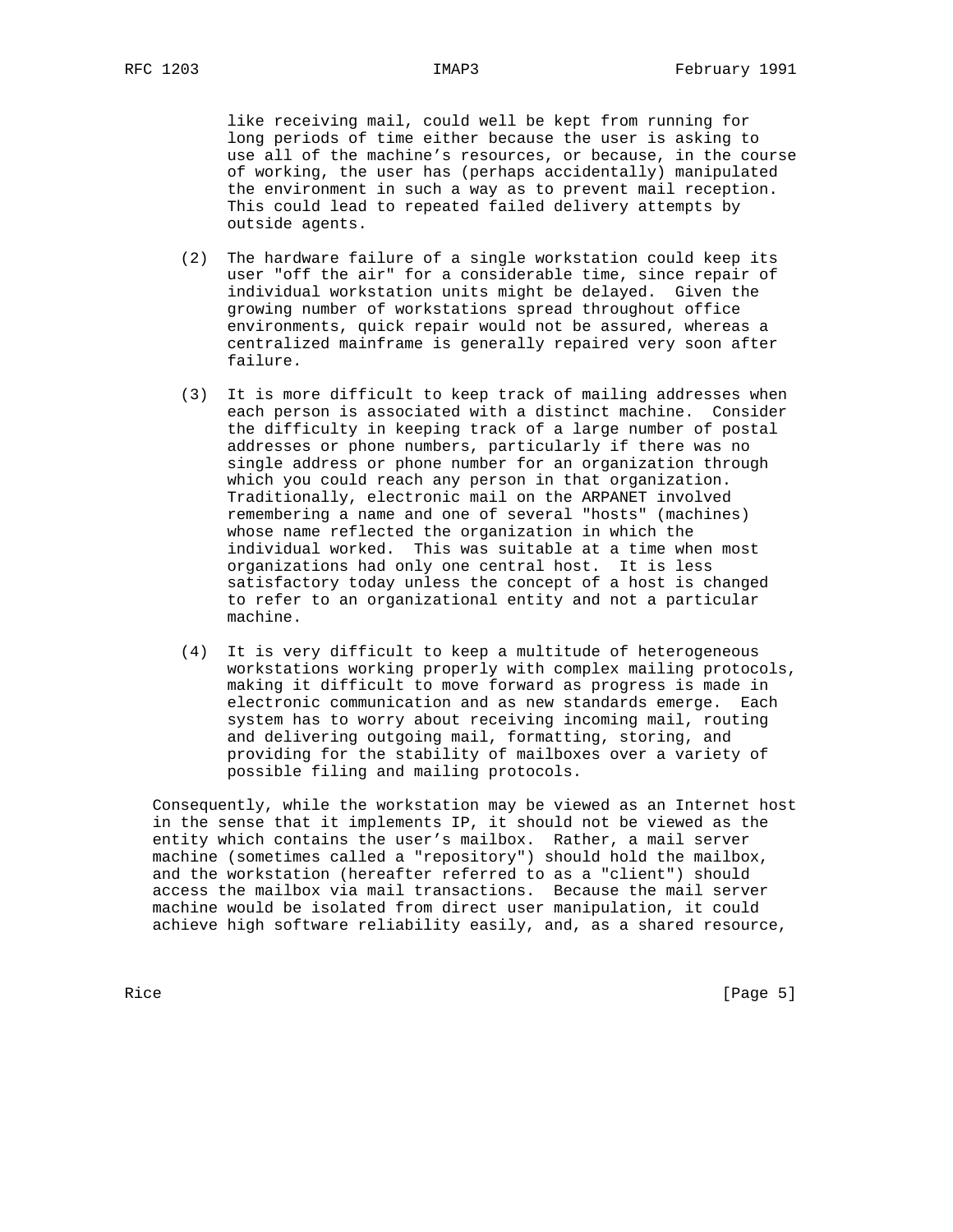like receiving mail, could well be kept from running for long periods of time either because the user is asking to use all of the machine's resources, or because, in the course of working, the user has (perhaps accidentally) manipulated the environment in such a way as to prevent mail reception. This could lead to repeated failed delivery attempts by outside agents.

(2) The hardware failure of a single workstation could keep its user "off the air" for a considerable time, since repair of individual workstation units might be delayed. Given the growing number of workstations spread throughout office environments, quick repair would not be assured, whereas a centralized mainframe is generally repaired very soon after failure.

(3) It is more difficult to keep track of mailing addresses when each person is associated with a distinct machine. Consider the difficulty in keeping track of a large number of postal addresses or phone numbers, particularly if there was no single address or phone number for an organization through which you could reach any person in that organization. Traditionally, electronic mail on the ARPANET involved remembering a name and one of several "hosts" (machines) whose name reflected the organization in which the individual worked. This was suitable at a time when most organizations had only one central host. It is less satisfactory today unless the concept of a host is changed to refer to an organizational entity and not a particular machine.

(4) It is very difficult to keep a multitude of heterogeneous workstations working properly with complex mailing protocols, making it difficult to move forward as progress is made in electronic communication and as new standards emerge. Each system has to worry about receiving incoming mail, routing and delivering outgoing mail, formatting, storing, and providing for the stability of mailboxes over a variety of possible filing and mailing protocols.

Consequently, while the workstation may be viewed as an Internet host in the sense that it implements IP, it should not be viewed as the entity which contains the user's mailbox. Rather, a mail server machine (sometimes called a "repository") should hold the mailbox, and the workstation (hereafter referred to as a "client") should access the mailbox via mail transactions. Because the mail server machine would be isolated from direct user manipulation, it could achieve high software reliability easily, and, as a shared resource,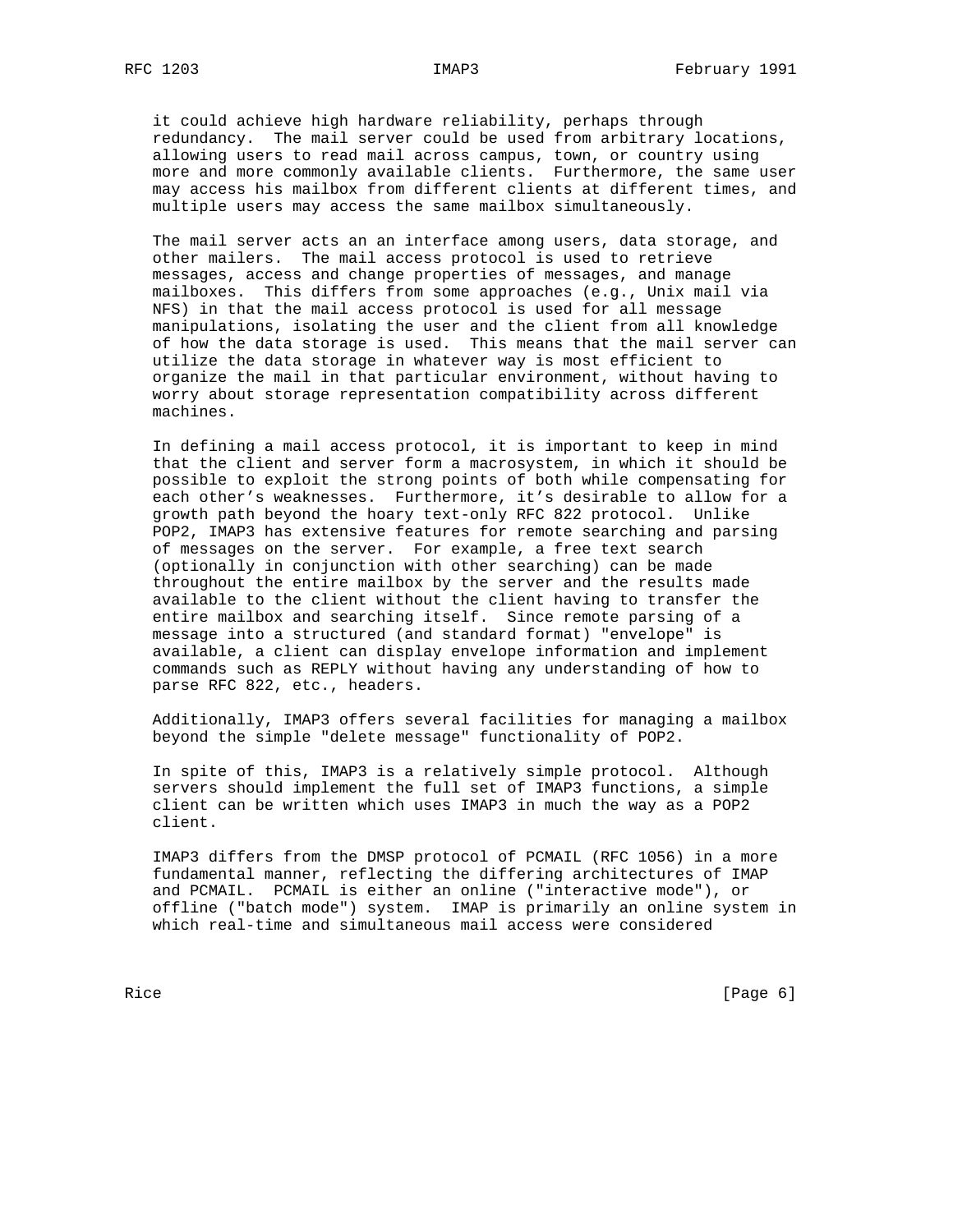it could achieve high hardware reliability, perhaps through redundancy. The mail server could be used from arbitrary locations, allowing users to read mail across campus, town, or country using more and more commonly available clients. Furthermore, the same user may access his mailbox from different clients at different times, and multiple users may access the same mailbox simultaneously.

The mail server acts an an interface among users, data storage, and other mailers. The mail access protocol is used to retrieve messages, access and change properties of messages, and manage mailboxes. This differs from some approaches (e.g., Unix mail via NFS) in that the mail access protocol is used for all message manipulations, isolating the user and the client from all knowledge of how the data storage is used. This means that the mail server can utilize the data storage in whatever way is most efficient to organize the mail in that particular environment, without having to worry about storage representation compatibility across different machines.

In defining a mail access protocol, it is important to keep in mind that the client and server form a macrosystem, in which it should be possible to exploit the strong points of both while compensating for each other's weaknesses. Furthermore, it's desirable to allow for a growth path beyond the hoary text-only RFC 822 protocol. Unlike POP2, IMAP3 has extensive features for remote searching and parsing of messages on the server. For example, a free text search (optionally in conjunction with other searching) can be made throughout the entire mailbox by the server and the results made available to the client without the client having to transfer the entire mailbox and searching itself. Since remote parsing of a message into a structured (and standard format) "envelope" is available, a client can display envelope information and implement commands such as REPLY without having any understanding of how to parse RFC 822, etc., headers.

Additionally, IMAP3 offers several facilities for managing a mailbox beyond the simple "delete message" functionality of POP2.

In spite of this, IMAP3 is a relatively simple protocol. Although servers should implement the full set of IMAP3 functions, a simple client can be written which uses IMAP3 in much the way as a POP2 client.

IMAP3 differs from the DMSP protocol of PCMAIL (RFC 1056) in a more fundamental manner, reflecting the differing architectures of IMAP and PCMAIL. PCMAIL is either an online ("interactive mode"), or offline ("batch mode") system. IMAP is primarily an online system in which real-time and simultaneous mail access were considered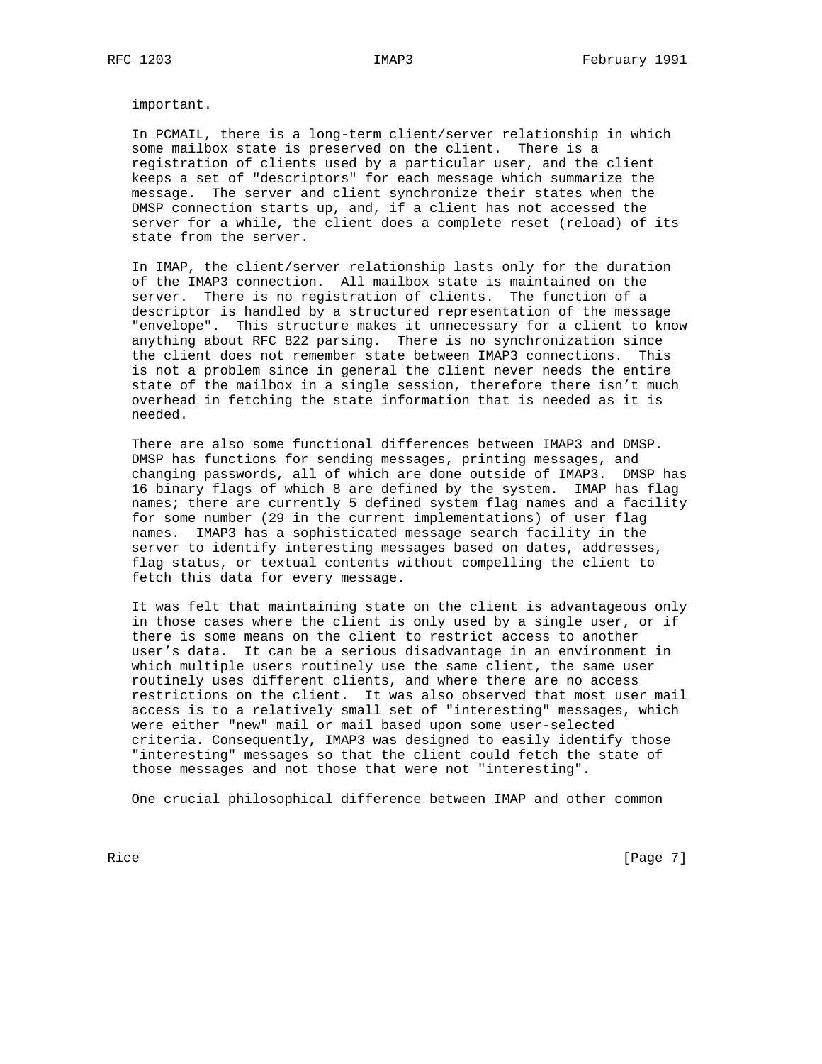important.

In PCMAIL, there is a long-term client/server relationship in which some mailbox state is preserved on the client. There is a registration of clients used by a particular user, and the client keeps a set of "descriptors" for each message which summarize the message. The server and client synchronize their states when the DMSP connection starts up, and, if a client has not accessed the server for a while, the client does a complete reset (reload) of its state from the server.

In IMAP, the client/server relationship lasts only for the duration of the IMAP3 connection. All mailbox state is maintained on the server. There is no registration of clients. The function of a descriptor is handled by a structured representation of the message "envelope". This structure makes it unnecessary for a client to know anything about RFC 822 parsing. There is no synchronization since the client does not remember state between IMAP3 connections. This is not a problem since in general the client never needs the entire state of the mailbox in a single session, therefore there isn't much overhead in fetching the state information that is needed as it is needed.

There are also some functional differences between IMAP3 and DMSP. DMSP has functions for sending messages, printing messages, and changing passwords, all of which are done outside of IMAP3. DMSP has 16 binary flags of which 8 are defined by the system. IMAP has flag names; there are currently 5 defined system flag names and a facility for some number (29 in the current implementations) of user flag names. IMAP3 has a sophisticated message search facility in the server to identify interesting messages based on dates, addresses, flag status, or textual contents without compelling the client to fetch this data for every message.

It was felt that maintaining state on the client is advantageous only in those cases where the client is only used by a single user, or if there is some means on the client to restrict access to another user's data. It can be a serious disadvantage in an environment in which multiple users routinely use the same client, the same user routinely uses different clients, and where there are no access restrictions on the client. It was also observed that most user mail access is to a relatively small set of "interesting" messages, which were either "new" mail or mail based upon some user-selected criteria. Consequently, IMAP3 was designed to easily identify those "interesting" messages so that the client could fetch the state of those messages and not those that were not "interesting".

One crucial philosophical difference between IMAP and other common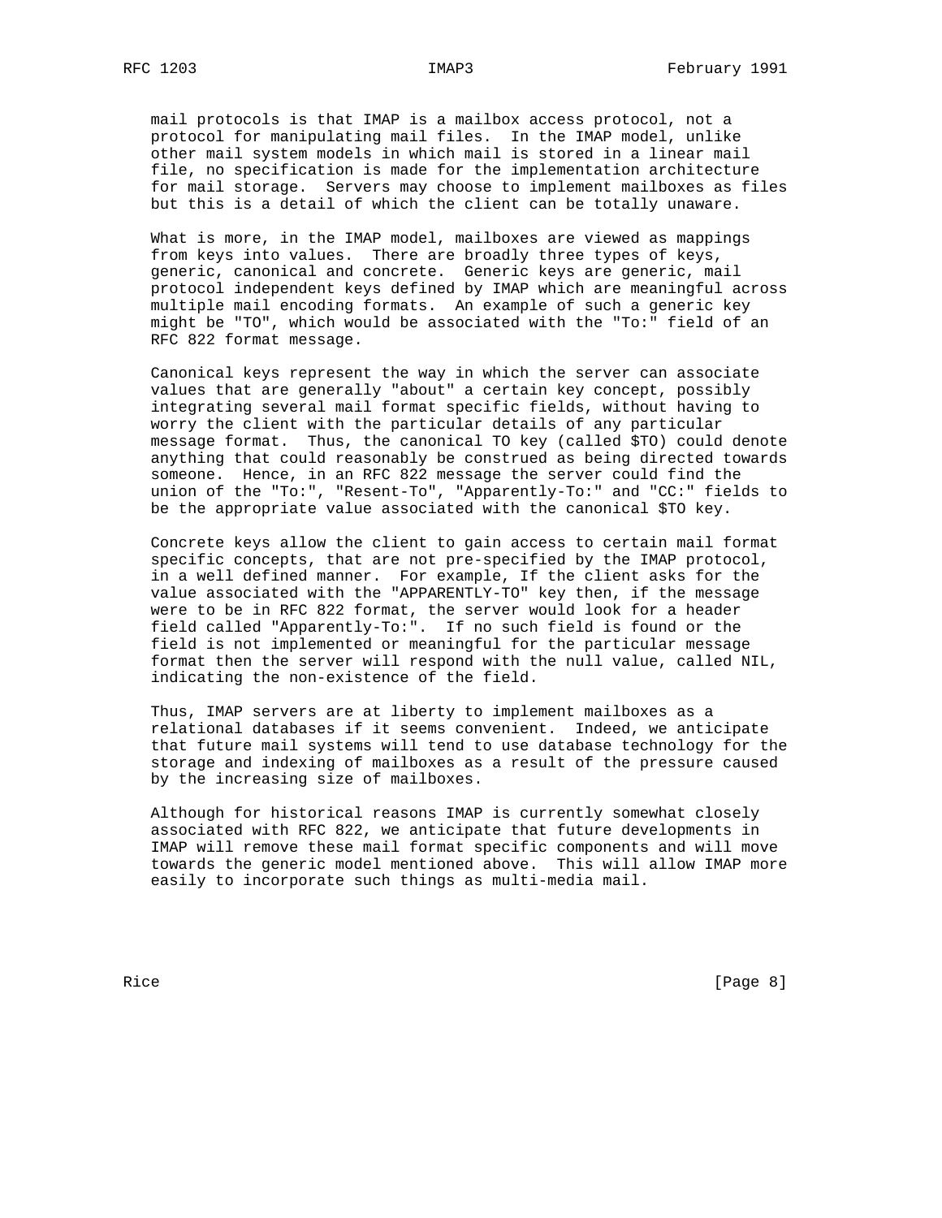mail protocols is that IMAP is a mailbox access protocol, not a protocol for manipulating mail files. In the IMAP model, unlike other mail system models in which mail is stored in a linear mail file, no specification is made for the implementation architecture for mail storage. Servers may choose to implement mailboxes as files but this is a detail of which the client can be totally unaware.

What is more, in the IMAP model, mailboxes are viewed as mappings from keys into values. There are broadly three types of keys, generic, canonical and concrete. Generic keys are generic, mail protocol independent keys defined by IMAP which are meaningful across multiple mail encoding formats. An example of such a generic key might be "TO", which would be associated with the "To:" field of an RFC 822 format message.

Canonical keys represent the way in which the server can associate values that are generally "about" a certain key concept, possibly integrating several mail format specific fields, without having to worry the client with the particular details of any particular message format. Thus, the canonical TO key (called $TO) could denote anything that could reasonably be construed as being directed towards someone. Hence, in an RFC 822 message the server could find the union of the "To:", "Resent-To", "Apparently-To:" and "CC:" fields to be the appropriate value associated with the canonical $TO key.

Concrete keys allow the client to gain access to certain mail format specific concepts, that are not pre-specified by the IMAP protocol, in a well defined manner. For example, If the client asks for the value associated with the "APPARENTLY-TO" key then, if the message were to be in RFC 822 format, the server would look for a header field called "Apparently-To:". If no such field is found or the field is not implemented or meaningful for the particular message format then the server will respond with the null value, called NIL, indicating the non-existence of the field.

Thus, IMAP servers are at liberty to implement mailboxes as a relational databases if it seems convenient. Indeed, we anticipate that future mail systems will tend to use database technology for the storage and indexing of mailboxes as a result of the pressure caused by the increasing size of mailboxes.

Although for historical reasons IMAP is currently somewhat closely associated with RFC 822, we anticipate that future developments in IMAP will remove these mail format specific components and will move towards the generic model mentioned above. This will allow IMAP more easily to incorporate such things as multi-media mail.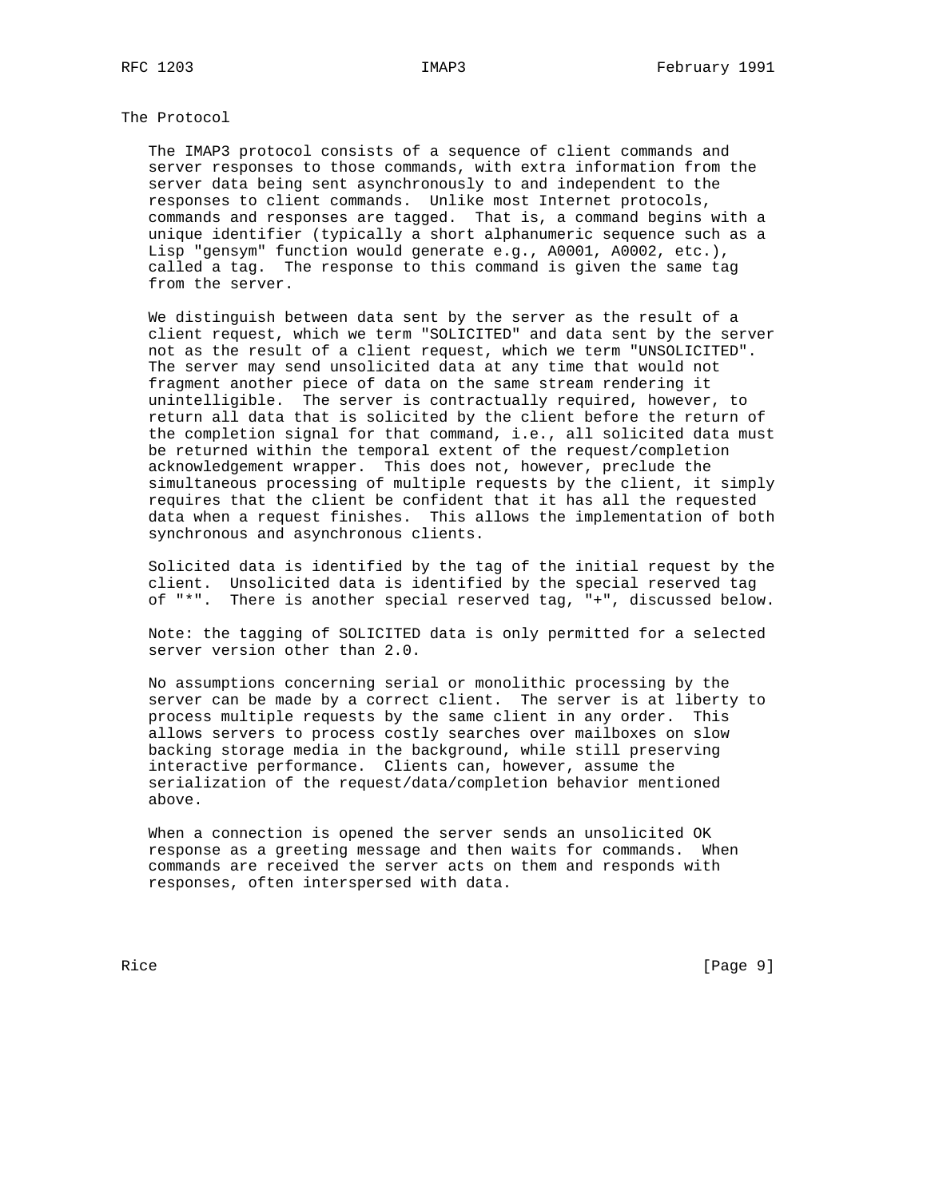## The Protocol

The IMAP3 protocol consists of a sequence of client commands and server responses to those commands, with extra information from the server data being sent asynchronously to and independent to the responses to client commands. Unlike most Internet protocols, commands and responses are tagged. That is, a command begins with a unique identifier (typically a short alphanumeric sequence such as a Lisp "gensym" function would generate e.g., A0001, A0002, etc.), called a tag. The response to this command is given the same tag from the server.

We distinguish between data sent by the server as the result of a client request, which we term "SOLICITED" and data sent by the server not as the result of a client request, which we term "UNSOLICITED". The server may send unsolicited data at any time that would not fragment another piece of data on the same stream rendering it unintelligible. The server is contractually required, however, to return all data that is solicited by the client before the return of the completion signal for that command, i.e., all solicited data must be returned within the temporal extent of the request/completion acknowledgement wrapper. This does not, however, preclude the simultaneous processing of multiple requests by the client, it simply requires that the client be confident that it has all the requested data when a request finishes. This allows the implementation of both synchronous and asynchronous clients.

Solicited data is identified by the tag of the initial request by the client. Unsolicited data is identified by the special reserved tag of "*". There is another special reserved tag, "+", discussed below.

Note: the tagging of SOLICITED data is only permitted for a selected server version other than 2.0.

No assumptions concerning serial or monolithic processing by the server can be made by a correct client. The server is at liberty to process multiple requests by the same client in any order. This allows servers to process costly searches over mailboxes on slow backing storage media in the background, while still preserving interactive performance. Clients can, however, assume the serialization of the request/data/completion behavior mentioned above.

When a connection is opened the server sends an unsolicited OK response as a greeting message and then waits for commands. When commands are received the server acts on them and responds with responses, often interspersed with data.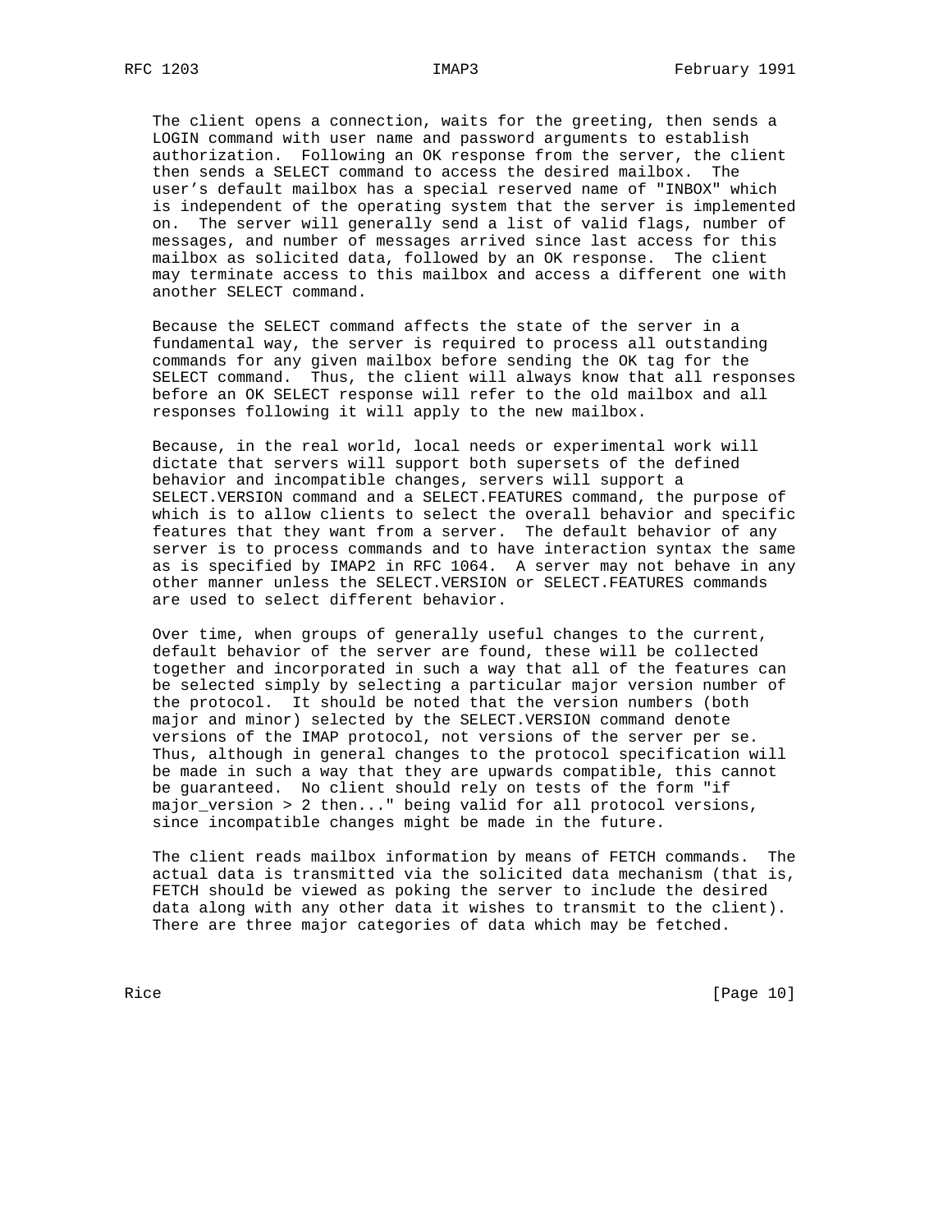The client opens a connection, waits for the greeting, then sends a LOGIN command with user name and password arguments to establish authorization. Following an OK response from the server, the client then sends a SELECT command to access the desired mailbox. The user's default mailbox has a special reserved name of "INBOX" which is independent of the operating system that the server is implemented on. The server will generally send a list of valid flags, number of messages, and number of messages arrived since last access for this mailbox as solicited data, followed by an OK response. The client may terminate access to this mailbox and access a different one with another SELECT command.

Because the SELECT command affects the state of the server in a fundamental way, the server is required to process all outstanding commands for any given mailbox before sending the OK tag for the SELECT command. Thus, the client will always know that all responses before an OK SELECT response will refer to the old mailbox and all responses following it will apply to the new mailbox.

Because, in the real world, local needs or experimental work will dictate that servers will support both supersets of the defined behavior and incompatible changes, servers will support a SELECT.VERSION command and a SELECT.FEATURES command, the purpose of which is to allow clients to select the overall behavior and specific features that they want from a server. The default behavior of any server is to process commands and to have interaction syntax the same as is specified by IMAP2 in RFC 1064. A server may not behave in any other manner unless the SELECT.VERSION or SELECT.FEATURES commands are used to select different behavior.

Over time, when groups of generally useful changes to the current, default behavior of the server are found, these will be collected together and incorporated in such a way that all of the features can be selected simply by selecting a particular major version number of the protocol. It should be noted that the version numbers (both major and minor) selected by the SELECT.VERSION command denote versions of the IMAP protocol, not versions of the server per se. Thus, although in general changes to the protocol specification will be made in such a way that they are upwards compatible, this cannot be guaranteed. No client should rely on tests of the form "if major_version > 2 then..." being valid for all protocol versions, since incompatible changes might be made in the future.

The client reads mailbox information by means of FETCH commands. The actual data is transmitted via the solicited data mechanism (that is, FETCH should be viewed as poking the server to include the desired data along with any other data it wishes to transmit to the client). There are three major categories of data which may be fetched.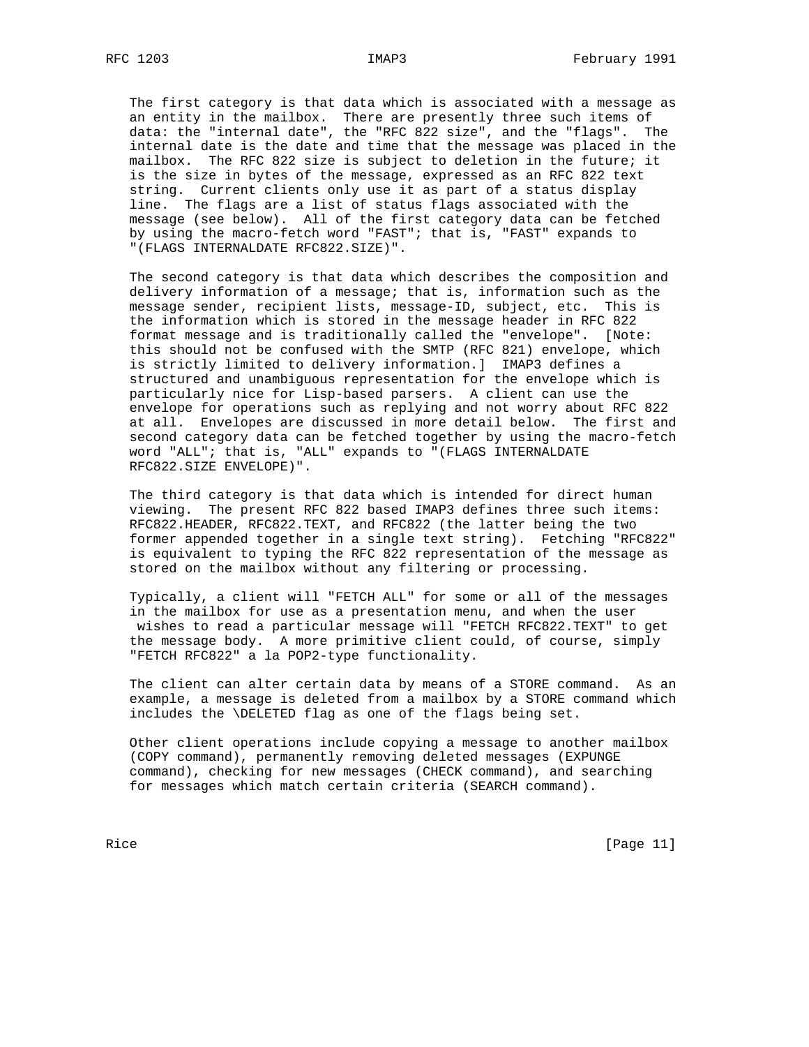The first category is that data which is associated with a message as an entity in the mailbox. There are presently three such items of data: the "internal date", the "RFC 822 size", and the "flags". The internal date is the date and time that the message was placed in the mailbox. The RFC 822 size is subject to deletion in the future; it is the size in bytes of the message, expressed as an RFC 822 text string. Current clients only use it as part of a status display line. The flags are a list of status flags associated with the message (see below). All of the first category data can be fetched by using the macro-fetch word "FAST"; that is, "FAST" expands to "(FLAGS INTERNALDATE RFC822.SIZE)".

The second category is that data which describes the composition and delivery information of a message; that is, information such as the message sender, recipient lists, message-ID, subject, etc. This is the information which is stored in the message header in RFC 822 format message and is traditionally called the "envelope". [Note: this should not be confused with the SMTP (RFC 821) envelope, which is strictly limited to delivery information.] IMAP3 defines a structured and unambiguous representation for the envelope which is particularly nice for Lisp-based parsers. A client can use the envelope for operations such as replying and not worry about RFC 822 at all. Envelopes are discussed in more detail below. The first and second category data can be fetched together by using the macro-fetch word "ALL"; that is, "ALL" expands to "(FLAGS INTERNALDATE RFC822.SIZE ENVELOPE)".

The third category is that data which is intended for direct human viewing. The present RFC 822 based IMAP3 defines three such items: RFC822.HEADER, RFC822.TEXT, and RFC822 (the latter being the two former appended together in a single text string). Fetching "RFC822" is equivalent to typing the RFC 822 representation of the message as stored on the mailbox without any filtering or processing.

Typically, a client will "FETCH ALL" for some or all of the messages in the mailbox for use as a presentation menu, and when the user wishes to read a particular message will "FETCH RFC822.TEXT" to get the message body. A more primitive client could, of course, simply "FETCH RFC822" a la POP2-type functionality.

The client can alter certain data by means of a STORE command. As an example, a message is deleted from a mailbox by a STORE command which includes the \DELETED flag as one of the flags being set.

Other client operations include copying a message to another mailbox (COPY command), permanently removing deleted messages (EXPUNGE command), checking for new messages (CHECK command), and searching for messages which match certain criteria (SEARCH command).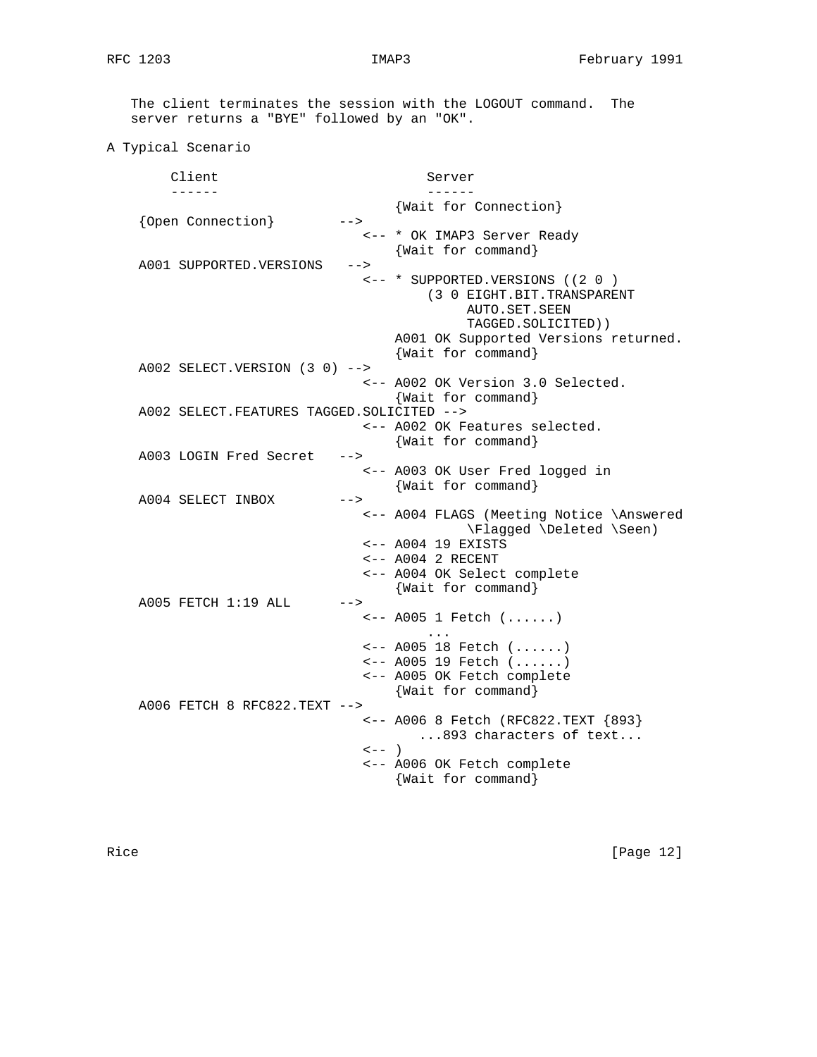The client terminates the session with the LOGOUT command. The server returns a "BYE" followed by an "OK".

## A Typical Scenario

```
        Client                          Server
        ------                          ------
                                   {Wait for Connection}
    {Open Connection}        -->
                               <-- * OK IMAP3 Server Ready
                                   {Wait for command}
    A001 SUPPORTED.VERSIONS   -->
                               <-- * SUPPORTED.VERSIONS ((2 0 )
                                       (3 0 EIGHT.BIT.TRANSPARENT
                                            AUTO.SET.SEEN
                                            TAGGED.SOLICITED))
                                   A001 OK Supported Versions returned.
                                   {Wait for command}
    A002 SELECT.VERSION (3 0) -->
                               <-- A002 OK Version 3.0 Selected.
                                   {Wait for command}
    A002 SELECT.FEATURES TAGGED.SOLICITED -->
                               <-- A002 OK Features selected.
                                   {Wait for command}
    A003 LOGIN Fred Secret   -->
                               <-- A003 OK User Fred logged in
                                   {Wait for command}
    A004 SELECT INBOX        -->
                               <-- A004 FLAGS (Meeting Notice \Answered
                                            \Flagged \Deleted \Seen)
                               <-- A004 19 EXISTS
                               <-- A004 2 RECENT
                               <-- A004 OK Select complete
                                   {Wait for command}
    A005 FETCH 1:19 ALL      -->
                               <-- A005 1 Fetch (......)
                                       ...
                               <-- A005 18 Fetch (......)
                               <-- A005 19 Fetch (......)
                               <-- A005 OK Fetch complete
                                   {Wait for command}
    A006 FETCH 8 RFC822.TEXT -->
                               <-- A006 8 Fetch (RFC822.TEXT {893}
                                      ...893 characters of text...
                               <-- )
                               <-- A006 OK Fetch complete
                                   {Wait for command}
```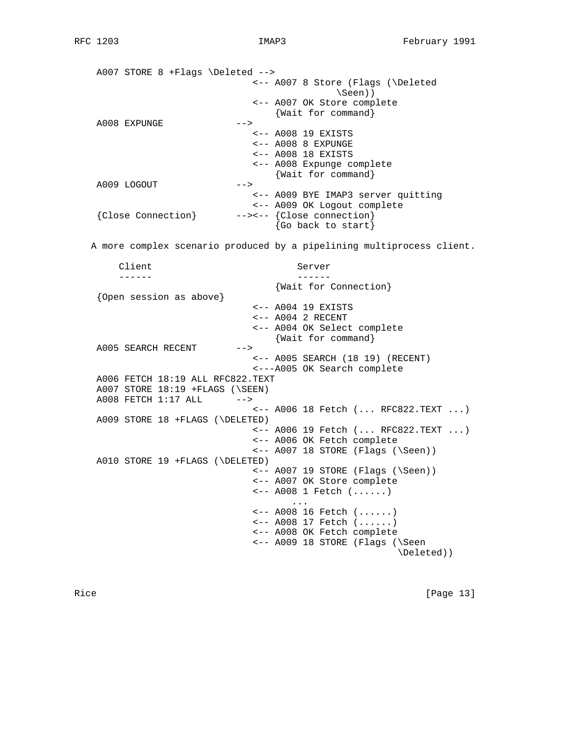```
    A007 STORE 8 +Flags \Deleted -->
                                <-- A007 8 Store (Flags (\Deleted
                                           \Seen))
                                <-- A007 OK Store complete
                                    {Wait for command}
    A008 EXPUNGE             -->
                                <-- A008 19 EXISTS
                                <-- A008 8 EXPUNGE
                                <-- A008 18 EXISTS
                                <-- A008 Expunge complete
                                    {Wait for command}
    A009 LOGOUT              -->
                                <-- A009 BYE IMAP3 server quitting
                                <-- A009 OK Logout complete
    {Close Connection}       --><-- {Close connection}
                                    {Go back to start}
```

A more complex scenario produced by a pipelining multiprocess client.

```
        Client                          Server
        ------                          ------
                                    {Wait for Connection}
    {Open session as above}
                                <-- A004 19 EXISTS
                                <-- A004 2 RECENT
                                <-- A004 OK Select complete
                                    {Wait for command}
    A005 SEARCH RECENT       -->
                                <-- A005 SEARCH (18 19) (RECENT)
                                <---A005 OK Search complete
    A006 FETCH 18:19 ALL RFC822.TEXT
    A007 STORE 18:19 +FLAGS (\SEEN)
    A008 FETCH 1:17 ALL      -->
                                <-- A006 18 Fetch (... RFC822.TEXT ...)
    A009 STORE 18 +FLAGS (\DELETED)
                                <-- A006 19 Fetch (... RFC822.TEXT ...)
                                <-- A006 OK Fetch complete
                                <-- A007 18 STORE (Flags (\Seen))
    A010 STORE 19 +FLAGS (\DELETED)
                                <-- A007 19 STORE (Flags (\Seen))
                                <-- A007 OK Store complete
                                <-- A008 1 Fetch (......)
                                       ...
                                <-- A008 16 Fetch (......)
                                <-- A008 17 Fetch (......)
                                <-- A008 OK Fetch complete
                                <-- A009 18 STORE (Flags (\Seen
                                                    \Deleted))
```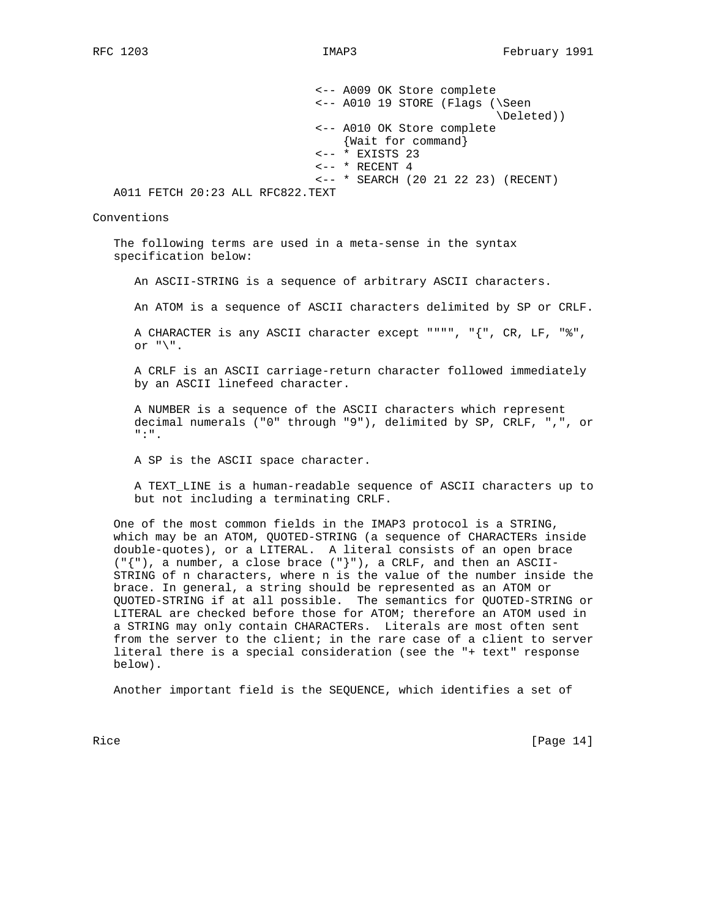```
                                <-- A009 OK Store complete
                                <-- A010 19 STORE (Flags (\Seen
                                                        \Deleted))
                                <-- A010 OK Store complete
                                    {Wait for command}
                                <-- * EXISTS 23
                                <-- * RECENT 4
                                <-- * SEARCH (20 21 22 23) (RECENT)
A011 FETCH 20:23 ALL RFC822.TEXT
```

## Conventions

The following terms are used in a meta-sense in the syntax specification below:

An ASCII-STRING is a sequence of arbitrary ASCII characters.

An ATOM is a sequence of ASCII characters delimited by SP or CRLF.

A CHARACTER is any ASCII character except """", "{", CR, LF, "%", or "\".

A CRLF is an ASCII carriage-return character followed immediately by an ASCII linefeed character.

A NUMBER is a sequence of the ASCII characters which represent decimal numerals ("0" through "9"), delimited by SP, CRLF, ",", or ":".

A SP is the ASCII space character.

A TEXT_LINE is a human-readable sequence of ASCII characters up to but not including a terminating CRLF.

One of the most common fields in the IMAP3 protocol is a STRING, which may be an ATOM, QUOTED-STRING (a sequence of CHARACTERs inside double-quotes), or a LITERAL. A literal consists of an open brace ("{"), a number, a close brace ("}"), a CRLF, and then an ASCII-STRING of n characters, where n is the value of the number inside the brace. In general, a string should be represented as an ATOM or QUOTED-STRING if at all possible. The semantics for QUOTED-STRING or LITERAL are checked before those for ATOM; therefore an ATOM used in a STRING may only contain CHARACTERs. Literals are most often sent from the server to the client; in the rare case of a client to server literal there is a special consideration (see the "+ text" response below).

Another important field is the SEQUENCE, which identifies a set of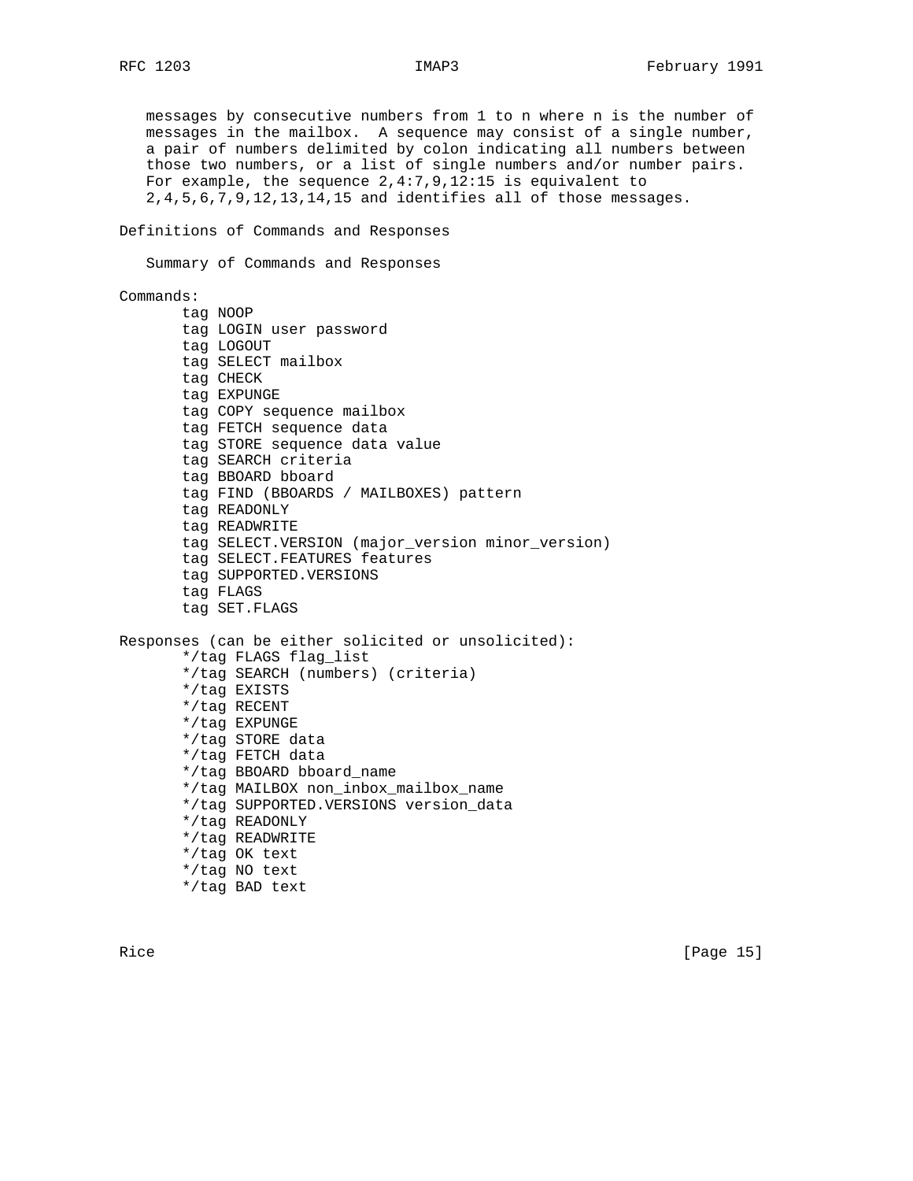messages by consecutive numbers from 1 to n where n is the number of messages in the mailbox. A sequence may consist of a single number, a pair of numbers delimited by colon indicating all numbers between those two numbers, or a list of single numbers and/or number pairs. For example, the sequence 2,4:7,9,12:15 is equivalent to 2,4,5,6,7,9,12,13,14,15 and identifies all of those messages.

## Definitions of Commands and Responses

### Summary of Commands and Responses

Commands:

```
tag NOOP
tag LOGIN user password
tag LOGOUT
tag SELECT mailbox
tag CHECK
tag EXPUNGE
tag COPY sequence mailbox
tag FETCH sequence data
tag STORE sequence data value
tag SEARCH criteria
tag BBOARD bboard
tag FIND (BBOARDS / MAILBOXES) pattern
tag READONLY
tag READWRITE
tag SELECT.VERSION (major_version minor_version)
tag SELECT.FEATURES features
tag SUPPORTED.VERSIONS
tag FLAGS
tag SET.FLAGS
```

Responses (can be either solicited or unsolicited):

```
*/tag FLAGS flag_list
*/tag SEARCH (numbers) (criteria)
*/tag EXISTS
*/tag RECENT
*/tag EXPUNGE
*/tag STORE data
*/tag FETCH data
*/tag BBOARD bboard_name
*/tag MAILBOX non_inbox_mailbox_name
*/tag SUPPORTED.VERSIONS version_data
*/tag READONLY
*/tag READWRITE
*/tag OK text
*/tag NO text
*/tag BAD text
```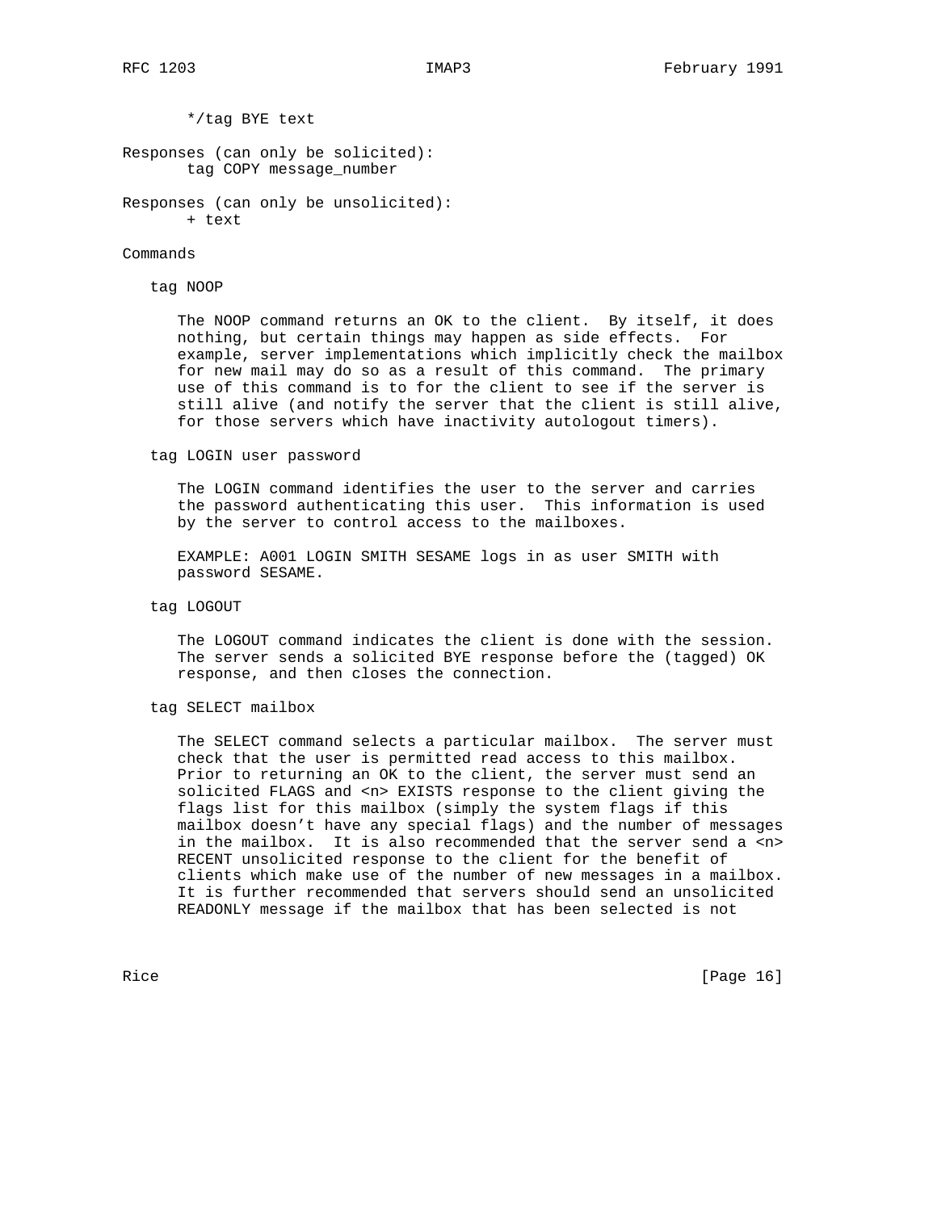*/tag BYE text

Responses (can only be solicited):
tag COPY message_number

Responses (can only be unsolicited):
+ text

Commands

tag NOOP

The NOOP command returns an OK to the client. By itself, it does nothing, but certain things may happen as side effects. For example, server implementations which implicitly check the mailbox for new mail may do so as a result of this command. The primary use of this command is to for the client to see if the server is still alive (and notify the server that the client is still alive, for those servers which have inactivity autologout timers).

tag LOGIN user password

The LOGIN command identifies the user to the server and carries the password authenticating this user. This information is used by the server to control access to the mailboxes.

EXAMPLE: A001 LOGIN SMITH SESAME logs in as user SMITH with password SESAME.

tag LOGOUT

The LOGOUT command indicates the client is done with the session. The server sends a solicited BYE response before the (tagged) OK response, and then closes the connection.

tag SELECT mailbox

The SELECT command selects a particular mailbox. The server must check that the user is permitted read access to this mailbox. Prior to returning an OK to the client, the server must send an solicited FLAGS and <n> EXISTS response to the client giving the flags list for this mailbox (simply the system flags if this mailbox doesn't have any special flags) and the number of messages in the mailbox. It is also recommended that the server send a <n> RECENT unsolicited response to the client for the benefit of clients which make use of the number of new messages in a mailbox. It is further recommended that servers should send an unsolicited READONLY message if the mailbox that has been selected is not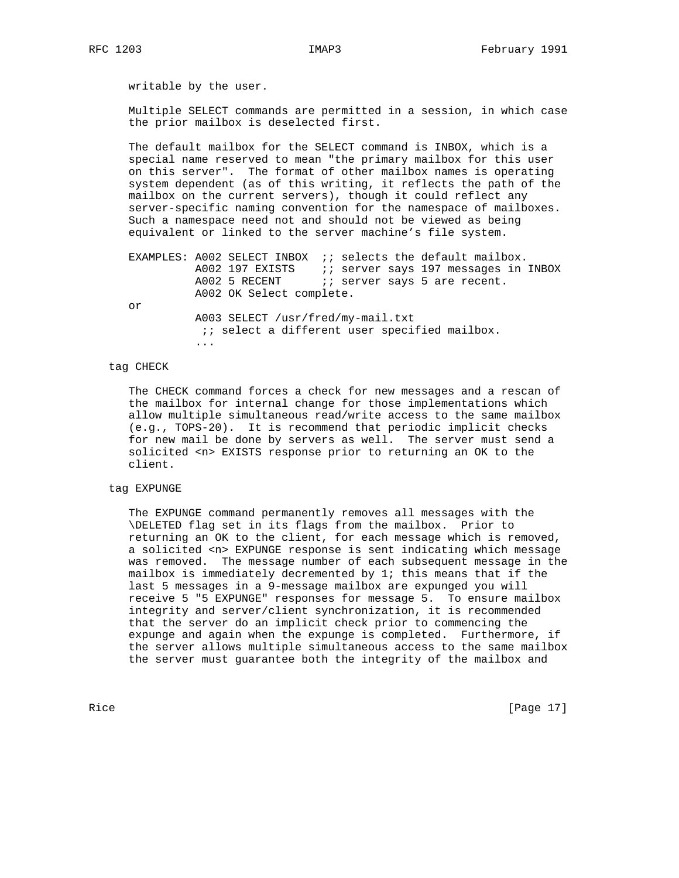writable by the user.

Multiple SELECT commands are permitted in a session, in which case the prior mailbox is deselected first.

The default mailbox for the SELECT command is INBOX, which is a special name reserved to mean "the primary mailbox for this user on this server". The format of other mailbox names is operating system dependent (as of this writing, it reflects the path of the mailbox on the current servers), though it could reflect any server-specific naming convention for the namespace of mailboxes. Such a namespace need not and should not be viewed as being equivalent or linked to the server machine's file system.

```
EXAMPLES: A002 SELECT INBOX  ;; selects the default mailbox.
          A002 197 EXISTS    ;; server says 197 messages in INBOX
          A002 5 RECENT      ;; server says 5 are recent.
          A002 OK Select complete.
or
          A003 SELECT /usr/fred/my-mail.txt
           ;; select a different user specified mailbox.
          ...
```

tag CHECK

The CHECK command forces a check for new messages and a rescan of the mailbox for internal change for those implementations which allow multiple simultaneous read/write access to the same mailbox (e.g., TOPS-20). It is recommend that periodic implicit checks for new mail be done by servers as well. The server must send a solicited <n> EXISTS response prior to returning an OK to the client.

tag EXPUNGE

The EXPUNGE command permanently removes all messages with the \DELETED flag set in its flags from the mailbox. Prior to returning an OK to the client, for each message which is removed, a solicited <n> EXPUNGE response is sent indicating which message was removed. The message number of each subsequent message in the mailbox is immediately decremented by 1; this means that if the last 5 messages in a 9-message mailbox are expunged you will receive 5 "5 EXPUNGE" responses for message 5. To ensure mailbox integrity and server/client synchronization, it is recommended that the server do an implicit check prior to commencing the expunge and again when the expunge is completed. Furthermore, if the server allows multiple simultaneous access to the same mailbox the server must guarantee both the integrity of the mailbox and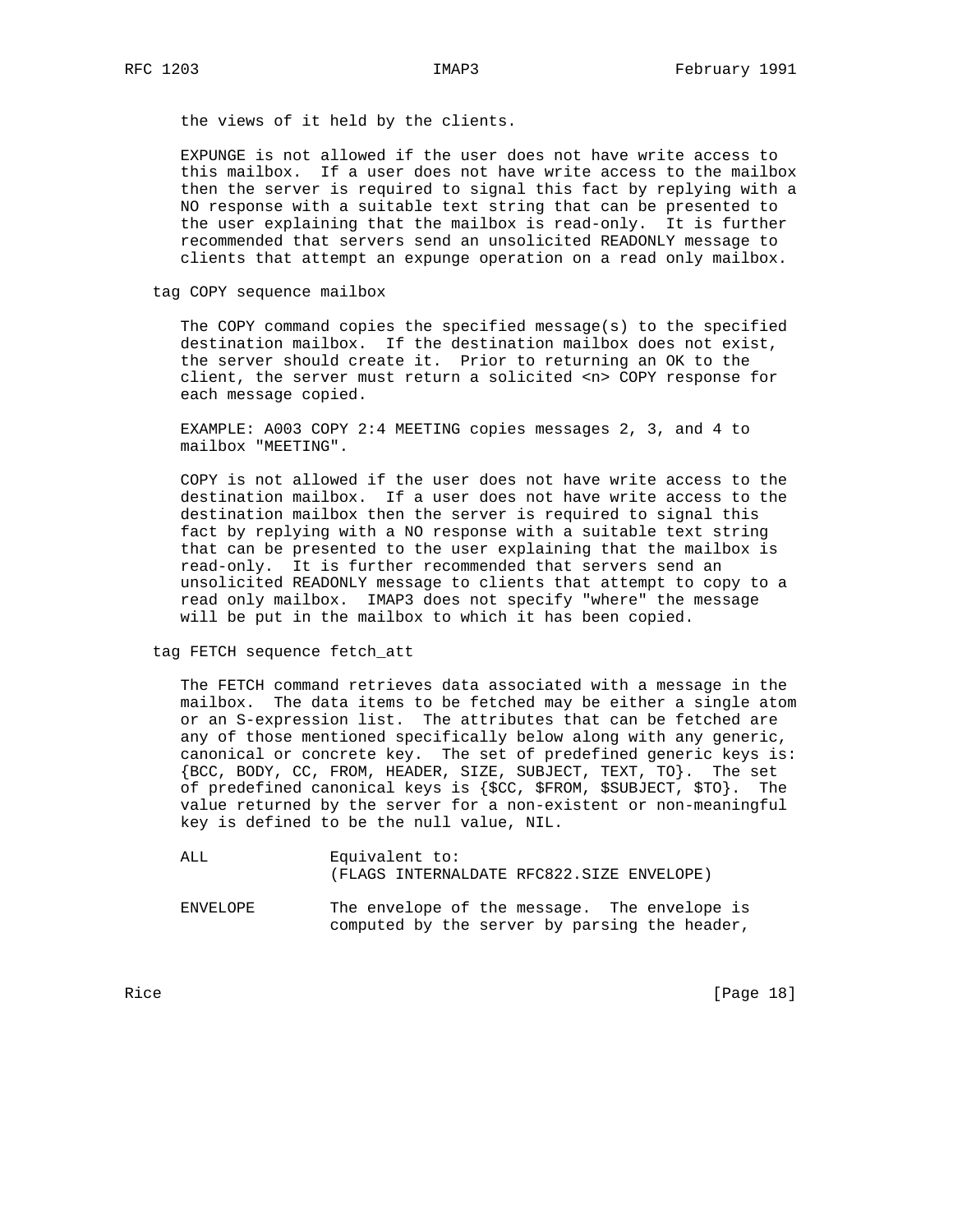the views of it held by the clients.

EXPUNGE is not allowed if the user does not have write access to this mailbox. If a user does not have write access to the mailbox then the server is required to signal this fact by replying with a NO response with a suitable text string that can be presented to the user explaining that the mailbox is read-only. It is further recommended that servers send an unsolicited READONLY message to clients that attempt an expunge operation on a read only mailbox.

tag COPY sequence mailbox

The COPY command copies the specified message(s) to the specified destination mailbox. If the destination mailbox does not exist, the server should create it. Prior to returning an OK to the client, the server must return a solicited <n> COPY response for each message copied.

EXAMPLE: A003 COPY 2:4 MEETING copies messages 2, 3, and 4 to mailbox "MEETING".

COPY is not allowed if the user does not have write access to the destination mailbox. If a user does not have write access to the destination mailbox then the server is required to signal this fact by replying with a NO response with a suitable text string that can be presented to the user explaining that the mailbox is read-only. It is further recommended that servers send an unsolicited READONLY message to clients that attempt to copy to a read only mailbox. IMAP3 does not specify "where" the message will be put in the mailbox to which it has been copied.

tag FETCH sequence fetch_att

The FETCH command retrieves data associated with a message in the mailbox. The data items to be fetched may be either a single atom or an S-expression list. The attributes that can be fetched are any of those mentioned specifically below along with any generic, canonical or concrete key. The set of predefined generic keys is: {BCC, BODY, CC, FROM, HEADER, SIZE, SUBJECT, TEXT, TO}. The set of predefined canonical keys is {$CC, $FROM, $SUBJECT, $TO}. The value returned by the server for a non-existent or non-meaningful key is defined to be the null value, NIL.

```
ALL             Equivalent to:
                (FLAGS INTERNALDATE RFC822.SIZE ENVELOPE)

ENVELOPE        The envelope of the message.  The envelope is
                computed by the server by parsing the header,
```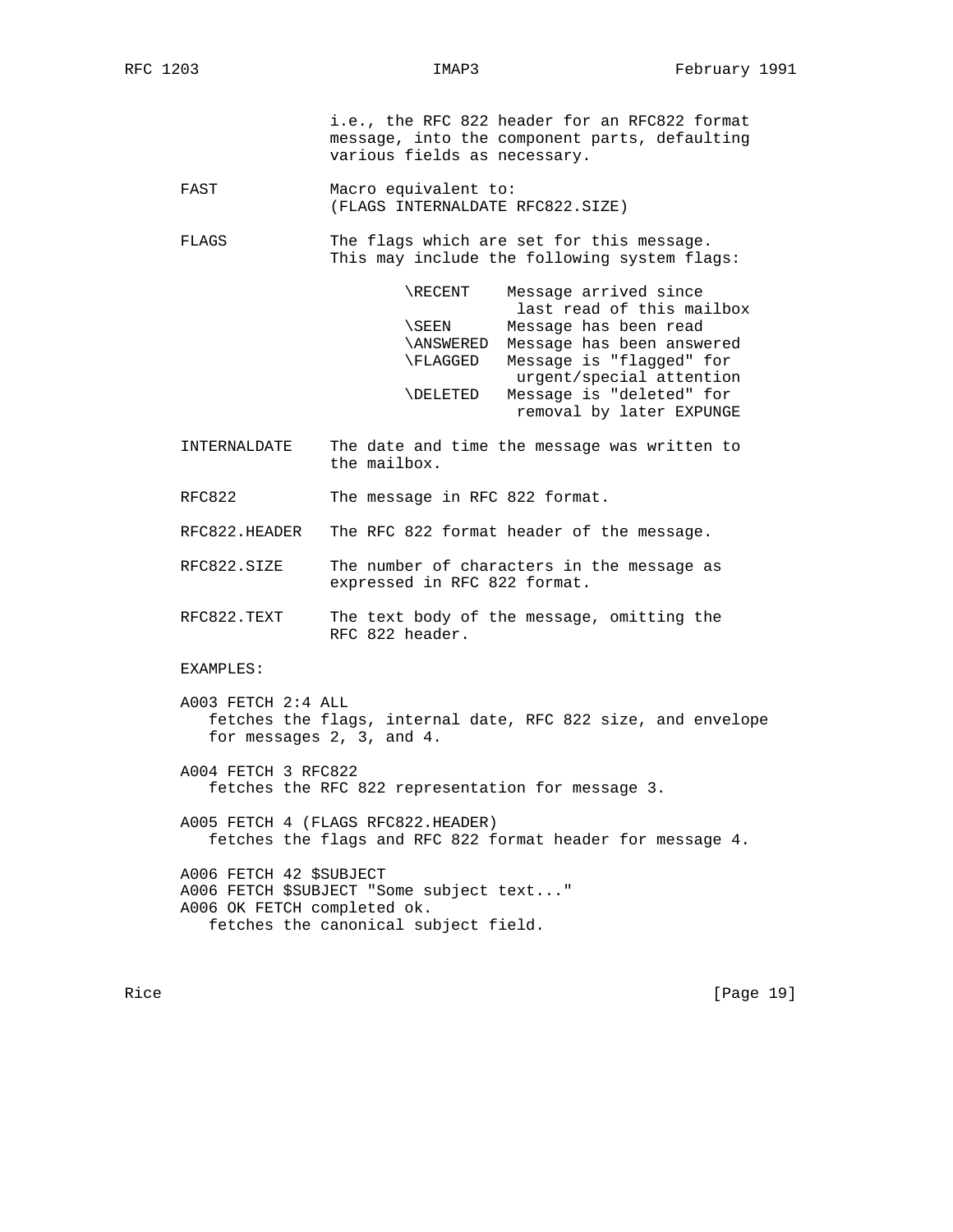i.e., the RFC 822 header for an RFC822 format message, into the component parts, defaulting various fields as necessary.

FAST
: Macro equivalent to: (FLAGS INTERNALDATE RFC822.SIZE)

FLAGS
: The flags which are set for this message. This may include the following system flags:

| | |
|---|---|
| \RECENT | Message arrived since last read of this mailbox |
| \SEEN | Message has been read |
| \ANSWERED | Message has been answered |
| \FLAGGED | Message is "flagged" for urgent/special attention |
| \DELETED | Message is "deleted" for removal by later EXPUNGE |

INTERNALDATE
: The date and time the message was written to the mailbox.

RFC822
: The message in RFC 822 format.

RFC822.HEADER
: The RFC 822 format header of the message.

RFC822.SIZE
: The number of characters in the message as expressed in RFC 822 format.

RFC822.TEXT
: The text body of the message, omitting the RFC 822 header.

EXAMPLES:

```
A003 FETCH 2:4 ALL
```
fetches the flags, internal date, RFC 822 size, and envelope for messages 2, 3, and 4.

```
A004 FETCH 3 RFC822
```
fetches the RFC 822 representation for message 3.

```
A005 FETCH 4 (FLAGS RFC822.HEADER)
```
fetches the flags and RFC 822 format header for message 4.

```
A006 FETCH 42 $SUBJECT
A006 FETCH $SUBJECT "Some subject text..."
A006 OK FETCH completed ok.
```
fetches the canonical subject field.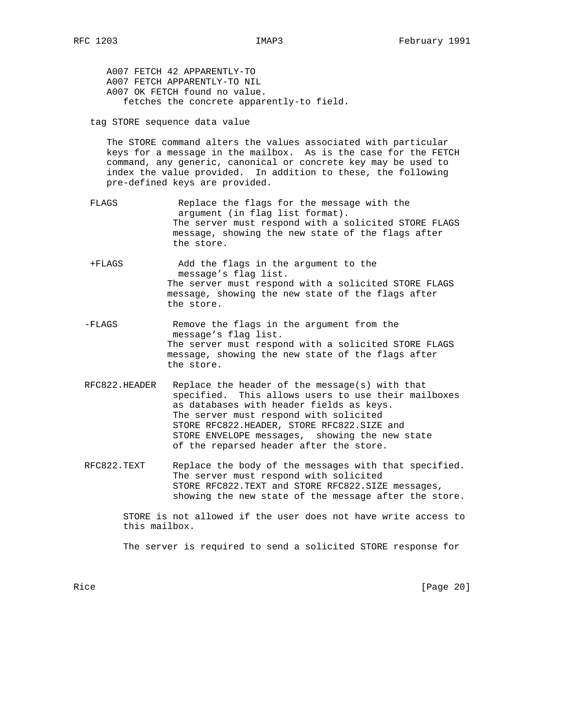```
A007 FETCH 42 APPARENTLY-TO
A007 FETCH APPARENTLY-TO NIL
A007 OK FETCH found no value.
```

fetches the concrete apparently-to field.

tag STORE sequence data value

The STORE command alters the values associated with particular keys for a message in the mailbox. As is the case for the FETCH command, any generic, canonical or concrete key may be used to index the value provided. In addition to these, the following pre-defined keys are provided.

FLAGS
: Replace the flags for the message with the argument (in flag list format). The server must respond with a solicited STORE FLAGS message, showing the new state of the flags after the store.

+FLAGS
: Add the flags in the argument to the message's flag list. The server must respond with a solicited STORE FLAGS message, showing the new state of the flags after the store.

-FLAGS
: Remove the flags in the argument from the message's flag list. The server must respond with a solicited STORE FLAGS message, showing the new state of the flags after the store.

RFC822.HEADER
: Replace the header of the message(s) with that specified. This allows users to use their mailboxes as databases with header fields as keys. The server must respond with solicited STORE RFC822.HEADER, STORE RFC822.SIZE and STORE ENVELOPE messages, showing the new state of the reparsed header after the store.

RFC822.TEXT
: Replace the body of the messages with that specified. The server must respond with solicited STORE RFC822.TEXT and STORE RFC822.SIZE messages, showing the new state of the message after the store.

STORE is not allowed if the user does not have write access to this mailbox.

The server is required to send a solicited STORE response for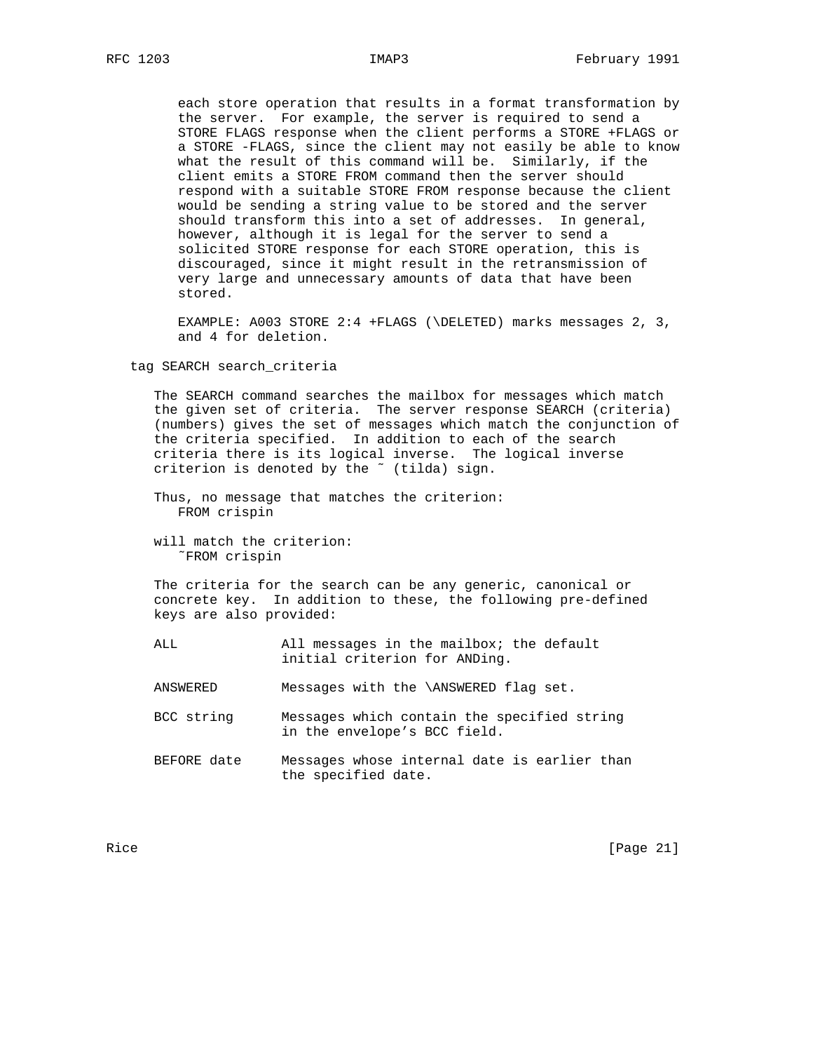each store operation that results in a format transformation by the server. For example, the server is required to send a STORE FLAGS response when the client performs a STORE +FLAGS or a STORE -FLAGS, since the client may not easily be able to know what the result of this command will be. Similarly, if the client emits a STORE FROM command then the server should respond with a suitable STORE FROM response because the client would be sending a string value to be stored and the server should transform this into a set of addresses. In general, however, although it is legal for the server to send a solicited STORE response for each STORE operation, this is discouraged, since it might result in the retransmission of very large and unnecessary amounts of data that have been stored.

EXAMPLE: A003 STORE 2:4 +FLAGS (\DELETED) marks messages 2, 3, and 4 for deletion.

tag SEARCH search_criteria

The SEARCH command searches the mailbox for messages which match the given set of criteria. The server response SEARCH (criteria) (numbers) gives the set of messages which match the conjunction of the criteria specified. In addition to each of the search criteria there is its logical inverse. The logical inverse criterion is denoted by the ˜ (tilda) sign.

Thus, no message that matches the criterion:

```
FROM crispin
```

will match the criterion:

```
˜FROM crispin
```

The criteria for the search can be any generic, canonical or concrete key. In addition to these, the following pre-defined keys are also provided:

```
ALL            All messages in the mailbox; the default
               initial criterion for ANDing.

ANSWERED       Messages with the \ANSWERED flag set.

BCC string     Messages which contain the specified string
               in the envelope's BCC field.

BEFORE date    Messages whose internal date is earlier than
               the specified date.
```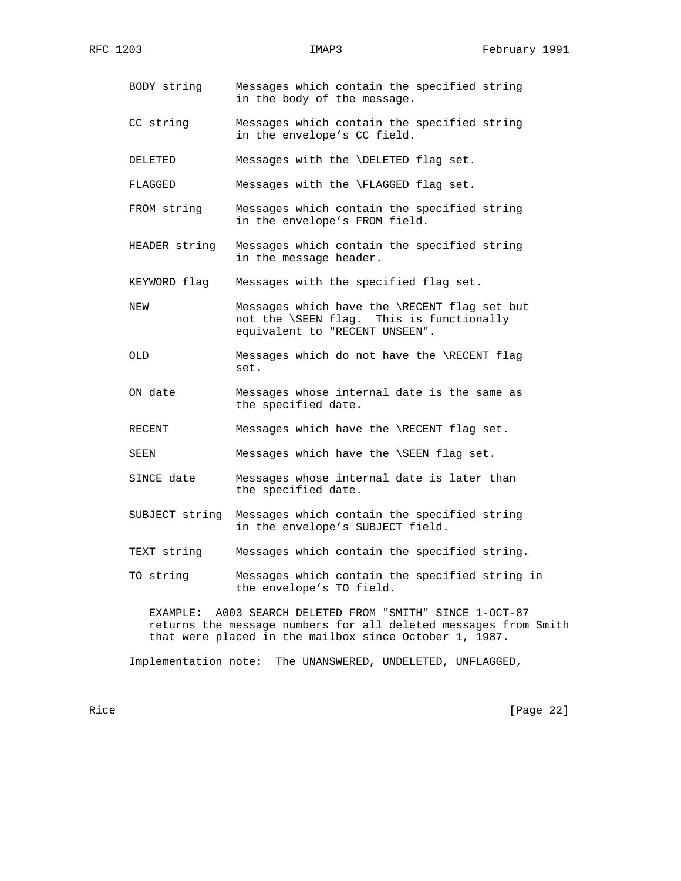BODY string     Messages which contain the specified string in the body of the message.

CC string       Messages which contain the specified string in the envelope's CC field.

DELETED         Messages with the \DELETED flag set.

FLAGGED         Messages with the \FLAGGED flag set.

FROM string     Messages which contain the specified string in the envelope's FROM field.

HEADER string   Messages which contain the specified string in the message header.

KEYWORD flag    Messages with the specified flag set.

NEW             Messages which have the \RECENT flag set but not the \SEEN flag.  This is functionally equivalent to "RECENT UNSEEN".

OLD             Messages which do not have the \RECENT flag set.

ON date         Messages whose internal date is the same as the specified date.

RECENT          Messages which have the \RECENT flag set.

SEEN            Messages which have the \SEEN flag set.

SINCE date      Messages whose internal date is later than the specified date.

SUBJECT string  Messages which contain the specified string in the envelope's SUBJECT field.

TEXT string     Messages which contain the specified string.

TO string       Messages which contain the specified string in the envelope's TO field.

EXAMPLE:  A003 SEARCH DELETED FROM "SMITH" SINCE 1-OCT-87 returns the message numbers for all deleted messages from Smith that were placed in the mailbox since October 1, 1987.

Implementation note:  The UNANSWERED, UNDELETED, UNFLAGGED,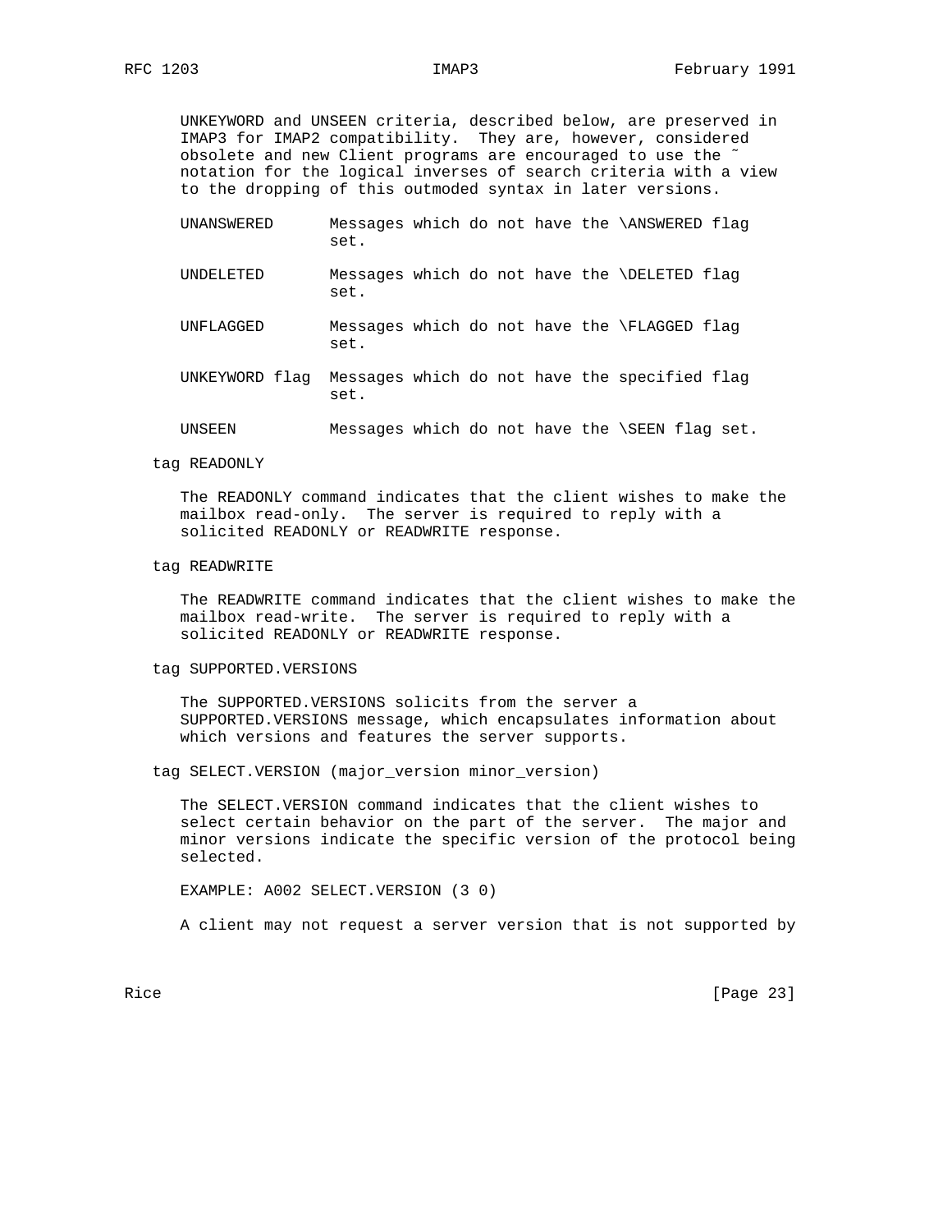UNKEYWORD and UNSEEN criteria, described below, are preserved in IMAP3 for IMAP2 compatibility. They are, however, considered obsolete and new Client programs are encouraged to use the ~ notation for the logical inverses of search criteria with a view to the dropping of this outmoded syntax in later versions.

UNANSWERED — Messages which do not have the \ANSWERED flag set.

UNDELETED — Messages which do not have the \DELETED flag set.

UNFLAGGED — Messages which do not have the \FLAGGED flag set.

UNKEYWORD flag — Messages which do not have the specified flag set.

UNSEEN — Messages which do not have the \SEEN flag set.

tag READONLY

The READONLY command indicates that the client wishes to make the mailbox read-only. The server is required to reply with a solicited READONLY or READWRITE response.

tag READWRITE

The READWRITE command indicates that the client wishes to make the mailbox read-write. The server is required to reply with a solicited READONLY or READWRITE response.

tag SUPPORTED.VERSIONS

The SUPPORTED.VERSIONS solicits from the server a SUPPORTED.VERSIONS message, which encapsulates information about which versions and features the server supports.

tag SELECT.VERSION (major_version minor_version)

The SELECT.VERSION command indicates that the client wishes to select certain behavior on the part of the server. The major and minor versions indicate the specific version of the protocol being selected.

EXAMPLE: A002 SELECT.VERSION (3 0)

A client may not request a server version that is not supported by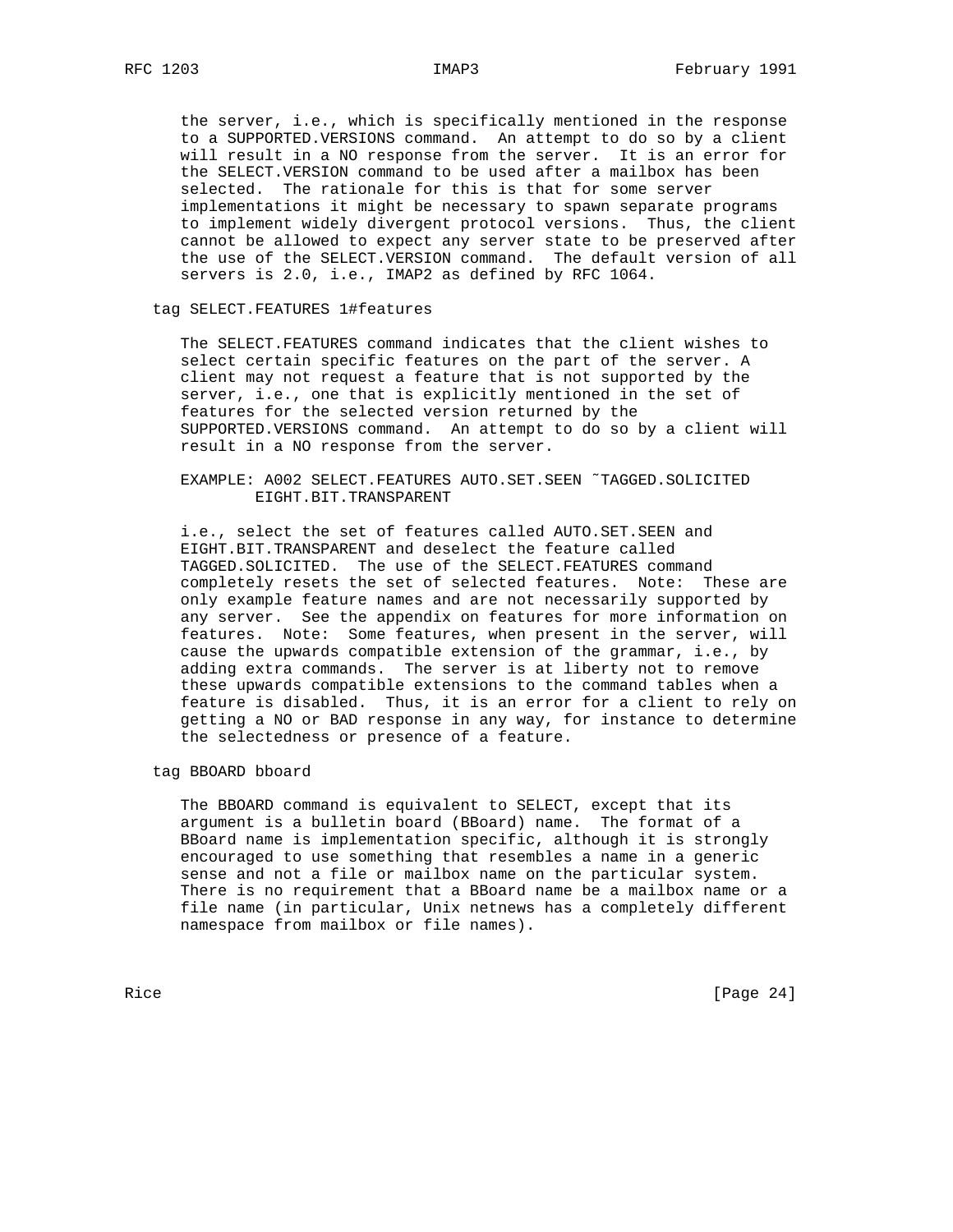the server, i.e., which is specifically mentioned in the response to a SUPPORTED.VERSIONS command. An attempt to do so by a client will result in a NO response from the server. It is an error for the SELECT.VERSION command to be used after a mailbox has been selected. The rationale for this is that for some server implementations it might be necessary to spawn separate programs to implement widely divergent protocol versions. Thus, the client cannot be allowed to expect any server state to be preserved after the use of the SELECT.VERSION command. The default version of all servers is 2.0, i.e., IMAP2 as defined by RFC 1064.

tag SELECT.FEATURES 1#features

The SELECT.FEATURES command indicates that the client wishes to select certain specific features on the part of the server. A client may not request a feature that is not supported by the server, i.e., one that is explicitly mentioned in the set of features for the selected version returned by the SUPPORTED.VERSIONS command. An attempt to do so by a client will result in a NO response from the server.

```
EXAMPLE: A002 SELECT.FEATURES AUTO.SET.SEEN ~TAGGED.SOLICITED
        EIGHT.BIT.TRANSPARENT
```

i.e., select the set of features called AUTO.SET.SEEN and EIGHT.BIT.TRANSPARENT and deselect the feature called TAGGED.SOLICITED. The use of the SELECT.FEATURES command completely resets the set of selected features. Note: These are only example feature names and are not necessarily supported by any server. See the appendix on features for more information on features. Note: Some features, when present in the server, will cause the upwards compatible extension of the grammar, i.e., by adding extra commands. The server is at liberty not to remove these upwards compatible extensions to the command tables when a feature is disabled. Thus, it is an error for a client to rely on getting a NO or BAD response in any way, for instance to determine the selectedness or presence of a feature.

tag BBOARD bboard

The BBOARD command is equivalent to SELECT, except that its argument is a bulletin board (BBoard) name. The format of a BBoard name is implementation specific, although it is strongly encouraged to use something that resembles a name in a generic sense and not a file or mailbox name on the particular system. There is no requirement that a BBoard name be a mailbox name or a file name (in particular, Unix netnews has a completely different namespace from mailbox or file names).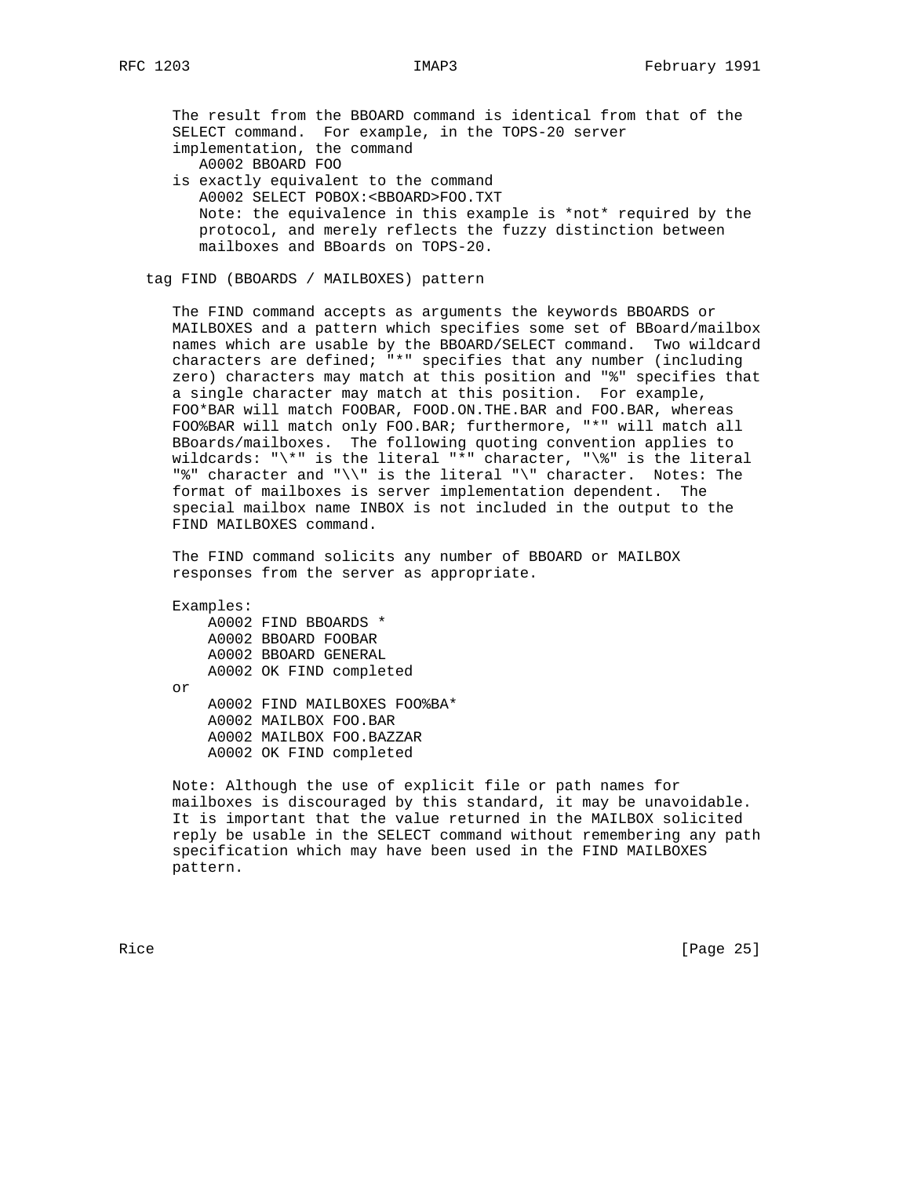The result from the BBOARD command is identical from that of the SELECT command. For example, in the TOPS-20 server implementation, the command

```
A0002 BBOARD FOO
```

is exactly equivalent to the command

```
A0002 SELECT POBOX:<BBOARD>FOO.TXT
```

Note: the equivalence in this example is *not* required by the protocol, and merely reflects the fuzzy distinction between mailboxes and BBoards on TOPS-20.

tag FIND (BBOARDS / MAILBOXES) pattern

The FIND command accepts as arguments the keywords BBOARDS or MAILBOXES and a pattern which specifies some set of BBoard/mailbox names which are usable by the BBOARD/SELECT command. Two wildcard characters are defined; "*" specifies that any number (including zero) characters may match at this position and "%" specifies that a single character may match at this position. For example, FOO*BAR will match FOOBAR, FOOD.ON.THE.BAR and FOO.BAR, whereas FOO%BAR will match only FOO.BAR; furthermore, "*" will match all BBoards/mailboxes. The following quoting convention applies to wildcards: "\*" is the literal "*" character, "\%" is the literal "%" character and "\\" is the literal "\" character. Notes: The format of mailboxes is server implementation dependent. The special mailbox name INBOX is not included in the output to the FIND MAILBOXES command.

The FIND command solicits any number of BBOARD or MAILBOX responses from the server as appropriate.

Examples:

```
A0002 FIND BBOARDS *
A0002 BBOARD FOOBAR
A0002 BBOARD GENERAL
A0002 OK FIND completed
```

or

```
A0002 FIND MAILBOXES FOO%BA*
A0002 MAILBOX FOO.BAR
A0002 MAILBOX FOO.BAZZAR
A0002 OK FIND completed
```

Note: Although the use of explicit file or path names for mailboxes is discouraged by this standard, it may be unavoidable. It is important that the value returned in the MAILBOX solicited reply be usable in the SELECT command without remembering any path specification which may have been used in the FIND MAILBOXES pattern.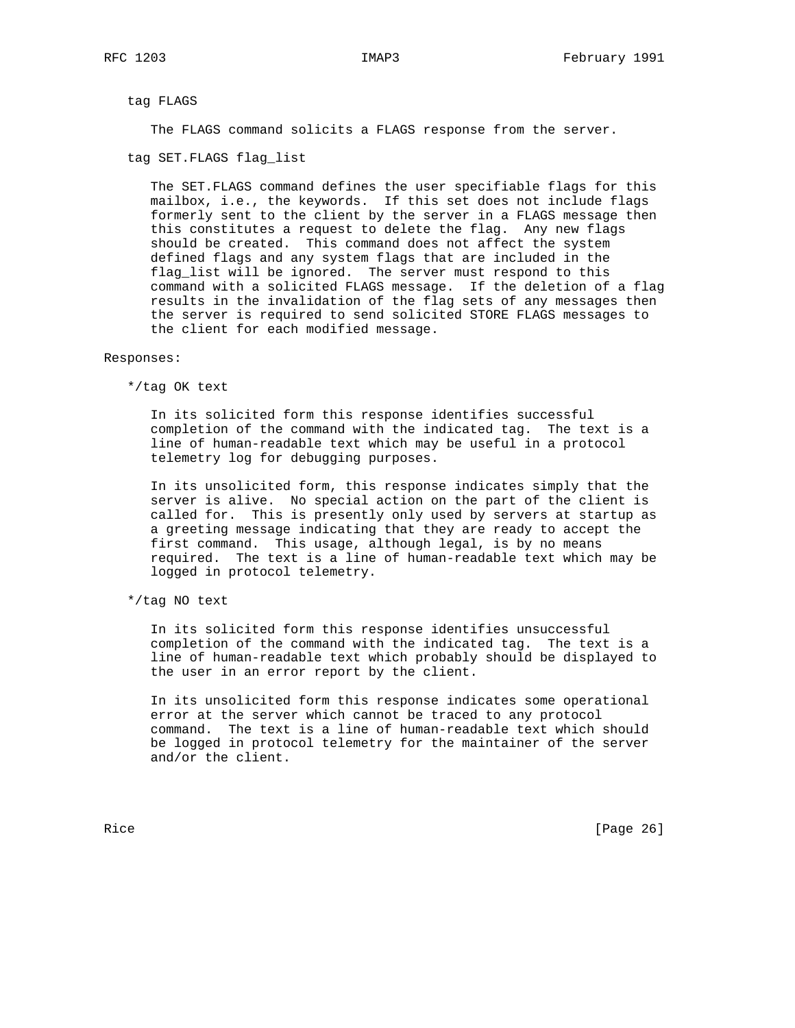tag FLAGS

The FLAGS command solicits a FLAGS response from the server.

tag SET.FLAGS flag_list

The SET.FLAGS command defines the user specifiable flags for this mailbox, i.e., the keywords. If this set does not include flags formerly sent to the client by the server in a FLAGS message then this constitutes a request to delete the flag. Any new flags should be created. This command does not affect the system defined flags and any system flags that are included in the flag_list will be ignored. The server must respond to this command with a solicited FLAGS message. If the deletion of a flag results in the invalidation of the flag sets of any messages then the server is required to send solicited STORE FLAGS messages to the client for each modified message.

Responses:

*/tag OK text

In its solicited form this response identifies successful completion of the command with the indicated tag. The text is a line of human-readable text which may be useful in a protocol telemetry log for debugging purposes.

In its unsolicited form, this response indicates simply that the server is alive. No special action on the part of the client is called for. This is presently only used by servers at startup as a greeting message indicating that they are ready to accept the first command. This usage, although legal, is by no means required. The text is a line of human-readable text which may be logged in protocol telemetry.

*/tag NO text

In its solicited form this response identifies unsuccessful completion of the command with the indicated tag. The text is a line of human-readable text which probably should be displayed to the user in an error report by the client.

In its unsolicited form this response indicates some operational error at the server which cannot be traced to any protocol command. The text is a line of human-readable text which should be logged in protocol telemetry for the maintainer of the server and/or the client.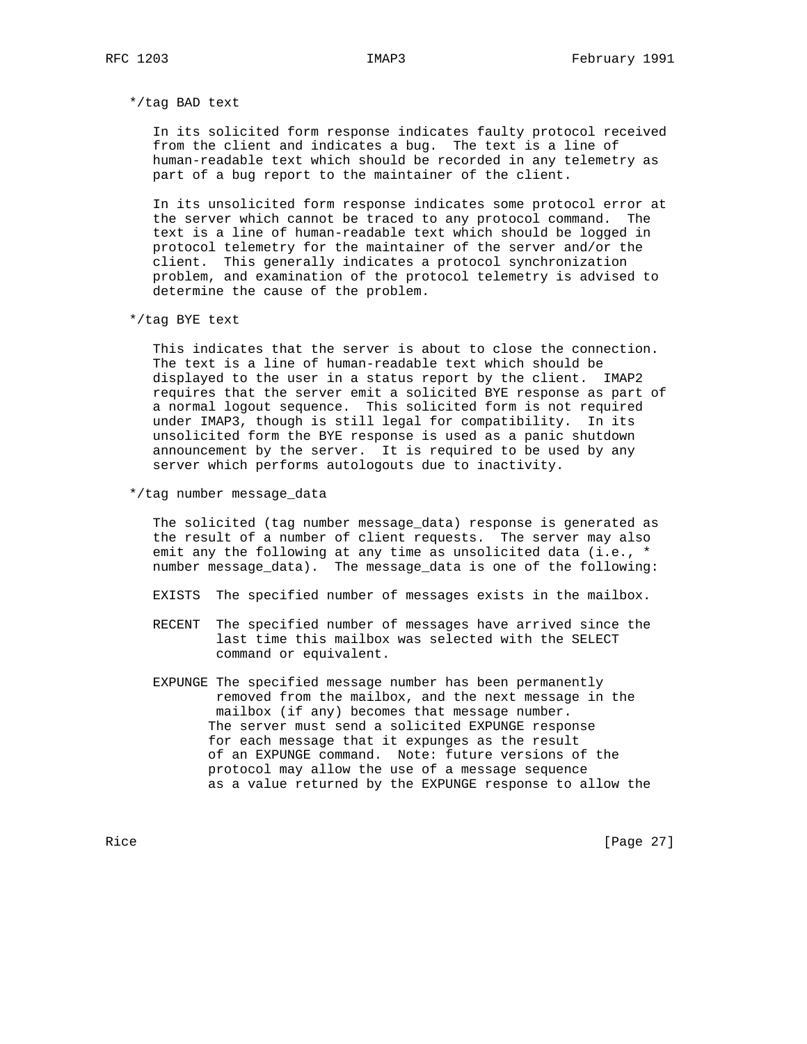*/tag BAD text

In its solicited form response indicates faulty protocol received from the client and indicates a bug. The text is a line of human-readable text which should be recorded in any telemetry as part of a bug report to the maintainer of the client.

In its unsolicited form response indicates some protocol error at the server which cannot be traced to any protocol command. The text is a line of human-readable text which should be logged in protocol telemetry for the maintainer of the server and/or the client. This generally indicates a protocol synchronization problem, and examination of the protocol telemetry is advised to determine the cause of the problem.

*/tag BYE text

This indicates that the server is about to close the connection. The text is a line of human-readable text which should be displayed to the user in a status report by the client. IMAP2 requires that the server emit a solicited BYE response as part of a normal logout sequence. This solicited form is not required under IMAP3, though is still legal for compatibility. In its unsolicited form the BYE response is used as a panic shutdown announcement by the server. It is required to be used by any server which performs autologouts due to inactivity.

*/tag number message_data

The solicited (tag number message_data) response is generated as the result of a number of client requests. The server may also emit any the following at any time as unsolicited data (i.e., * number message_data). The message_data is one of the following:

EXISTS  The specified number of messages exists in the mailbox.

RECENT  The specified number of messages have arrived since the last time this mailbox was selected with the SELECT command or equivalent.

EXPUNGE The specified message number has been permanently removed from the mailbox, and the next message in the mailbox (if any) becomes that message number. The server must send a solicited EXPUNGE response for each message that it expunges as the result of an EXPUNGE command. Note: future versions of the protocol may allow the use of a message sequence as a value returned by the EXPUNGE response to allow the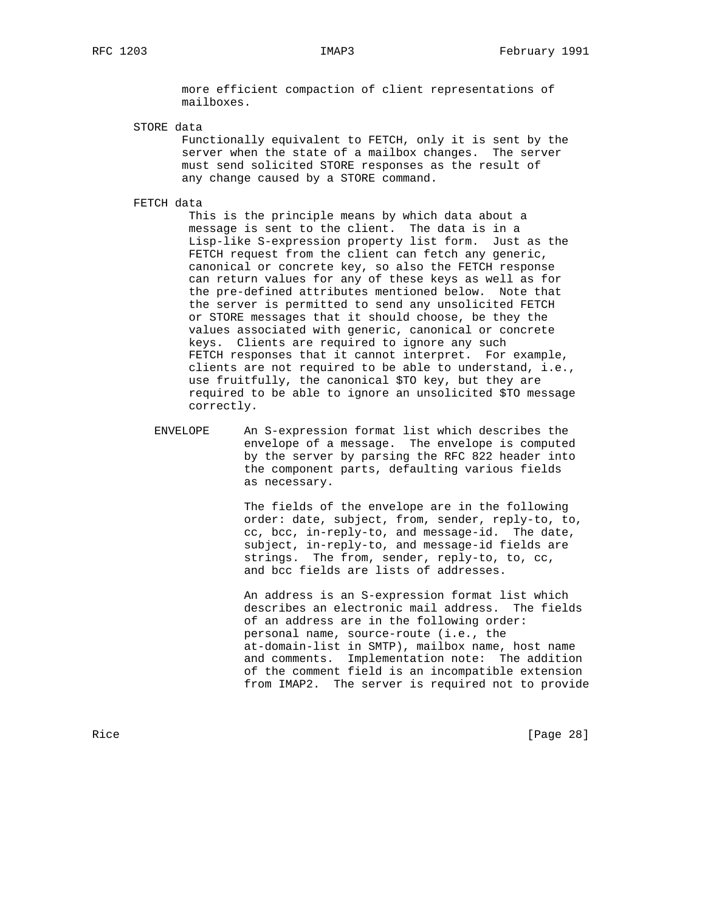more efficient compaction of client representations of mailboxes.

STORE data

Functionally equivalent to FETCH, only it is sent by the server when the state of a mailbox changes. The server must send solicited STORE responses as the result of any change caused by a STORE command.

FETCH data

This is the principle means by which data about a message is sent to the client. The data is in a Lisp-like S-expression property list form. Just as the FETCH request from the client can fetch any generic, canonical or concrete key, so also the FETCH response can return values for any of these keys as well as for the pre-defined attributes mentioned below. Note that the server is permitted to send any unsolicited FETCH or STORE messages that it should choose, be they the values associated with generic, canonical or concrete keys. Clients are required to ignore any such FETCH responses that it cannot interpret. For example, clients are not required to be able to understand, i.e., use fruitfully, the canonical $TO key, but they are required to be able to ignore an unsolicited $TO message correctly.

ENVELOPE

An S-expression format list which describes the envelope of a message. The envelope is computed by the server by parsing the RFC 822 header into the component parts, defaulting various fields as necessary.

The fields of the envelope are in the following order: date, subject, from, sender, reply-to, to, cc, bcc, in-reply-to, and message-id. The date, subject, in-reply-to, and message-id fields are strings. The from, sender, reply-to, to, cc, and bcc fields are lists of addresses.

An address is an S-expression format list which describes an electronic mail address. The fields of an address are in the following order: personal name, source-route (i.e., the at-domain-list in SMTP), mailbox name, host name and comments. Implementation note: The addition of the comment field is an incompatible extension from IMAP2. The server is required not to provide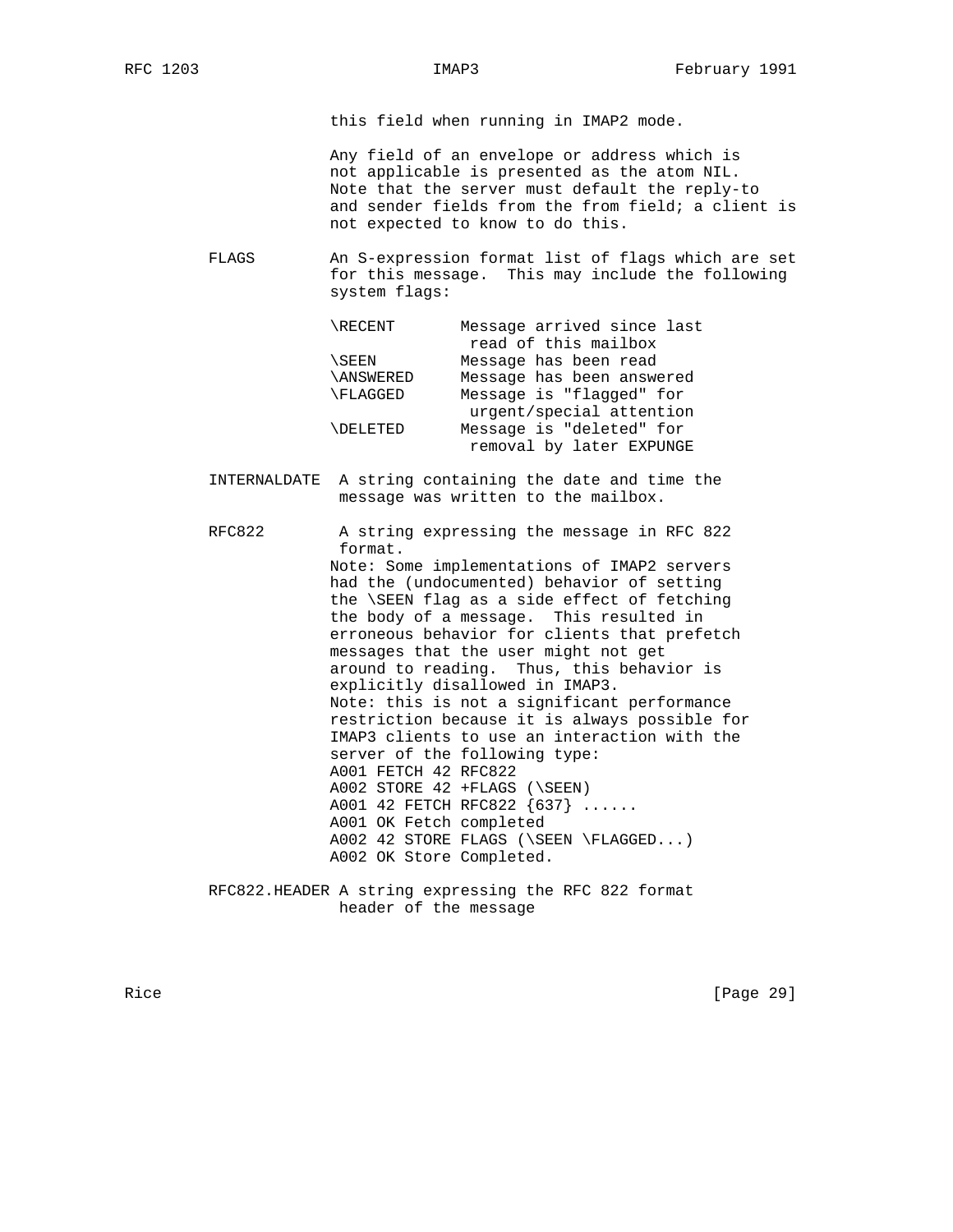this field when running in IMAP2 mode.

Any field of an envelope or address which is not applicable is presented as the atom NIL. Note that the server must default the reply-to and sender fields from the from field; a client is not expected to know to do this.

**FLAGS** An S-expression format list of flags which are set for this message. This may include the following system flags:

| Flag | Description |
|---|---|
| \RECENT | Message arrived since last read of this mailbox |
| \SEEN | Message has been read |
| \ANSWERED | Message has been answered |
| \FLAGGED | Message is "flagged" for urgent/special attention |
| \DELETED | Message is "deleted" for removal by later EXPUNGE |

**INTERNALDATE** A string containing the date and time the message was written to the mailbox.

**RFC822** A string expressing the message in RFC 822 format.

Note: Some implementations of IMAP2 servers had the (undocumented) behavior of setting the \SEEN flag as a side effect of fetching the body of a message. This resulted in erroneous behavior for clients that prefetch messages that the user might not get around to reading. Thus, this behavior is explicitly disallowed in IMAP3.

Note: this is not a significant performance restriction because it is always possible for IMAP3 clients to use an interaction with the server of the following type:

```
A001 FETCH 42 RFC822
A002 STORE 42 +FLAGS (\SEEN)
A001 42 FETCH RFC822 {637} ......
A001 OK Fetch completed
A002 42 STORE FLAGS (\SEEN \FLAGGED...)
A002 OK Store Completed.
```

**RFC822.HEADER** A string expressing the RFC 822 format header of the message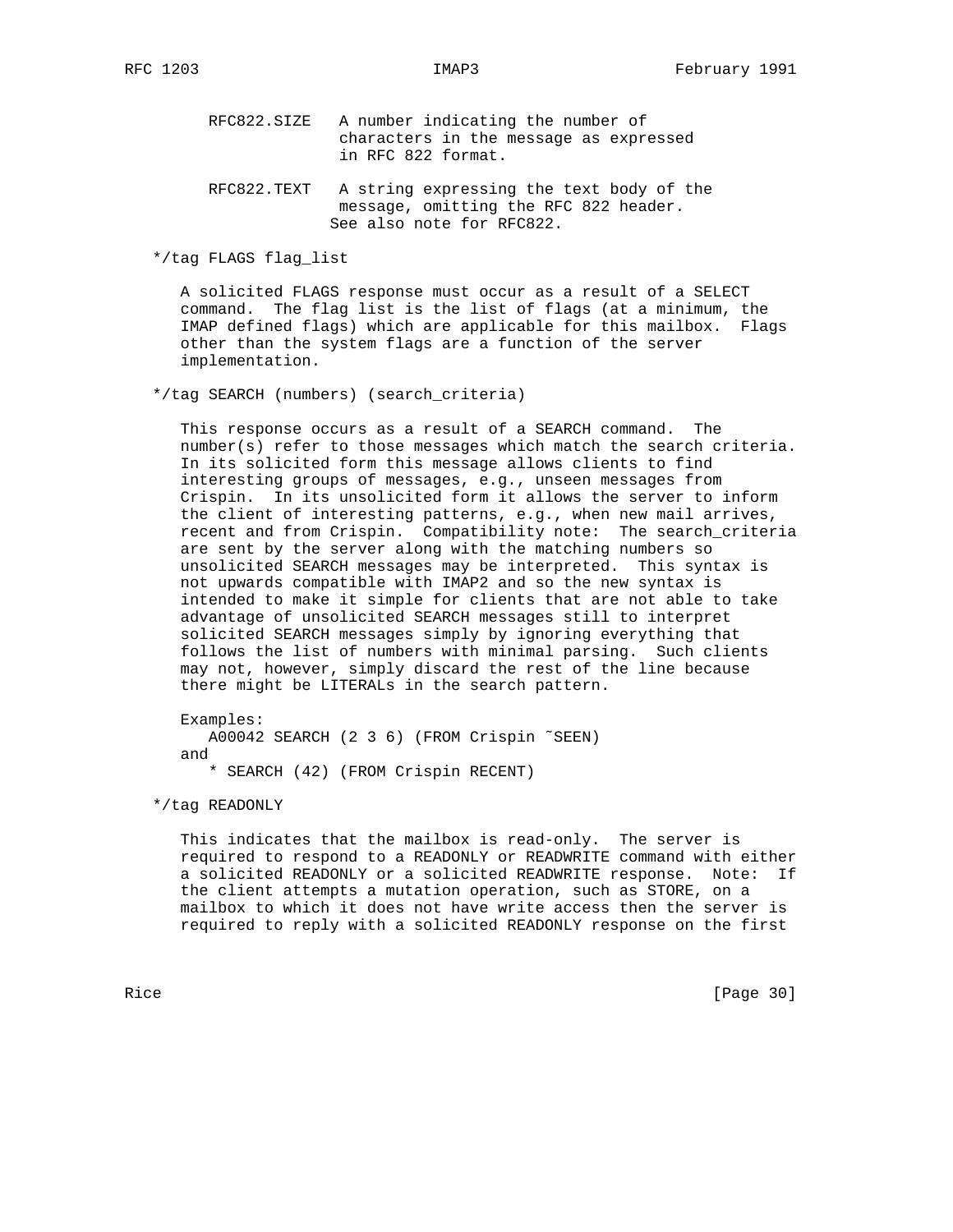RFC822.SIZE   A number indicating the number of characters in the message as expressed in RFC 822 format.

RFC822.TEXT   A string expressing the text body of the message, omitting the RFC 822 header. See also note for RFC822.

*/tag FLAGS flag_list

A solicited FLAGS response must occur as a result of a SELECT command. The flag list is the list of flags (at a minimum, the IMAP defined flags) which are applicable for this mailbox. Flags other than the system flags are a function of the server implementation.

*/tag SEARCH (numbers) (search_criteria)

This response occurs as a result of a SEARCH command. The number(s) refer to those messages which match the search criteria. In its solicited form this message allows clients to find interesting groups of messages, e.g., unseen messages from Crispin. In its unsolicited form it allows the server to inform the client of interesting patterns, e.g., when new mail arrives, recent and from Crispin. Compatibility note: The search_criteria are sent by the server along with the matching numbers so unsolicited SEARCH messages may be interpreted. This syntax is not upwards compatible with IMAP2 and so the new syntax is intended to make it simple for clients that are not able to take advantage of unsolicited SEARCH messages still to interpret solicited SEARCH messages simply by ignoring everything that follows the list of numbers with minimal parsing. Such clients may not, however, simply discard the rest of the line because there might be LITERALs in the search pattern.

Examples:

```
   A00042 SEARCH (2 3 6) (FROM Crispin ~SEEN)
and
   * SEARCH (42) (FROM Crispin RECENT)
```

*/tag READONLY

This indicates that the mailbox is read-only. The server is required to respond to a READONLY or READWRITE command with either a solicited READONLY or a solicited READWRITE response. Note: If the client attempts a mutation operation, such as STORE, on a mailbox to which it does not have write access then the server is required to reply with a solicited READONLY response on the first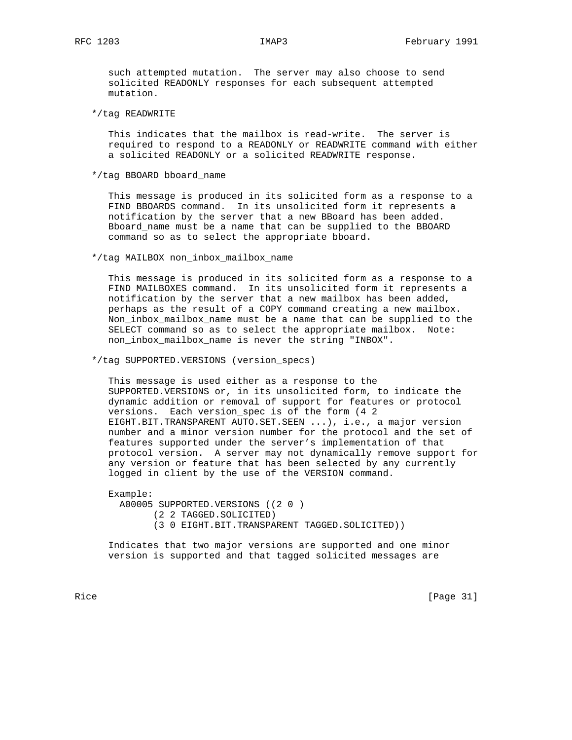such attempted mutation. The server may also choose to send solicited READONLY responses for each subsequent attempted mutation.

*/tag READWRITE

This indicates that the mailbox is read-write. The server is required to respond to a READONLY or READWRITE command with either a solicited READONLY or a solicited READWRITE response.

*/tag BBOARD bboard_name

This message is produced in its solicited form as a response to a FIND BBOARDS command. In its unsolicited form it represents a notification by the server that a new BBoard has been added. Bboard_name must be a name that can be supplied to the BBOARD command so as to select the appropriate bboard.

*/tag MAILBOX non_inbox_mailbox_name

This message is produced in its solicited form as a response to a FIND MAILBOXES command. In its unsolicited form it represents a notification by the server that a new mailbox has been added, perhaps as the result of a COPY command creating a new mailbox. Non_inbox_mailbox_name must be a name that can be supplied to the SELECT command so as to select the appropriate mailbox. Note: non_inbox_mailbox_name is never the string "INBOX".

*/tag SUPPORTED.VERSIONS (version_specs)

This message is used either as a response to the SUPPORTED.VERSIONS or, in its unsolicited form, to indicate the dynamic addition or removal of support for features or protocol versions. Each version_spec is of the form (4 2 EIGHT.BIT.TRANSPARENT AUTO.SET.SEEN ...), i.e., a major version number and a minor version number for the protocol and the set of features supported under the server's implementation of that protocol version. A server may not dynamically remove support for any version or feature that has been selected by any currently logged in client by the use of the VERSION command.

Example:

```
  A00005 SUPPORTED.VERSIONS ((2 0 )
        (2 2 TAGGED.SOLICITED)
        (3 0 EIGHT.BIT.TRANSPARENT TAGGED.SOLICITED))
```

Indicates that two major versions are supported and one minor version is supported and that tagged solicited messages are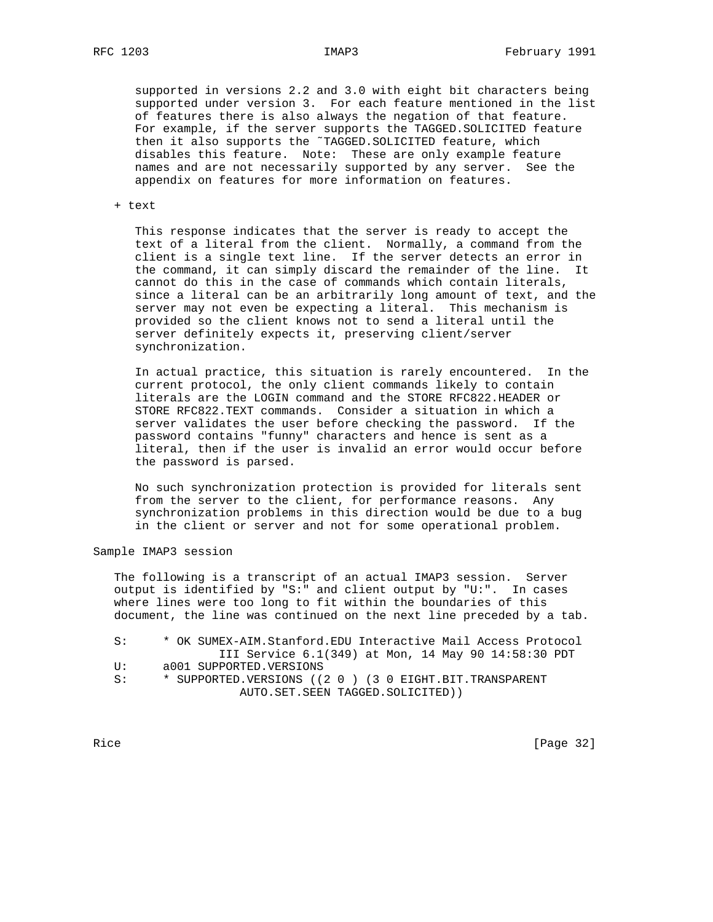supported in versions 2.2 and 3.0 with eight bit characters being supported under version 3. For each feature mentioned in the list of features there is also always the negation of that feature. For example, if the server supports the TAGGED.SOLICITED feature then it also supports the ~TAGGED.SOLICITED feature, which disables this feature. Note: These are only example feature names and are not necessarily supported by any server. See the appendix on features for more information on features.

+ text

This response indicates that the server is ready to accept the text of a literal from the client. Normally, a command from the client is a single text line. If the server detects an error in the command, it can simply discard the remainder of the line. It cannot do this in the case of commands which contain literals, since a literal can be an arbitrarily long amount of text, and the server may not even be expecting a literal. This mechanism is provided so the client knows not to send a literal until the server definitely expects it, preserving client/server synchronization.

In actual practice, this situation is rarely encountered. In the current protocol, the only client commands likely to contain literals are the LOGIN command and the STORE RFC822.HEADER or STORE RFC822.TEXT commands. Consider a situation in which a server validates the user before checking the password. If the password contains "funny" characters and hence is sent as a literal, then if the user is invalid an error would occur before the password is parsed.

No such synchronization protection is provided for literals sent from the server to the client, for performance reasons. Any synchronization problems in this direction would be due to a bug in the client or server and not for some operational problem.

Sample IMAP3 session

The following is a transcript of an actual IMAP3 session. Server output is identified by "S:" and client output by "U:". In cases where lines were too long to fit within the boundaries of this document, the line was continued on the next line preceded by a tab.

```
S:     * OK SUMEX-AIM.Stanford.EDU Interactive Mail Access Protocol
              III Service 6.1(349) at Mon, 14 May 90 14:58:30 PDT
U:     a001 SUPPORTED.VERSIONS
S:     * SUPPORTED.VERSIONS ((2 0 ) (3 0 EIGHT.BIT.TRANSPARENT
                 AUTO.SET.SEEN TAGGED.SOLICITED))
```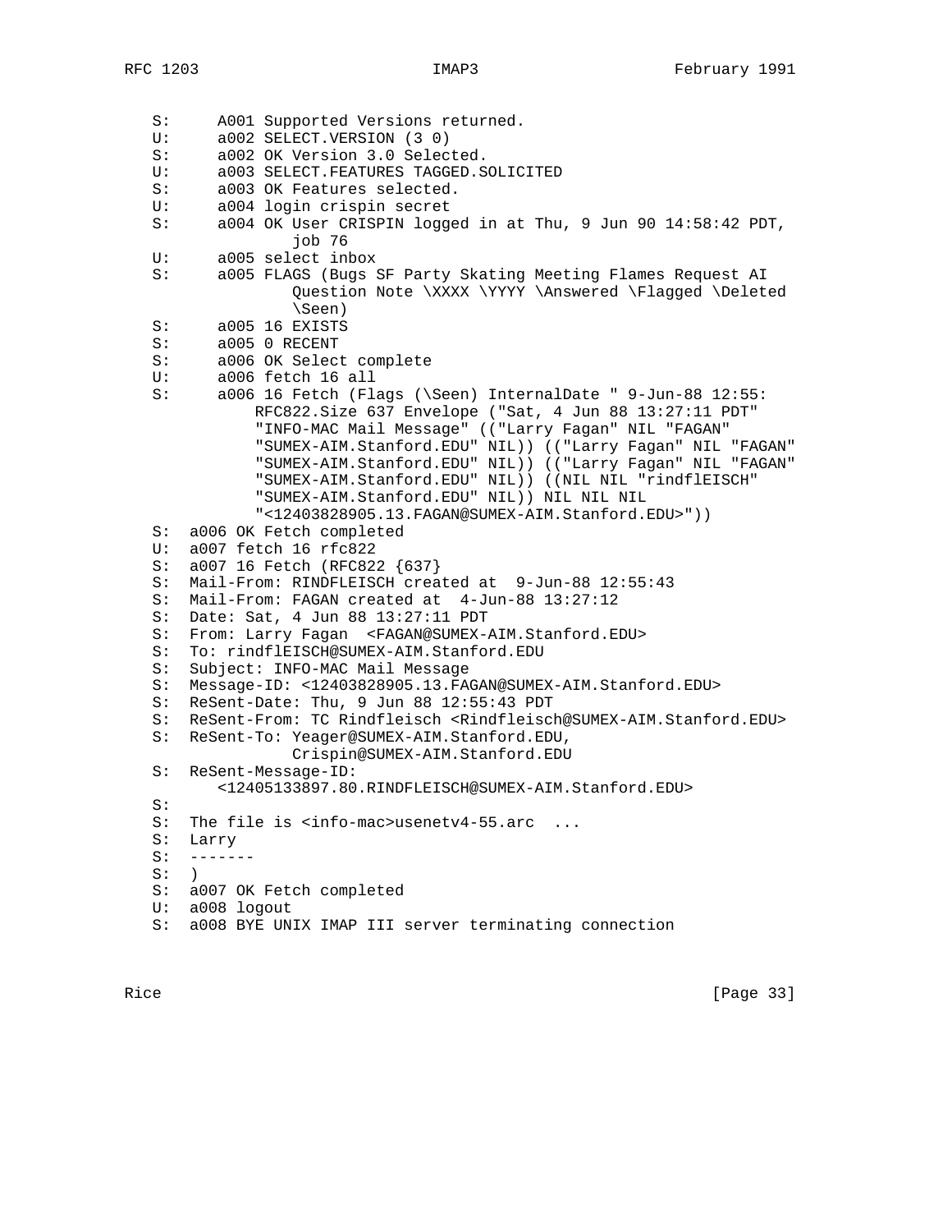```
S:      A001 Supported Versions returned.
U:      a002 SELECT.VERSION (3 0)
S:      a002 OK Version 3.0 Selected.
U:      a003 SELECT.FEATURES TAGGED.SOLICITED
S:      a003 OK Features selected.
U:      a004 login crispin secret
S:      a004 OK User CRISPIN logged in at Thu, 9 Jun 90 14:58:42 PDT,
                job 76
U:      a005 select inbox
S:      a005 FLAGS (Bugs SF Party Skating Meeting Flames Request AI
                Question Note \XXXX \YYYY \Answered \Flagged \Deleted
                \Seen)
S:      a005 16 EXISTS
S:      a005 0 RECENT
S:      a006 OK Select complete
U:      a006 fetch 16 all
S:      a006 16 Fetch (Flags (\Seen) InternalDate " 9-Jun-88 12:55:
            RFC822.Size 637 Envelope ("Sat, 4 Jun 88 13:27:11 PDT"
            "INFO-MAC Mail Message" (("Larry Fagan" NIL "FAGAN"
            "SUMEX-AIM.Stanford.EDU" NIL)) (("Larry Fagan" NIL "FAGAN"
            "SUMEX-AIM.Stanford.EDU" NIL)) (("Larry Fagan" NIL "FAGAN"
            "SUMEX-AIM.Stanford.EDU" NIL)) ((NIL NIL "rindflEISCH"
            "SUMEX-AIM.Stanford.EDU" NIL)) NIL NIL NIL
            "<12403828905.13.FAGAN@SUMEX-AIM.Stanford.EDU>"))
S:  a006 OK Fetch completed
U:  a007 fetch 16 rfc822
S:  a007 16 Fetch (RFC822 {637}
S:  Mail-From: RINDFLEISCH created at  9-Jun-88 12:55:43
S:  Mail-From: FAGAN created at  4-Jun-88 13:27:12
S:  Date: Sat, 4 Jun 88 13:27:11 PDT
S:  From: Larry Fagan  <FAGAN@SUMEX-AIM.Stanford.EDU>
S:  To: rindflEISCH@SUMEX-AIM.Stanford.EDU
S:  Subject: INFO-MAC Mail Message
S:  Message-ID: <12403828905.13.FAGAN@SUMEX-AIM.Stanford.EDU>
S:  ReSent-Date: Thu, 9 Jun 88 12:55:43 PDT
S:  ReSent-From: TC Rindfleisch <Rindfleisch@SUMEX-AIM.Stanford.EDU>
S:  ReSent-To: Yeager@SUMEX-AIM.Stanford.EDU,
               Crispin@SUMEX-AIM.Stanford.EDU
S:  ReSent-Message-ID:
        <12405133897.80.RINDFLEISCH@SUMEX-AIM.Stanford.EDU>
S:
S:  The file is <info-mac>usenetv4-55.arc  ...
S:  Larry
S:  -------
S:  )
S:  a007 OK Fetch completed
U:  a008 logout
S:  a008 BYE UNIX IMAP III server terminating connection
```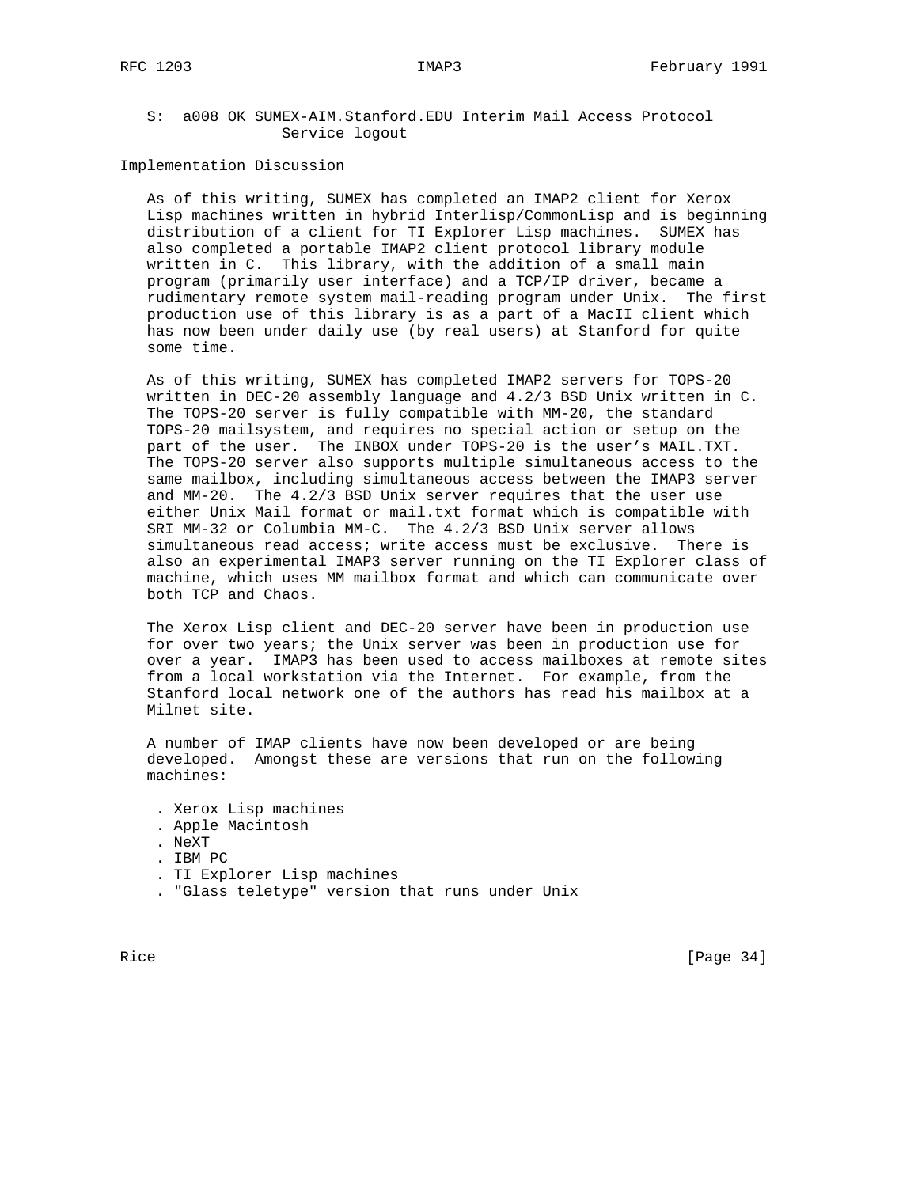```
S:  a008 OK SUMEX-AIM.Stanford.EDU Interim Mail Access Protocol
            Service logout
```

## Implementation Discussion

As of this writing, SUMEX has completed an IMAP2 client for Xerox Lisp machines written in hybrid Interlisp/CommonLisp and is beginning distribution of a client for TI Explorer Lisp machines. SUMEX has also completed a portable IMAP2 client protocol library module written in C. This library, with the addition of a small main program (primarily user interface) and a TCP/IP driver, became a rudimentary remote system mail-reading program under Unix. The first production use of this library is as a part of a MacII client which has now been under daily use (by real users) at Stanford for quite some time.

As of this writing, SUMEX has completed IMAP2 servers for TOPS-20 written in DEC-20 assembly language and 4.2/3 BSD Unix written in C. The TOPS-20 server is fully compatible with MM-20, the standard TOPS-20 mailsystem, and requires no special action or setup on the part of the user. The INBOX under TOPS-20 is the user's MAIL.TXT. The TOPS-20 server also supports multiple simultaneous access to the same mailbox, including simultaneous access between the IMAP3 server and MM-20. The 4.2/3 BSD Unix server requires that the user use either Unix Mail format or mail.txt format which is compatible with SRI MM-32 or Columbia MM-C. The 4.2/3 BSD Unix server allows simultaneous read access; write access must be exclusive. There is also an experimental IMAP3 server running on the TI Explorer class of machine, which uses MM mailbox format and which can communicate over both TCP and Chaos.

The Xerox Lisp client and DEC-20 server have been in production use for over two years; the Unix server was been in production use for over a year. IMAP3 has been used to access mailboxes at remote sites from a local workstation via the Internet. For example, from the Stanford local network one of the authors has read his mailbox at a Milnet site.

A number of IMAP clients have now been developed or are being developed. Amongst these are versions that run on the following machines:

- Xerox Lisp machines
- Apple Macintosh
- NeXT
- IBM PC
- TI Explorer Lisp machines
- "Glass teletype" version that runs under Unix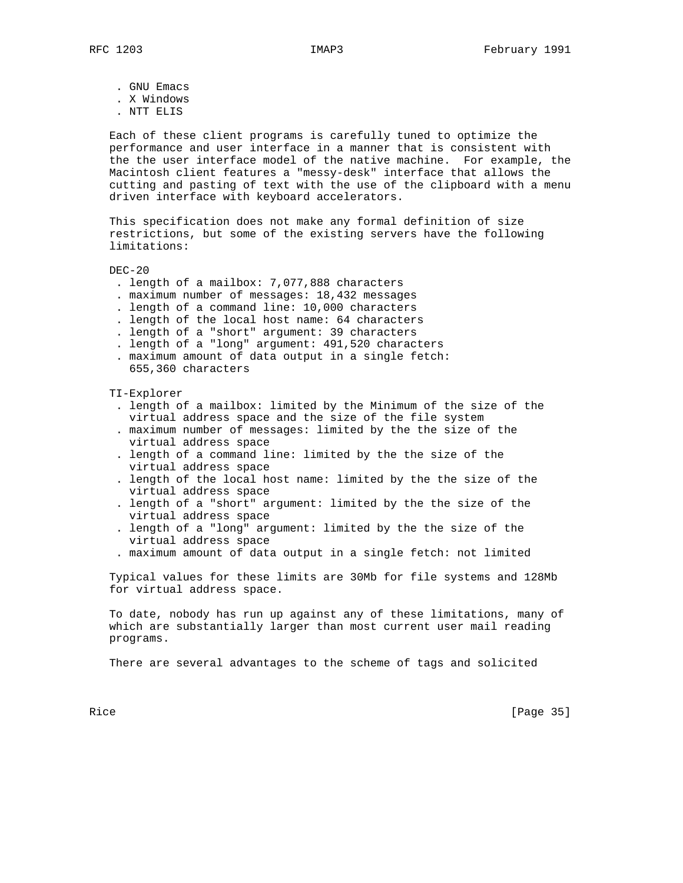- GNU Emacs
- X Windows
- NTT ELIS

Each of these client programs is carefully tuned to optimize the performance and user interface in a manner that is consistent with the the user interface model of the native machine. For example, the Macintosh client features a "messy-desk" interface that allows the cutting and pasting of text with the use of the clipboard with a menu driven interface with keyboard accelerators.

This specification does not make any formal definition of size restrictions, but some of the existing servers have the following limitations:

DEC-20

- length of a mailbox: 7,077,888 characters
- maximum number of messages: 18,432 messages
- length of a command line: 10,000 characters
- length of the local host name: 64 characters
- length of a "short" argument: 39 characters
- length of a "long" argument: 491,520 characters
- maximum amount of data output in a single fetch: 655,360 characters

TI-Explorer

- length of a mailbox: limited by the Minimum of the size of the virtual address space and the size of the file system
- maximum number of messages: limited by the the size of the virtual address space
- length of a command line: limited by the the size of the virtual address space
- length of the local host name: limited by the the size of the virtual address space
- length of a "short" argument: limited by the the size of the virtual address space
- length of a "long" argument: limited by the the size of the virtual address space
- maximum amount of data output in a single fetch: not limited

Typical values for these limits are 30Mb for file systems and 128Mb for virtual address space.

To date, nobody has run up against any of these limitations, many of which are substantially larger than most current user mail reading programs.

There are several advantages to the scheme of tags and solicited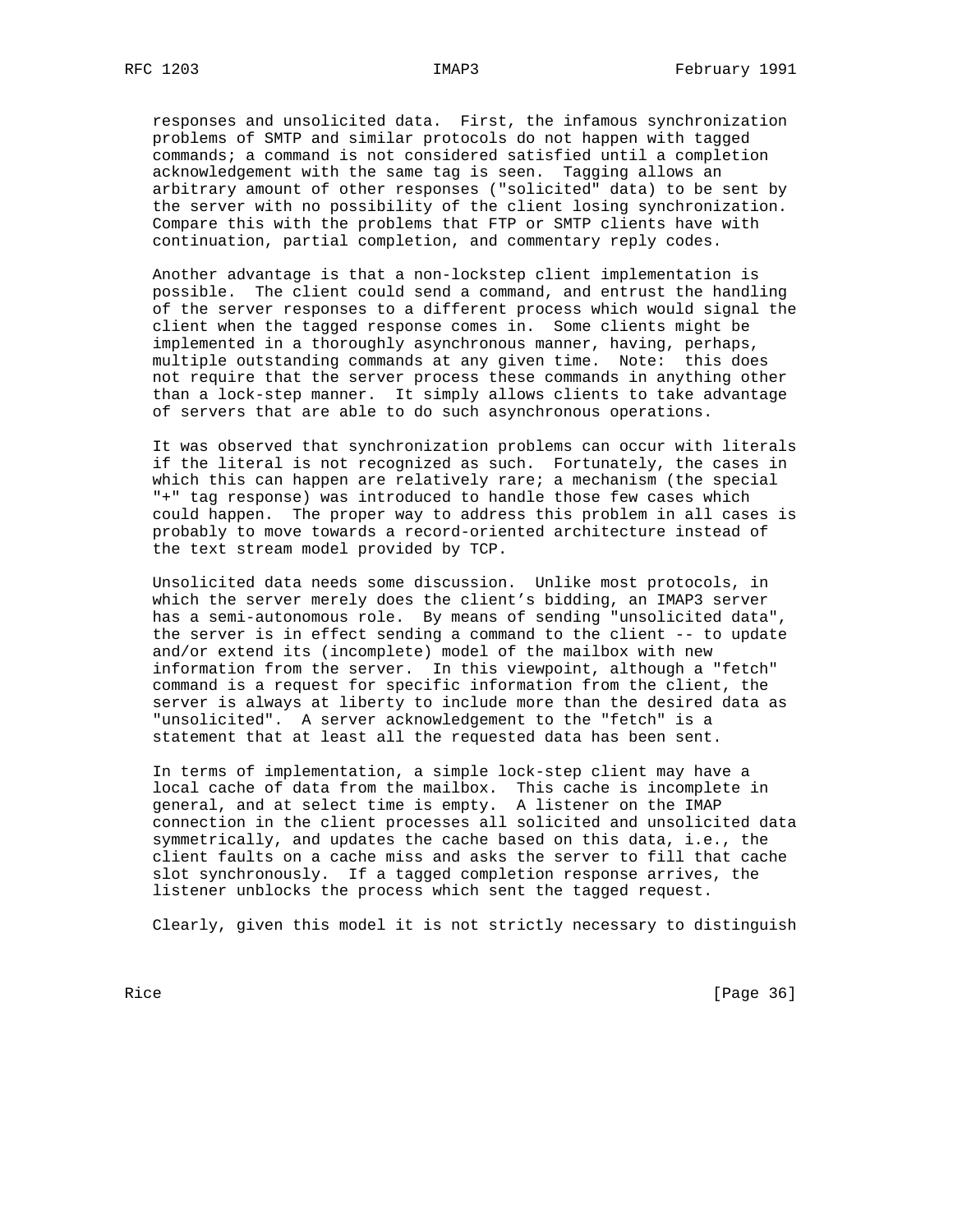responses and unsolicited data. First, the infamous synchronization problems of SMTP and similar protocols do not happen with tagged commands; a command is not considered satisfied until a completion acknowledgement with the same tag is seen. Tagging allows an arbitrary amount of other responses ("solicited" data) to be sent by the server with no possibility of the client losing synchronization. Compare this with the problems that FTP or SMTP clients have with continuation, partial completion, and commentary reply codes.

Another advantage is that a non-lockstep client implementation is possible. The client could send a command, and entrust the handling of the server responses to a different process which would signal the client when the tagged response comes in. Some clients might be implemented in a thoroughly asynchronous manner, having, perhaps, multiple outstanding commands at any given time. Note: this does not require that the server process these commands in anything other than a lock-step manner. It simply allows clients to take advantage of servers that are able to do such asynchronous operations.

It was observed that synchronization problems can occur with literals if the literal is not recognized as such. Fortunately, the cases in which this can happen are relatively rare; a mechanism (the special "+" tag response) was introduced to handle those few cases which could happen. The proper way to address this problem in all cases is probably to move towards a record-oriented architecture instead of the text stream model provided by TCP.

Unsolicited data needs some discussion. Unlike most protocols, in which the server merely does the client's bidding, an IMAP3 server has a semi-autonomous role. By means of sending "unsolicited data", the server is in effect sending a command to the client -- to update and/or extend its (incomplete) model of the mailbox with new information from the server. In this viewpoint, although a "fetch" command is a request for specific information from the client, the server is always at liberty to include more than the desired data as "unsolicited". A server acknowledgement to the "fetch" is a statement that at least all the requested data has been sent.

In terms of implementation, a simple lock-step client may have a local cache of data from the mailbox. This cache is incomplete in general, and at select time is empty. A listener on the IMAP connection in the client processes all solicited and unsolicited data symmetrically, and updates the cache based on this data, i.e., the client faults on a cache miss and asks the server to fill that cache slot synchronously. If a tagged completion response arrives, the listener unblocks the process which sent the tagged request.

Clearly, given this model it is not strictly necessary to distinguish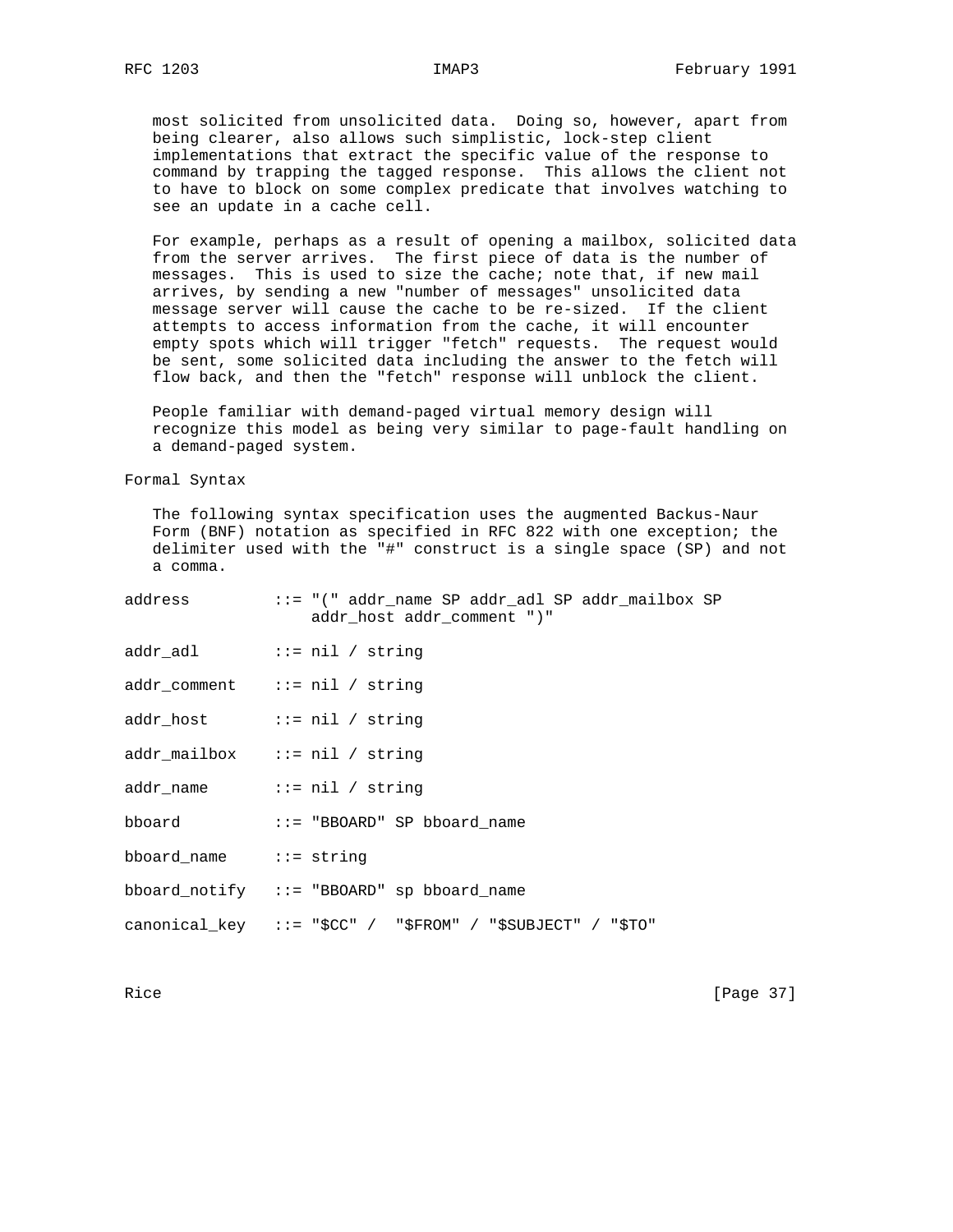most solicited from unsolicited data. Doing so, however, apart from being clearer, also allows such simplistic, lock-step client implementations that extract the specific value of the response to command by trapping the tagged response. This allows the client not to have to block on some complex predicate that involves watching to see an update in a cache cell.

For example, perhaps as a result of opening a mailbox, solicited data from the server arrives. The first piece of data is the number of messages. This is used to size the cache; note that, if new mail arrives, by sending a new "number of messages" unsolicited data message server will cause the cache to be re-sized. If the client attempts to access information from the cache, it will encounter empty spots which will trigger "fetch" requests. The request would be sent, some solicited data including the answer to the fetch will flow back, and then the "fetch" response will unblock the client.

People familiar with demand-paged virtual memory design will recognize this model as being very similar to page-fault handling on a demand-paged system.

## Formal Syntax

The following syntax specification uses the augmented Backus-Naur Form (BNF) notation as specified in RFC 822 with one exception; the delimiter used with the "#" construct is a single space (SP) and not a comma.

```
address         ::= "(" addr_name SP addr_adl SP addr_mailbox SP
                    addr_host addr_comment ")"

addr_adl        ::= nil / string

addr_comment    ::= nil / string

addr_host       ::= nil / string

addr_mailbox    ::= nil / string

addr_name       ::= nil / string

bboard          ::= "BBOARD" SP bboard_name

bboard_name     ::= string

bboard_notify   ::= "BBOARD" sp bboard_name

canonical_key   ::= "$CC" /  "$FROM" / "$SUBJECT" / "$TO"
```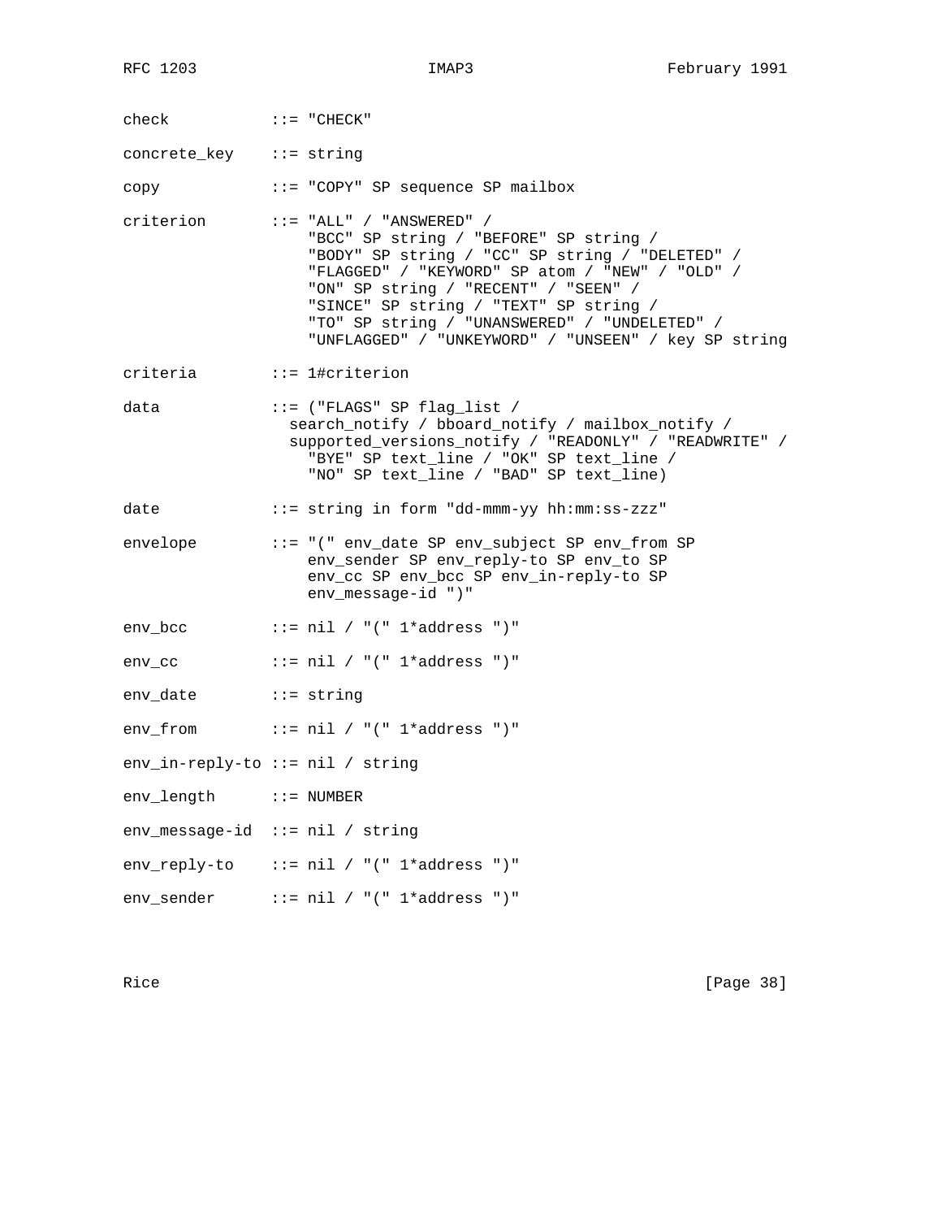```
check           ::= "CHECK"

concrete_key    ::= string

copy            ::= "COPY" SP sequence SP mailbox

criterion       ::= "ALL" / "ANSWERED" /
                    "BCC" SP string / "BEFORE" SP string /
                    "BODY" SP string / "CC" SP string / "DELETED" /
                    "FLAGGED" / "KEYWORD" SP atom / "NEW" / "OLD" /
                    "ON" SP string / "RECENT" / "SEEN" /
                    "SINCE" SP string / "TEXT" SP string /
                    "TO" SP string / "UNANSWERED" / "UNDELETED" /
                    "UNFLAGGED" / "UNKEYWORD" / "UNSEEN" / key SP string

criteria        ::= 1#criterion

data            ::= ("FLAGS" SP flag_list /
                  search_notify / bboard_notify / mailbox_notify /
                  supported_versions_notify / "READONLY" / "READWRITE" /
                    "BYE" SP text_line / "OK" SP text_line /
                    "NO" SP text_line / "BAD" SP text_line)

date            ::= string in form "dd-mmm-yy hh:mm:ss-zzz"

envelope        ::= "(" env_date SP env_subject SP env_from SP
                    env_sender SP env_reply-to SP env_to SP
                    env_cc SP env_bcc SP env_in-reply-to SP
                    env_message-id ")"

env_bcc         ::= nil / "(" 1*address ")"

env_cc          ::= nil / "(" 1*address ")"

env_date        ::= string

env_from        ::= nil / "(" 1*address ")"

env_in-reply-to ::= nil / string

env_length      ::= NUMBER

env_message-id  ::= nil / string

env_reply-to    ::= nil / "(" 1*address ")"

env_sender      ::= nil / "(" 1*address ")"
```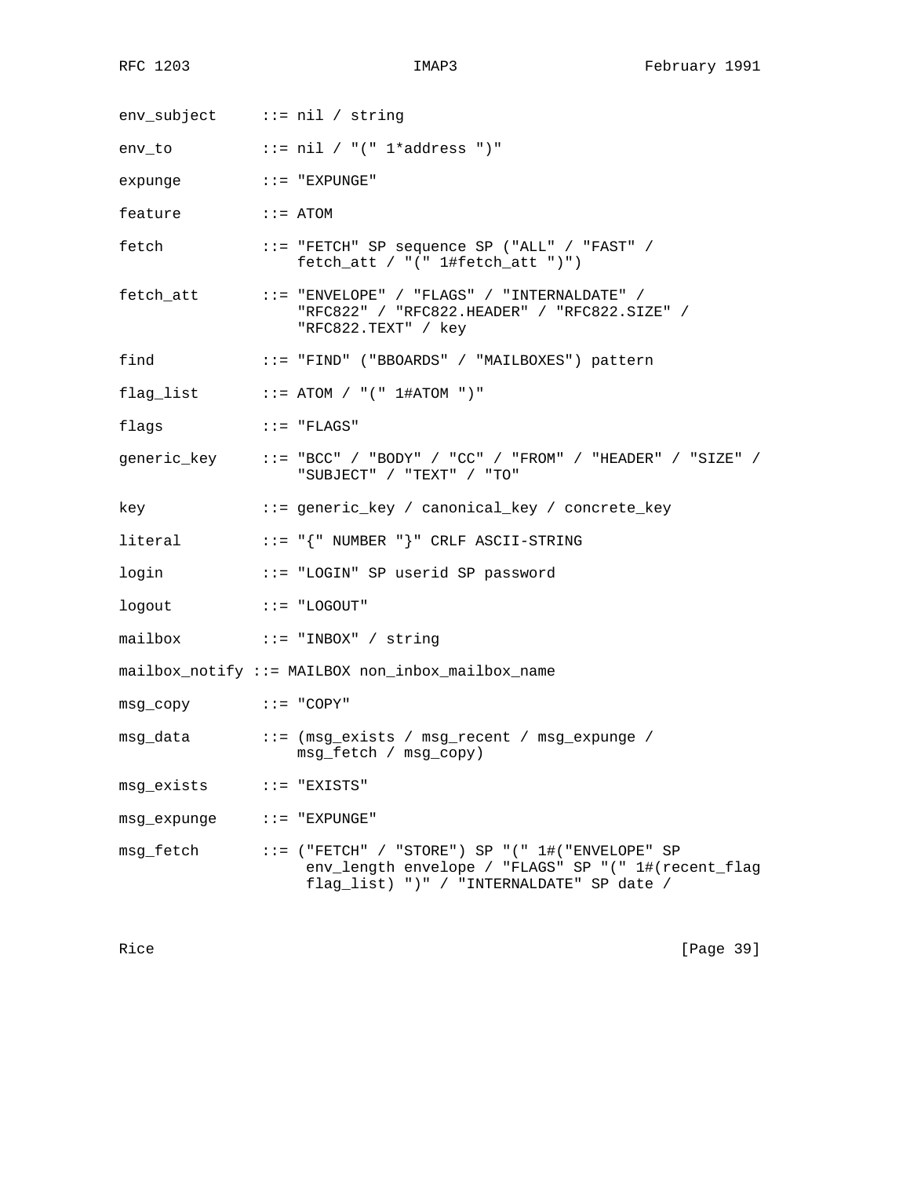```
env_subject     ::= nil / string

env_to          ::= nil / "(" 1*address ")"

expunge         ::= "EXPUNGE"

feature         ::= ATOM

fetch           ::= "FETCH" SP sequence SP ("ALL" / "FAST" /
                    fetch_att / "(" 1#fetch_att ")")

fetch_att       ::= "ENVELOPE" / "FLAGS" / "INTERNALDATE" /
                    "RFC822" / "RFC822.HEADER" / "RFC822.SIZE" /
                    "RFC822.TEXT" / key

find            ::= "FIND" ("BBOARDS" / "MAILBOXES") pattern

flag_list       ::= ATOM / "(" 1#ATOM ")"

flags           ::= "FLAGS"

generic_key     ::= "BCC" / "BODY" / "CC" / "FROM" / "HEADER" / "SIZE" /
                    "SUBJECT" / "TEXT" / "TO"

key             ::= generic_key / canonical_key / concrete_key

literal         ::= "{" NUMBER "}" CRLF ASCII-STRING

login           ::= "LOGIN" SP userid SP password

logout          ::= "LOGOUT"

mailbox         ::= "INBOX" / string

mailbox_notify ::= MAILBOX non_inbox_mailbox_name

msg_copy        ::= "COPY"

msg_data        ::= (msg_exists / msg_recent / msg_expunge /
                    msg_fetch / msg_copy)

msg_exists      ::= "EXISTS"

msg_expunge     ::= "EXPUNGE"

msg_fetch       ::= ("FETCH" / "STORE") SP "(" 1#("ENVELOPE" SP
                     env_length envelope / "FLAGS" SP "(" 1#(recent_flag
                     flag_list) ")" / "INTERNALDATE" SP date /
```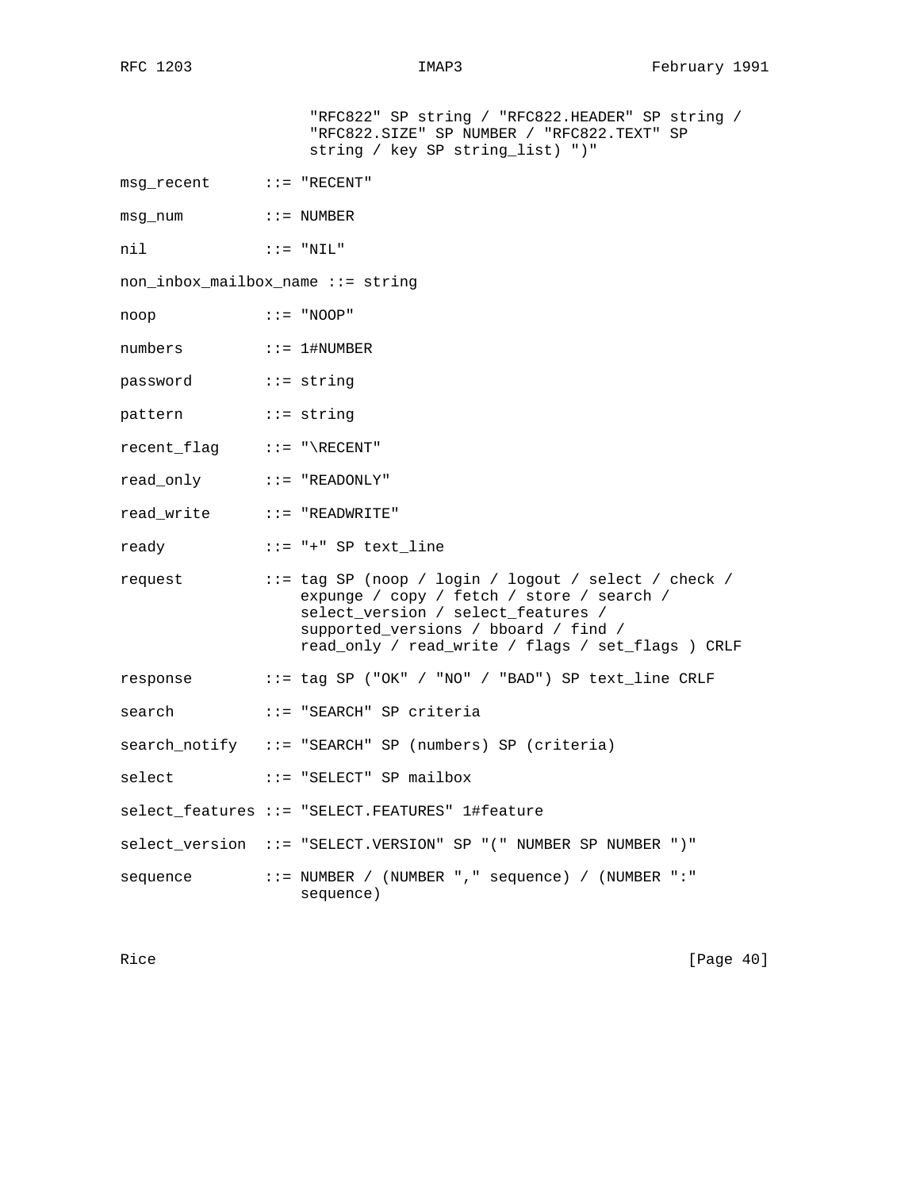```
                     "RFC822" SP string / "RFC822.HEADER" SP string /
                     "RFC822.SIZE" SP NUMBER / "RFC822.TEXT" SP
                     string / key SP string_list) ")"

msg_recent      ::= "RECENT"

msg_num         ::= NUMBER

nil             ::= "NIL"

non_inbox_mailbox_name ::= string

noop            ::= "NOOP"

numbers         ::= 1#NUMBER

password        ::= string

pattern         ::= string

recent_flag     ::= "\RECENT"

read_only       ::= "READONLY"

read_write      ::= "READWRITE"

ready           ::= "+" SP text_line

request         ::= tag SP (noop / login / logout / select / check /
                    expunge / copy / fetch / store / search /
                    select_version / select_features /
                    supported_versions / bboard / find /
                    read_only / read_write / flags / set_flags ) CRLF

response        ::= tag SP ("OK" / "NO" / "BAD") SP text_line CRLF

search          ::= "SEARCH" SP criteria

search_notify   ::= "SEARCH" SP (numbers) SP (criteria)

select          ::= "SELECT" SP mailbox

select_features ::= "SELECT.FEATURES" 1#feature

select_version  ::= "SELECT.VERSION" SP "(" NUMBER SP NUMBER ")"

sequence        ::= NUMBER / (NUMBER "," sequence) / (NUMBER ":"
                    sequence)
```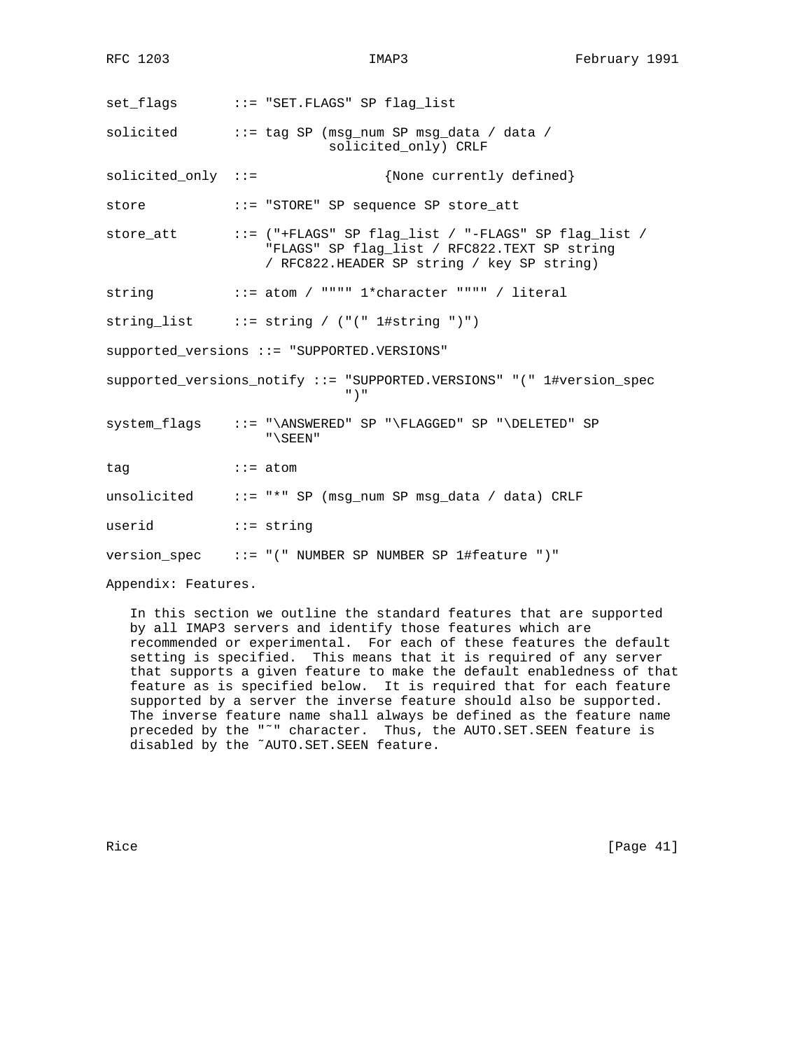```
set_flags       ::= "SET.FLAGS" SP flag_list

solicited       ::= tag SP (msg_num SP msg_data / data /
                            solicited_only) CRLF

solicited_only  ::=               {None currently defined}

store           ::= "STORE" SP sequence SP store_att

store_att       ::= ("+FLAGS" SP flag_list / "-FLAGS" SP flag_list /
                    "FLAGS" SP flag_list / RFC822.TEXT SP string
                    / RFC822.HEADER SP string / key SP string)

string          ::= atom / """" 1*character """" / literal

string_list     ::= string / ("(" 1#string ")")

supported_versions ::= "SUPPORTED.VERSIONS"

supported_versions_notify ::= "SUPPORTED.VERSIONS" "(" 1#version_spec
                              ")"

system_flags    ::= "\ANSWERED" SP "\FLAGGED" SP "\DELETED" SP
                    "\SEEN"

tag             ::= atom

unsolicited     ::= "*" SP (msg_num SP msg_data / data) CRLF

userid          ::= string

version_spec    ::= "(" NUMBER SP NUMBER SP 1#feature ")"
```

Appendix: Features.

In this section we outline the standard features that are supported by all IMAP3 servers and identify those features which are recommended or experimental. For each of these features the default setting is specified. This means that it is required of any server that supports a given feature to make the default enabledness of that feature as is specified below. It is required that for each feature supported by a server the inverse feature should also be supported. The inverse feature name shall always be defined as the feature name preceded by the "˜" character. Thus, the AUTO.SET.SEEN feature is disabled by the ˜AUTO.SET.SEEN feature.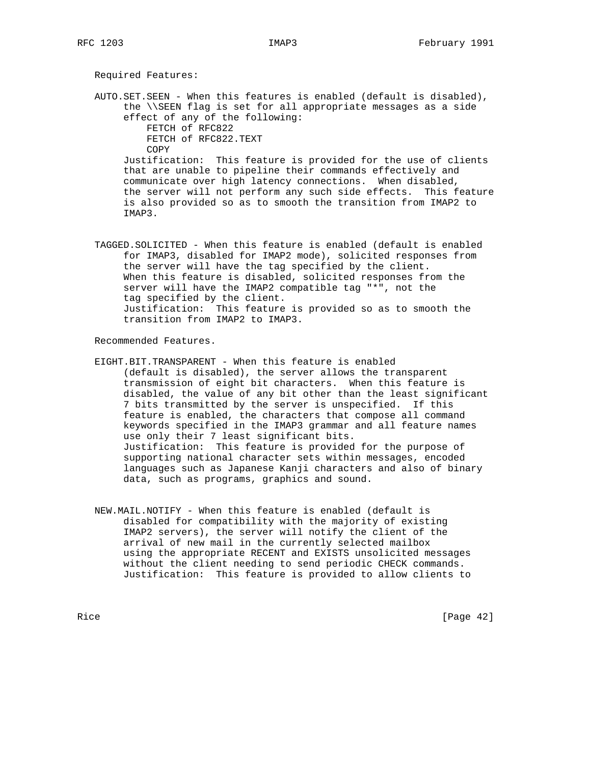Required Features:

AUTO.SET.SEEN - When this features is enabled (default is disabled), the \\SEEN flag is set for all appropriate messages as a side effect of any of the following:

- FETCH of RFC822
- FETCH of RFC822.TEXT
- COPY

Justification: This feature is provided for the use of clients that are unable to pipeline their commands effectively and communicate over high latency connections. When disabled, the server will not perform any such side effects. This feature is also provided so as to smooth the transition from IMAP2 to IMAP3.

TAGGED.SOLICITED - When this feature is enabled (default is enabled for IMAP3, disabled for IMAP2 mode), solicited responses from the server will have the tag specified by the client. When this feature is disabled, solicited responses from the server will have the IMAP2 compatible tag "*", not the tag specified by the client.
Justification: This feature is provided so as to smooth the transition from IMAP2 to IMAP3.

Recommended Features.

EIGHT.BIT.TRANSPARENT - When this feature is enabled (default is disabled), the server allows the transparent transmission of eight bit characters. When this feature is disabled, the value of any bit other than the least significant 7 bits transmitted by the server is unspecified. If this feature is enabled, the characters that compose all command keywords specified in the IMAP3 grammar and all feature names use only their 7 least significant bits.
Justification: This feature is provided for the purpose of supporting national character sets within messages, encoded languages such as Japanese Kanji characters and also of binary data, such as programs, graphics and sound.

NEW.MAIL.NOTIFY - When this feature is enabled (default is disabled for compatibility with the majority of existing IMAP2 servers), the server will notify the client of the arrival of new mail in the currently selected mailbox using the appropriate RECENT and EXISTS unsolicited messages without the client needing to send periodic CHECK commands.
Justification: This feature is provided to allow clients to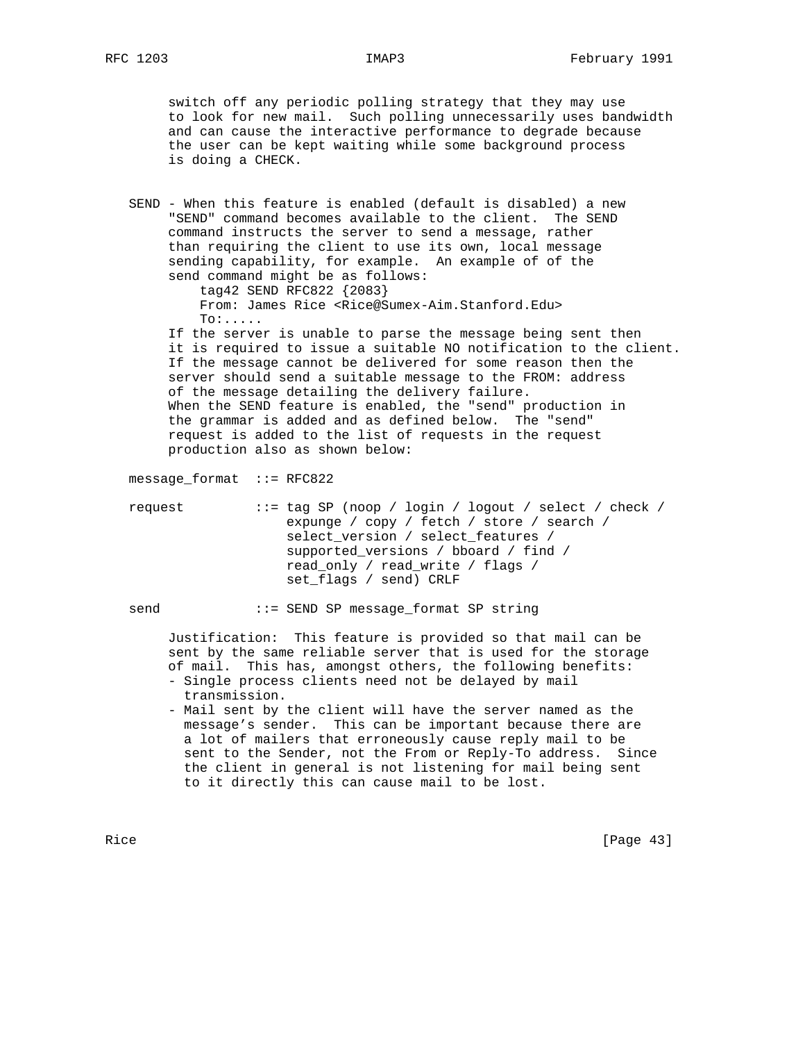switch off any periodic polling strategy that they may use to look for new mail. Such polling unnecessarily uses bandwidth and can cause the interactive performance to degrade because the user can be kept waiting while some background process is doing a CHECK.

SEND - When this feature is enabled (default is disabled) a new "SEND" command becomes available to the client. The SEND command instructs the server to send a message, rather than requiring the client to use its own, local message sending capability, for example. An example of of the send command might be as follows:

```
tag42 SEND RFC822 {2083}
From: James Rice <Rice@Sumex-Aim.Stanford.Edu>
To:.....
```

If the server is unable to parse the message being sent then it is required to issue a suitable NO notification to the client. If the message cannot be delivered for some reason then the server should send a suitable message to the FROM: address of the message detailing the delivery failure.
When the SEND feature is enabled, the "send" production in the grammar is added and as defined below. The "send" request is added to the list of requests in the request production also as shown below:

```
message_format  ::= RFC822

request         ::= tag SP (noop / login / logout / select / check /
                    expunge / copy / fetch / store / search /
                    select_version / select_features /
                    supported_versions / bboard / find /
                    read_only / read_write / flags /
                    set_flags / send) CRLF

send            ::= SEND SP message_format SP string
```

Justification: This feature is provided so that mail can be sent by the same reliable server that is used for the storage of mail. This has, amongst others, the following benefits:

- Single process clients need not be delayed by mail transmission.
- Mail sent by the client will have the server named as the message's sender. This can be important because there are a lot of mailers that erroneously cause reply mail to be sent to the Sender, not the From or Reply-To address. Since the client in general is not listening for mail being sent to it directly this can cause mail to be lost.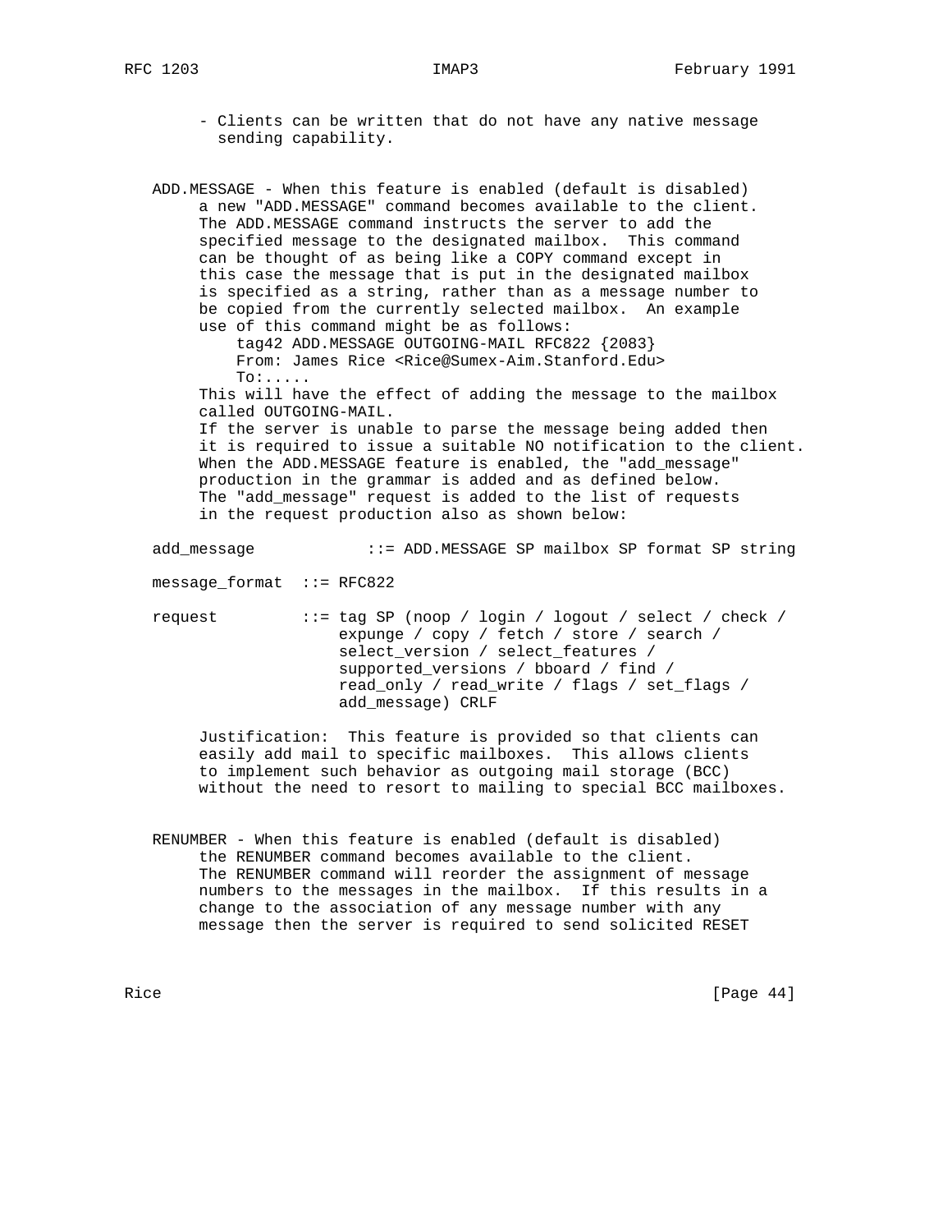- Clients can be written that do not have any native message sending capability.

ADD.MESSAGE - When this feature is enabled (default is disabled) a new "ADD.MESSAGE" command becomes available to the client. The ADD.MESSAGE command instructs the server to add the specified message to the designated mailbox. This command can be thought of as being like a COPY command except in this case the message that is put in the designated mailbox is specified as a string, rather than as a message number to be copied from the currently selected mailbox. An example use of this command might be as follows:

```
tag42 ADD.MESSAGE OUTGOING-MAIL RFC822 {2083}
From: James Rice <Rice@Sumex-Aim.Stanford.Edu>
To:.....
```

This will have the effect of adding the message to the mailbox called OUTGOING-MAIL.
If the server is unable to parse the message being added then it is required to issue a suitable NO notification to the client.
When the ADD.MESSAGE feature is enabled, the "add_message" production in the grammar is added and as defined below.
The "add_message" request is added to the list of requests in the request production also as shown below:

```
add_message            ::= ADD.MESSAGE SP mailbox SP format SP string

message_format  ::= RFC822

request         ::= tag SP (noop / login / logout / select / check /
                    expunge / copy / fetch / store / search /
                    select_version / select_features /
                    supported_versions / bboard / find /
                    read_only / read_write / flags / set_flags /
                    add_message) CRLF
```

Justification: This feature is provided so that clients can easily add mail to specific mailboxes. This allows clients to implement such behavior as outgoing mail storage (BCC) without the need to resort to mailing to special BCC mailboxes.

RENUMBER - When this feature is enabled (default is disabled) the RENUMBER command becomes available to the client. The RENUMBER command will reorder the assignment of message numbers to the messages in the mailbox. If this results in a change to the association of any message number with any message then the server is required to send solicited RESET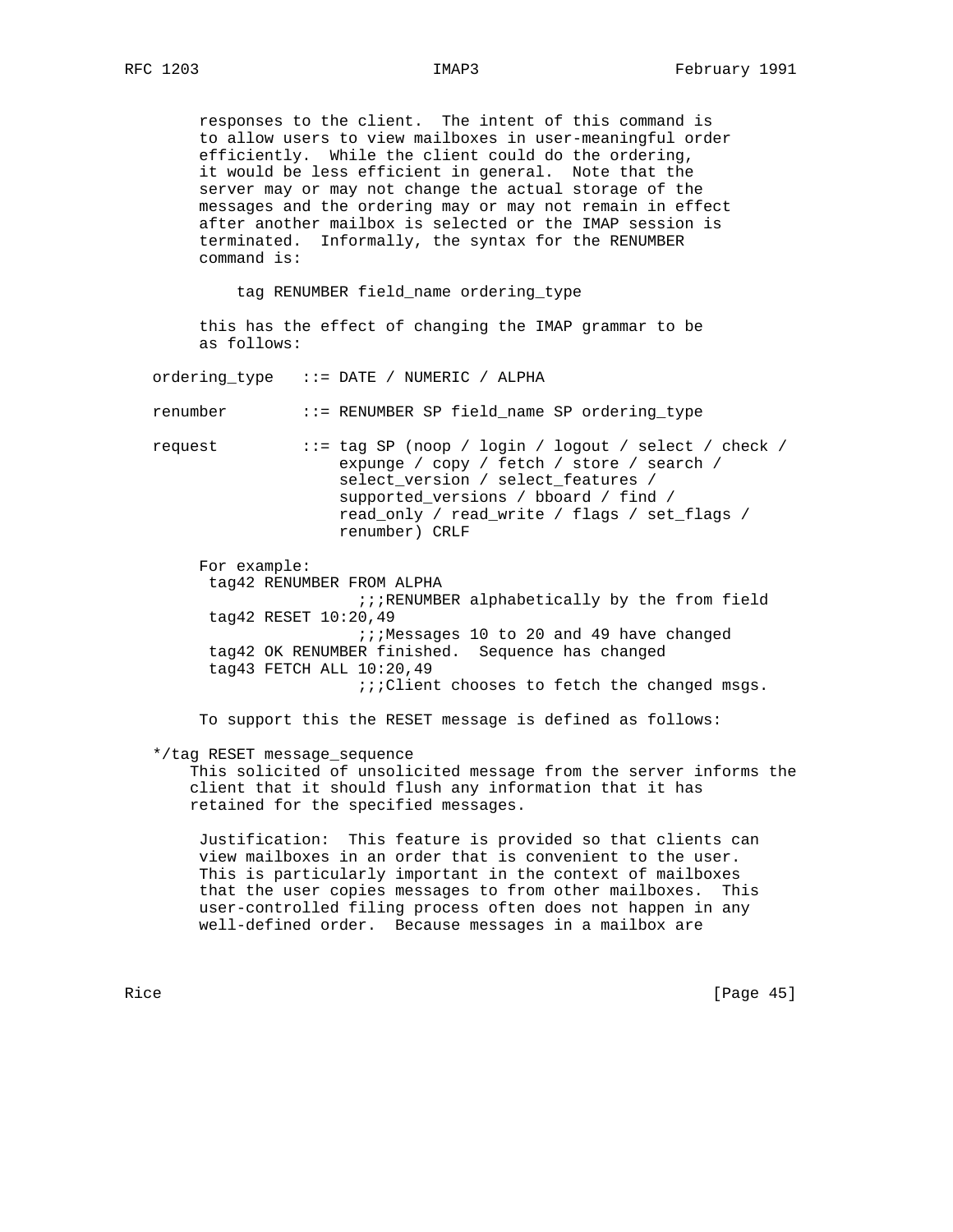responses to the client. The intent of this command is to allow users to view mailboxes in user-meaningful order efficiently. While the client could do the ordering, it would be less efficient in general. Note that the server may or may not change the actual storage of the messages and the ordering may or may not remain in effect after another mailbox is selected or the IMAP session is terminated. Informally, the syntax for the RENUMBER command is:

```
tag RENUMBER field_name ordering_type
```

this has the effect of changing the IMAP grammar to be as follows:

```
ordering_type   ::= DATE / NUMERIC / ALPHA

renumber        ::= RENUMBER SP field_name SP ordering_type

request         ::= tag SP (noop / login / logout / select / check /
                    expunge / copy / fetch / store / search /
                    select_version / select_features /
                    supported_versions / bboard / find /
                    read_only / read_write / flags / set_flags /
                    renumber) CRLF
```

For example:

```
tag42 RENUMBER FROM ALPHA
                ;;;RENUMBER alphabetically by the from field
tag42 RESET 10:20,49
                ;;;Messages 10 to 20 and 49 have changed
tag42 OK RENUMBER finished.  Sequence has changed
tag43 FETCH ALL 10:20,49
                ;;;Client chooses to fetch the changed msgs.
```

To support this the RESET message is defined as follows:

*/tag RESET message_sequence
This solicited of unsolicited message from the server informs the client that it should flush any information that it has retained for the specified messages.

Justification: This feature is provided so that clients can view mailboxes in an order that is convenient to the user. This is particularly important in the context of mailboxes that the user copies messages to from other mailboxes. This user-controlled filing process often does not happen in any well-defined order. Because messages in a mailbox are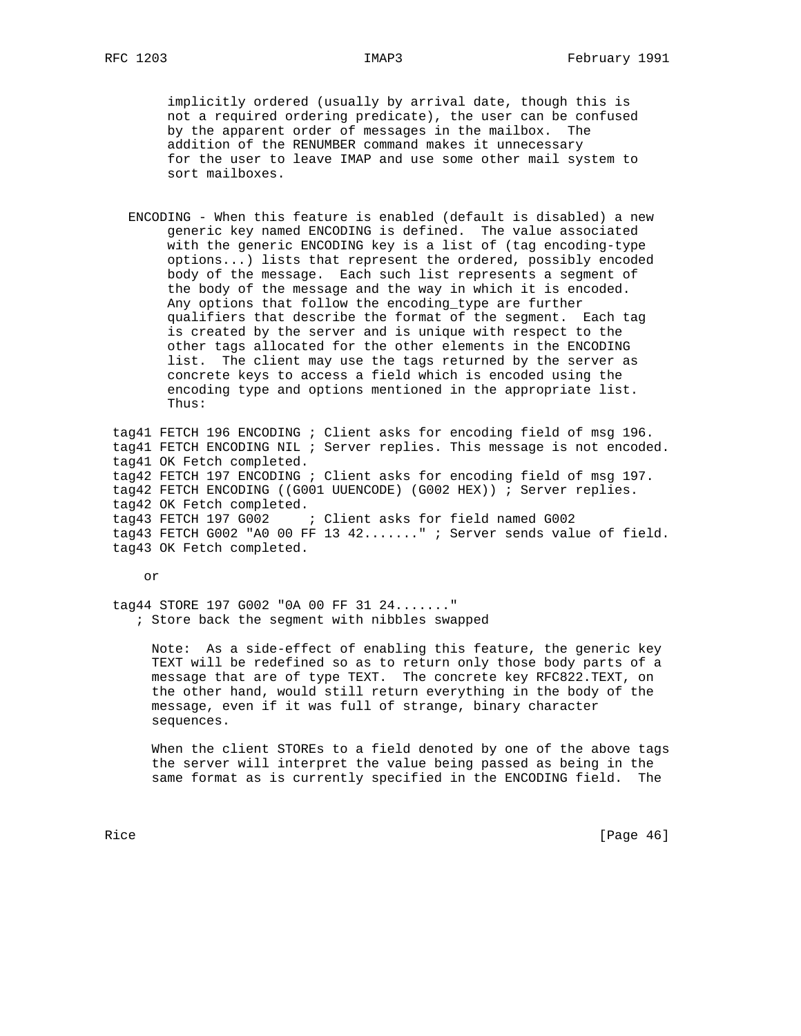implicitly ordered (usually by arrival date, though this is not a required ordering predicate), the user can be confused by the apparent order of messages in the mailbox. The addition of the RENUMBER command makes it unnecessary for the user to leave IMAP and use some other mail system to sort mailboxes.

ENCODING - When this feature is enabled (default is disabled) a new generic key named ENCODING is defined. The value associated with the generic ENCODING key is a list of (tag encoding-type options...) lists that represent the ordered, possibly encoded body of the message. Each such list represents a segment of the body of the message and the way in which it is encoded. Any options that follow the encoding_type are further qualifiers that describe the format of the segment. Each tag is created by the server and is unique with respect to the other tags allocated for the other elements in the ENCODING list. The client may use the tags returned by the server as concrete keys to access a field which is encoded using the encoding type and options mentioned in the appropriate list. Thus:

```
tag41 FETCH 196 ENCODING ; Client asks for encoding field of msg 196.
tag41 FETCH ENCODING NIL ; Server replies. This message is not encoded.
tag41 OK Fetch completed.
tag42 FETCH 197 ENCODING ; Client asks for encoding field of msg 197.
tag42 FETCH ENCODING ((G001 UUENCODE) (G002 HEX)) ; Server replies.
tag42 OK Fetch completed.
tag43 FETCH 197 G002     ; Client asks for field named G002
tag43 FETCH G002 "A0 00 FF 13 42......." ; Server sends value of field.
tag43 OK Fetch completed.
```

or

```
tag44 STORE 197 G002 "0A 00 FF 31 24......."
   ; Store back the segment with nibbles swapped
```

Note: As a side-effect of enabling this feature, the generic key TEXT will be redefined so as to return only those body parts of a message that are of type TEXT. The concrete key RFC822.TEXT, on the other hand, would still return everything in the body of the message, even if it was full of strange, binary character sequences.

When the client STOREs to a field denoted by one of the above tags the server will interpret the value being passed as being in the same format as is currently specified in the ENCODING field. The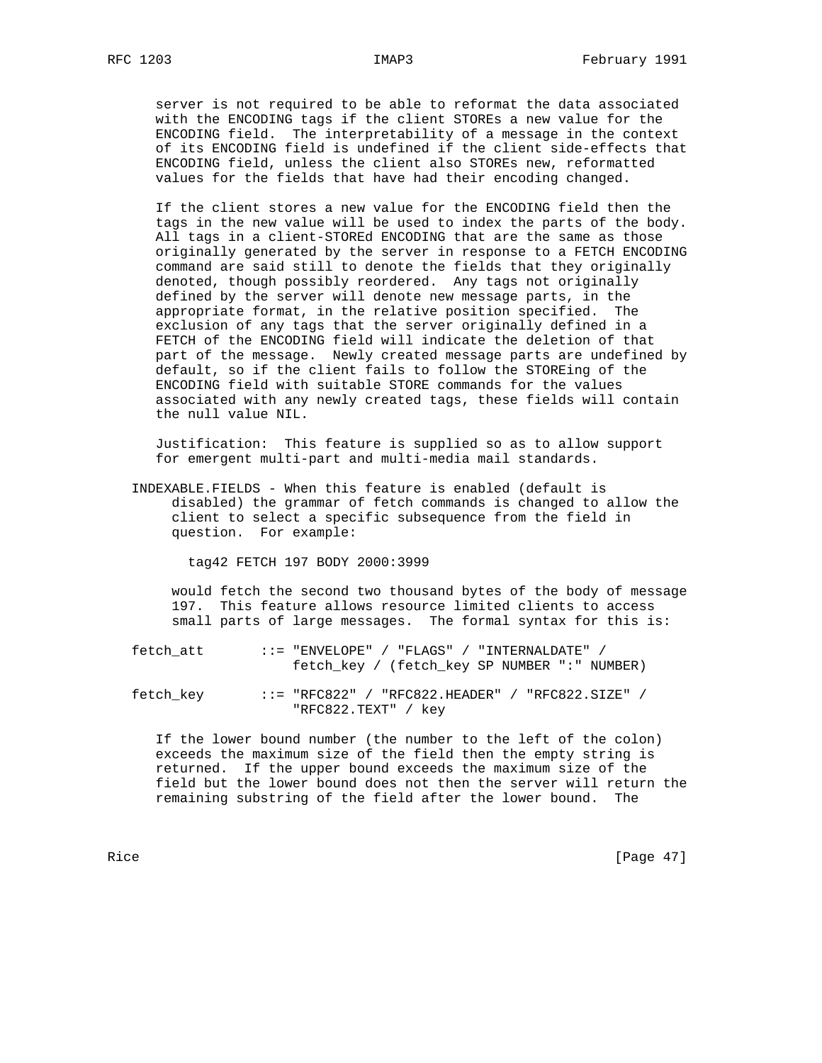server is not required to be able to reformat the data associated with the ENCODING tags if the client STOREs a new value for the ENCODING field. The interpretability of a message in the context of its ENCODING field is undefined if the client side-effects that ENCODING field, unless the client also STOREs new, reformatted values for the fields that have had their encoding changed.

If the client stores a new value for the ENCODING field then the tags in the new value will be used to index the parts of the body. All tags in a client-STOREd ENCODING that are the same as those originally generated by the server in response to a FETCH ENCODING command are said still to denote the fields that they originally denoted, though possibly reordered. Any tags not originally defined by the server will denote new message parts, in the appropriate format, in the relative position specified. The exclusion of any tags that the server originally defined in a FETCH of the ENCODING field will indicate the deletion of that part of the message. Newly created message parts are undefined by default, so if the client fails to follow the STOREing of the ENCODING field with suitable STORE commands for the values associated with any newly created tags, these fields will contain the null value NIL.

Justification: This feature is supplied so as to allow support for emergent multi-part and multi-media mail standards.

INDEXABLE.FIELDS - When this feature is enabled (default is disabled) the grammar of fetch commands is changed to allow the client to select a specific subsequence from the field in question. For example:

```
tag42 FETCH 197 BODY 2000:3999
```

would fetch the second two thousand bytes of the body of message 197. This feature allows resource limited clients to access small parts of large messages. The formal syntax for this is:

```
fetch_att       ::= "ENVELOPE" / "FLAGS" / "INTERNALDATE" /
                    fetch_key / (fetch_key SP NUMBER ":" NUMBER)

fetch_key       ::= "RFC822" / "RFC822.HEADER" / "RFC822.SIZE" /
                    "RFC822.TEXT" / key
```

If the lower bound number (the number to the left of the colon) exceeds the maximum size of the field then the empty string is returned. If the upper bound exceeds the maximum size of the field but the lower bound does not then the server will return the remaining substring of the field after the lower bound. The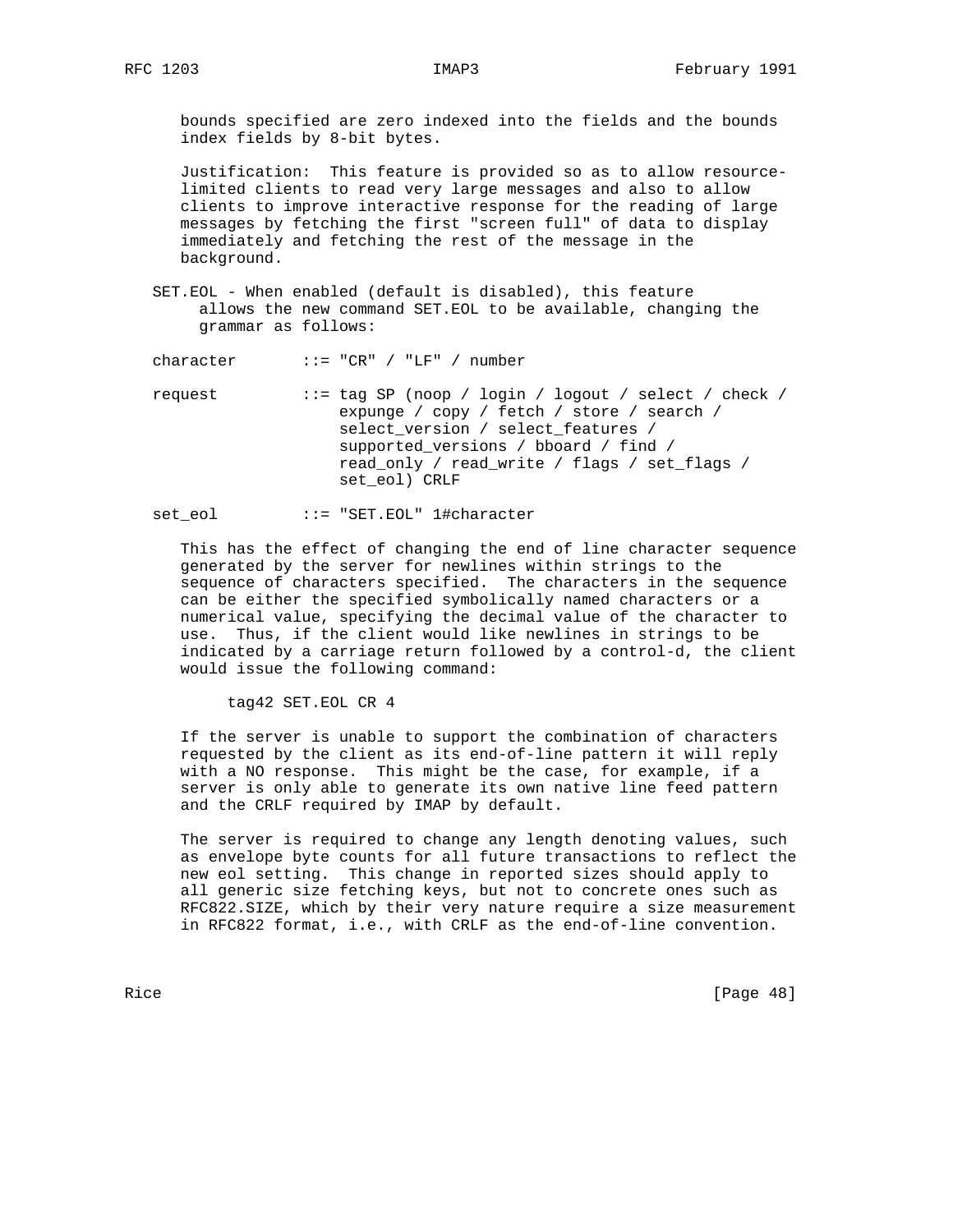bounds specified are zero indexed into the fields and the bounds index fields by 8-bit bytes.

Justification: This feature is provided so as to allow resource-limited clients to read very large messages and also to allow clients to improve interactive response for the reading of large messages by fetching the first "screen full" of data to display immediately and fetching the rest of the message in the background.

SET.EOL - When enabled (default is disabled), this feature allows the new command SET.EOL to be available, changing the grammar as follows:

```
character       ::= "CR" / "LF" / number

request         ::= tag SP (noop / login / logout / select / check /
                    expunge / copy / fetch / store / search /
                    select_version / select_features /
                    supported_versions / bboard / find /
                    read_only / read_write / flags / set_flags /
                    set_eol) CRLF

set_eol         ::= "SET.EOL" 1#character
```

This has the effect of changing the end of line character sequence generated by the server for newlines within strings to the sequence of characters specified. The characters in the sequence can be either the specified symbolically named characters or a numerical value, specifying the decimal value of the character to use. Thus, if the client would like newlines in strings to be indicated by a carriage return followed by a control-d, the client would issue the following command:

```
tag42 SET.EOL CR 4
```

If the server is unable to support the combination of characters requested by the client as its end-of-line pattern it will reply with a NO response. This might be the case, for example, if a server is only able to generate its own native line feed pattern and the CRLF required by IMAP by default.

The server is required to change any length denoting values, such as envelope byte counts for all future transactions to reflect the new eol setting. This change in reported sizes should apply to all generic size fetching keys, but not to concrete ones such as RFC822.SIZE, which by their very nature require a size measurement in RFC822 format, i.e., with CRLF as the end-of-line convention.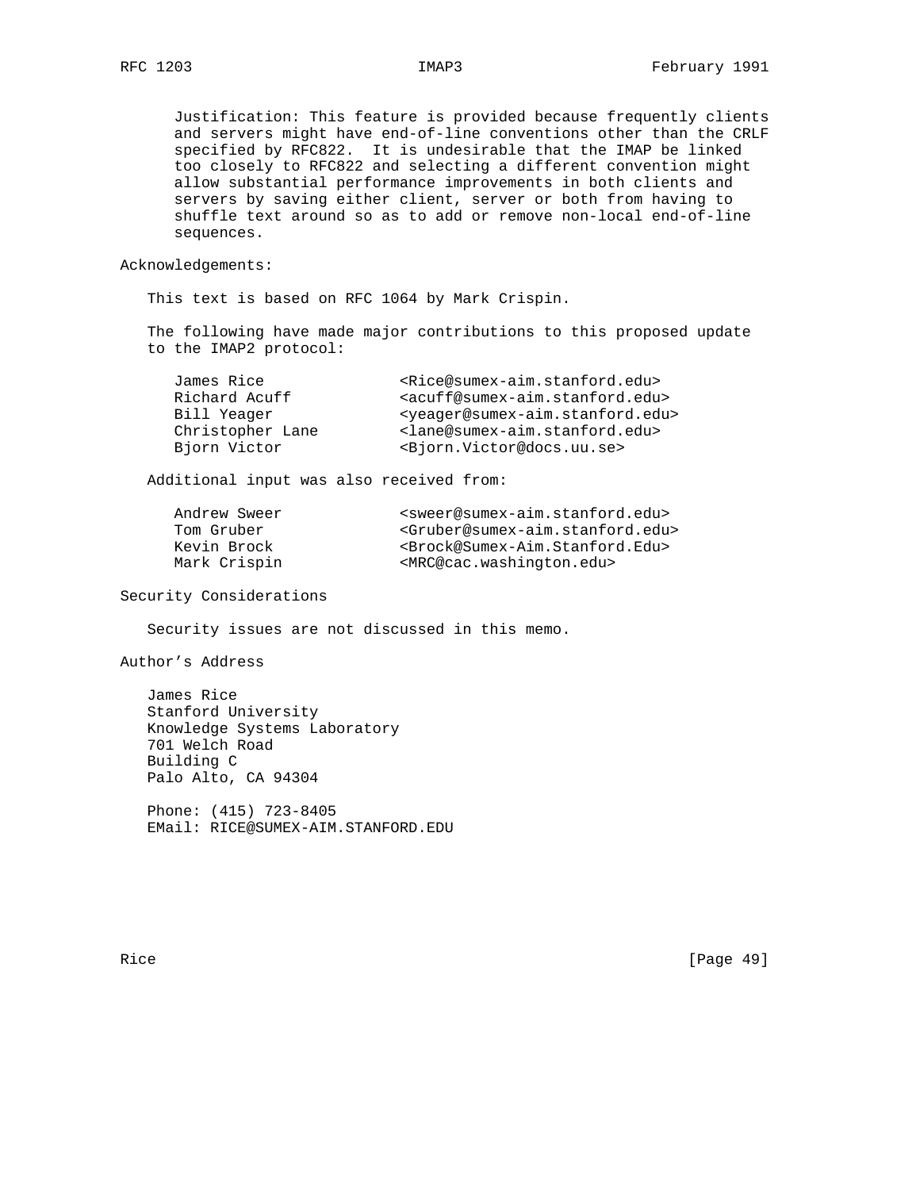Justification: This feature is provided because frequently clients and servers might have end-of-line conventions other than the CRLF specified by RFC822. It is undesirable that the IMAP be linked too closely to RFC822 and selecting a different convention might allow substantial performance improvements in both clients and servers by saving either client, server or both from having to shuffle text around so as to add or remove non-local end-of-line sequences.

## Acknowledgements:

This text is based on RFC 1064 by Mark Crispin.

The following have made major contributions to this proposed update to the IMAP2 protocol:

```
James Rice              <Rice@sumex-aim.stanford.edu>
Richard Acuff           <acuff@sumex-aim.stanford.edu>
Bill Yeager             <yeager@sumex-aim.stanford.edu>
Christopher Lane        <lane@sumex-aim.stanford.edu>
Bjorn Victor            <Bjorn.Victor@docs.uu.se>
```

Additional input was also received from:

```
Andrew Sweer            <sweer@sumex-aim.stanford.edu>
Tom Gruber              <Gruber@sumex-aim.stanford.edu>
Kevin Brock             <Brock@Sumex-Aim.Stanford.Edu>
Mark Crispin            <MRC@cac.washington.edu>
```

## Security Considerations

Security issues are not discussed in this memo.

## Author's Address

James Rice
Stanford University
Knowledge Systems Laboratory
701 Welch Road
Building C
Palo Alto, CA 94304

Phone: (415) 723-8405
EMail: RICE@SUMEX-AIM.STANFORD.EDU